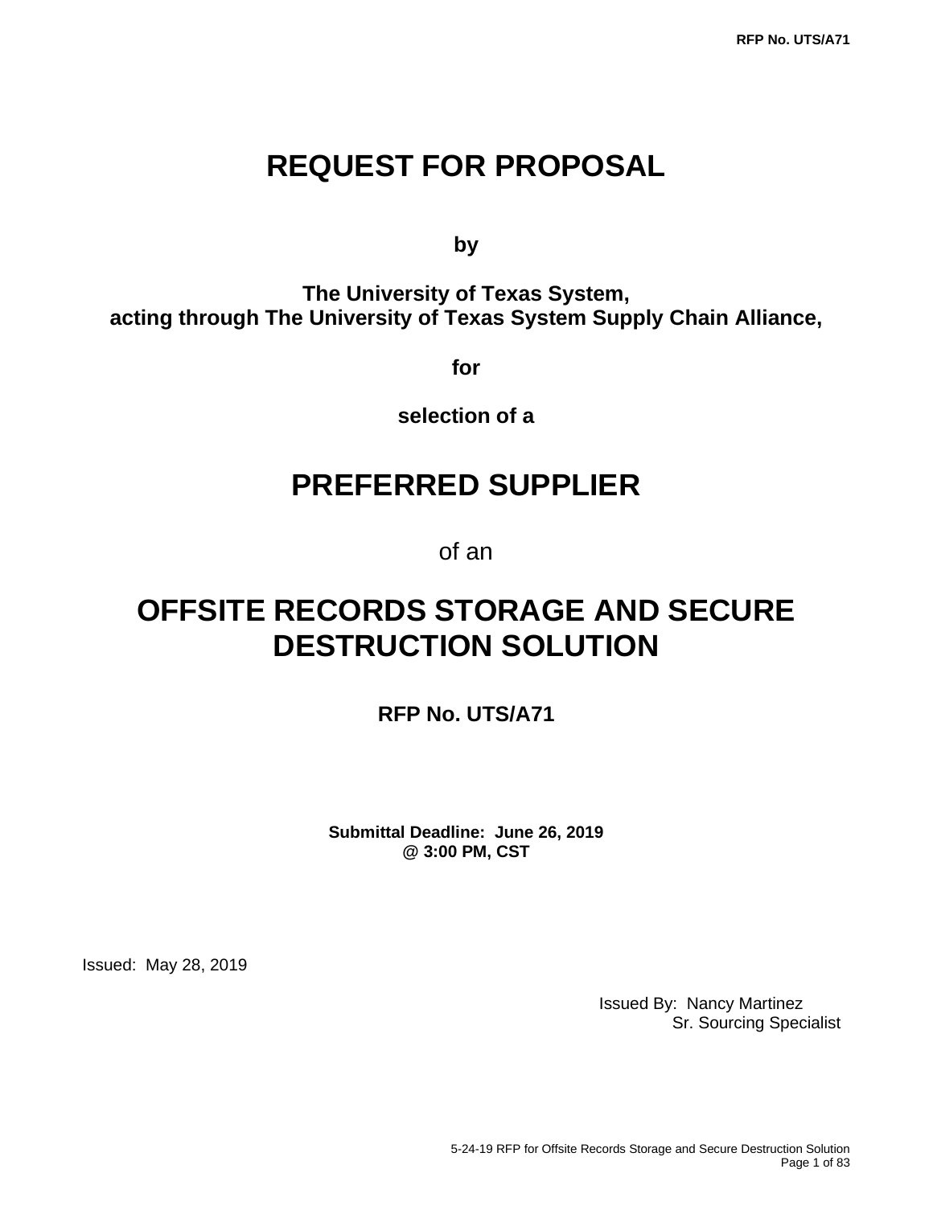# REQUEST FOR PROPOSAL

**by**

**The University of Texas System,**
**acting through The University of Texas System Supply Chain Alliance,**

**for**

**selection of a**

# PREFERRED SUPPLIER

of an

# OFFSITE RECORDS STORAGE AND SECURE DESTRUCTION SOLUTION

**RFP No. UTS/A71**

**Submittal Deadline: June 26, 2019**
**@ 3:00 PM, CST**

Issued: May 28, 2019

Issued By: Nancy Martinez
Sr. Sourcing Specialist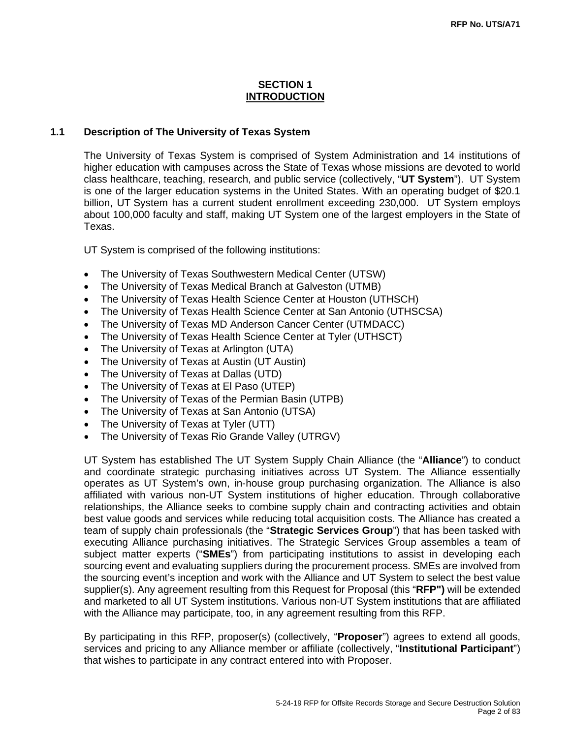## SECTION 1
## INTRODUCTION

### 1.1 Description of The University of Texas System

The University of Texas System is comprised of System Administration and 14 institutions of higher education with campuses across the State of Texas whose missions are devoted to world class healthcare, teaching, research, and public service (collectively, "**UT System**"). UT System is one of the larger education systems in the United States. With an operating budget of $20.1 billion, UT System has a current student enrollment exceeding 230,000. UT System employs about 100,000 faculty and staff, making UT System one of the largest employers in the State of Texas.

UT System is comprised of the following institutions:

- The University of Texas Southwestern Medical Center (UTSW)
- The University of Texas Medical Branch at Galveston (UTMB)
- The University of Texas Health Science Center at Houston (UTHSCH)
- The University of Texas Health Science Center at San Antonio (UTHSCSA)
- The University of Texas MD Anderson Cancer Center (UTMDACC)
- The University of Texas Health Science Center at Tyler (UTHSCT)
- The University of Texas at Arlington (UTA)
- The University of Texas at Austin (UT Austin)
- The University of Texas at Dallas (UTD)
- The University of Texas at El Paso (UTEP)
- The University of Texas of the Permian Basin (UTPB)
- The University of Texas at San Antonio (UTSA)
- The University of Texas at Tyler (UTT)
- The University of Texas Rio Grande Valley (UTRGV)

UT System has established The UT System Supply Chain Alliance (the "**Alliance**") to conduct and coordinate strategic purchasing initiatives across UT System. The Alliance essentially operates as UT System's own, in-house group purchasing organization. The Alliance is also affiliated with various non-UT System institutions of higher education. Through collaborative relationships, the Alliance seeks to combine supply chain and contracting activities and obtain best value goods and services while reducing total acquisition costs. The Alliance has created a team of supply chain professionals (the "**Strategic Services Group**") that has been tasked with executing Alliance purchasing initiatives. The Strategic Services Group assembles a team of subject matter experts ("**SMEs**") from participating institutions to assist in developing each sourcing event and evaluating suppliers during the procurement process. SMEs are involved from the sourcing event's inception and work with the Alliance and UT System to select the best value supplier(s). Any agreement resulting from this Request for Proposal (this "**RFP")** will be extended and marketed to all UT System institutions. Various non-UT System institutions that are affiliated with the Alliance may participate, too, in any agreement resulting from this RFP.

By participating in this RFP, proposer(s) (collectively, "**Proposer**") agrees to extend all goods, services and pricing to any Alliance member or affiliate (collectively, "**Institutional Participant**") that wishes to participate in any contract entered into with Proposer.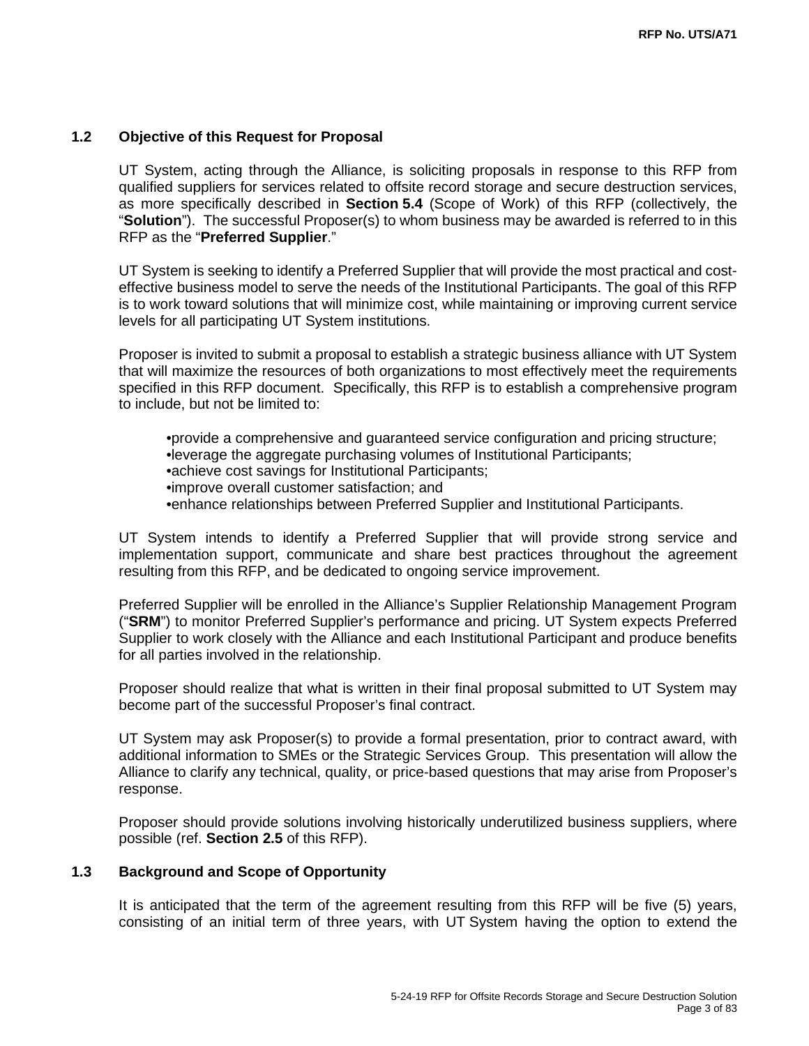## 1.2 Objective of this Request for Proposal

UT System, acting through the Alliance, is soliciting proposals in response to this RFP from qualified suppliers for services related to offsite record storage and secure destruction services, as more specifically described in **Section 5.4** (Scope of Work) of this RFP (collectively, the "**Solution**"). The successful Proposer(s) to whom business may be awarded is referred to in this RFP as the "**Preferred Supplier**."

UT System is seeking to identify a Preferred Supplier that will provide the most practical and cost-effective business model to serve the needs of the Institutional Participants. The goal of this RFP is to work toward solutions that will minimize cost, while maintaining or improving current service levels for all participating UT System institutions.

Proposer is invited to submit a proposal to establish a strategic business alliance with UT System that will maximize the resources of both organizations to most effectively meet the requirements specified in this RFP document. Specifically, this RFP is to establish a comprehensive program to include, but not be limited to:

- provide a comprehensive and guaranteed service configuration and pricing structure;
- leverage the aggregate purchasing volumes of Institutional Participants;
- achieve cost savings for Institutional Participants;
- improve overall customer satisfaction; and
- enhance relationships between Preferred Supplier and Institutional Participants.

UT System intends to identify a Preferred Supplier that will provide strong service and implementation support, communicate and share best practices throughout the agreement resulting from this RFP, and be dedicated to ongoing service improvement.

Preferred Supplier will be enrolled in the Alliance's Supplier Relationship Management Program ("**SRM**") to monitor Preferred Supplier's performance and pricing. UT System expects Preferred Supplier to work closely with the Alliance and each Institutional Participant and produce benefits for all parties involved in the relationship.

Proposer should realize that what is written in their final proposal submitted to UT System may become part of the successful Proposer's final contract.

UT System may ask Proposer(s) to provide a formal presentation, prior to contract award, with additional information to SMEs or the Strategic Services Group. This presentation will allow the Alliance to clarify any technical, quality, or price-based questions that may arise from Proposer's response.

Proposer should provide solutions involving historically underutilized business suppliers, where possible (ref. **Section 2.5** of this RFP).

## 1.3 Background and Scope of Opportunity

It is anticipated that the term of the agreement resulting from this RFP will be five (5) years, consisting of an initial term of three years, with UT System having the option to extend the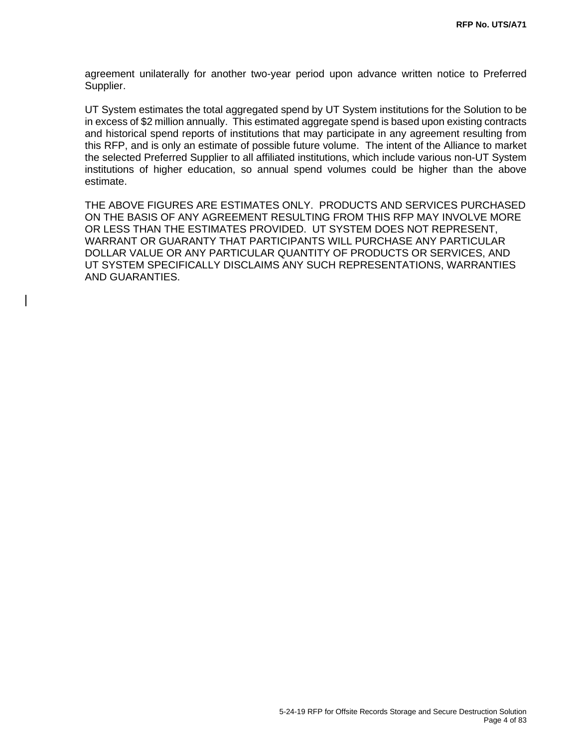agreement unilaterally for another two-year period upon advance written notice to Preferred Supplier.

UT System estimates the total aggregated spend by UT System institutions for the Solution to be in excess of $2 million annually. This estimated aggregate spend is based upon existing contracts and historical spend reports of institutions that may participate in any agreement resulting from this RFP, and is only an estimate of possible future volume. The intent of the Alliance to market the selected Preferred Supplier to all affiliated institutions, which include various non-UT System institutions of higher education, so annual spend volumes could be higher than the above estimate.

THE ABOVE FIGURES ARE ESTIMATES ONLY. PRODUCTS AND SERVICES PURCHASED ON THE BASIS OF ANY AGREEMENT RESULTING FROM THIS RFP MAY INVOLVE MORE OR LESS THAN THE ESTIMATES PROVIDED. UT SYSTEM DOES NOT REPRESENT, WARRANT OR GUARANTY THAT PARTICIPANTS WILL PURCHASE ANY PARTICULAR DOLLAR VALUE OR ANY PARTICULAR QUANTITY OF PRODUCTS OR SERVICES, AND UT SYSTEM SPECIFICALLY DISCLAIMS ANY SUCH REPRESENTATIONS, WARRANTIES AND GUARANTIES.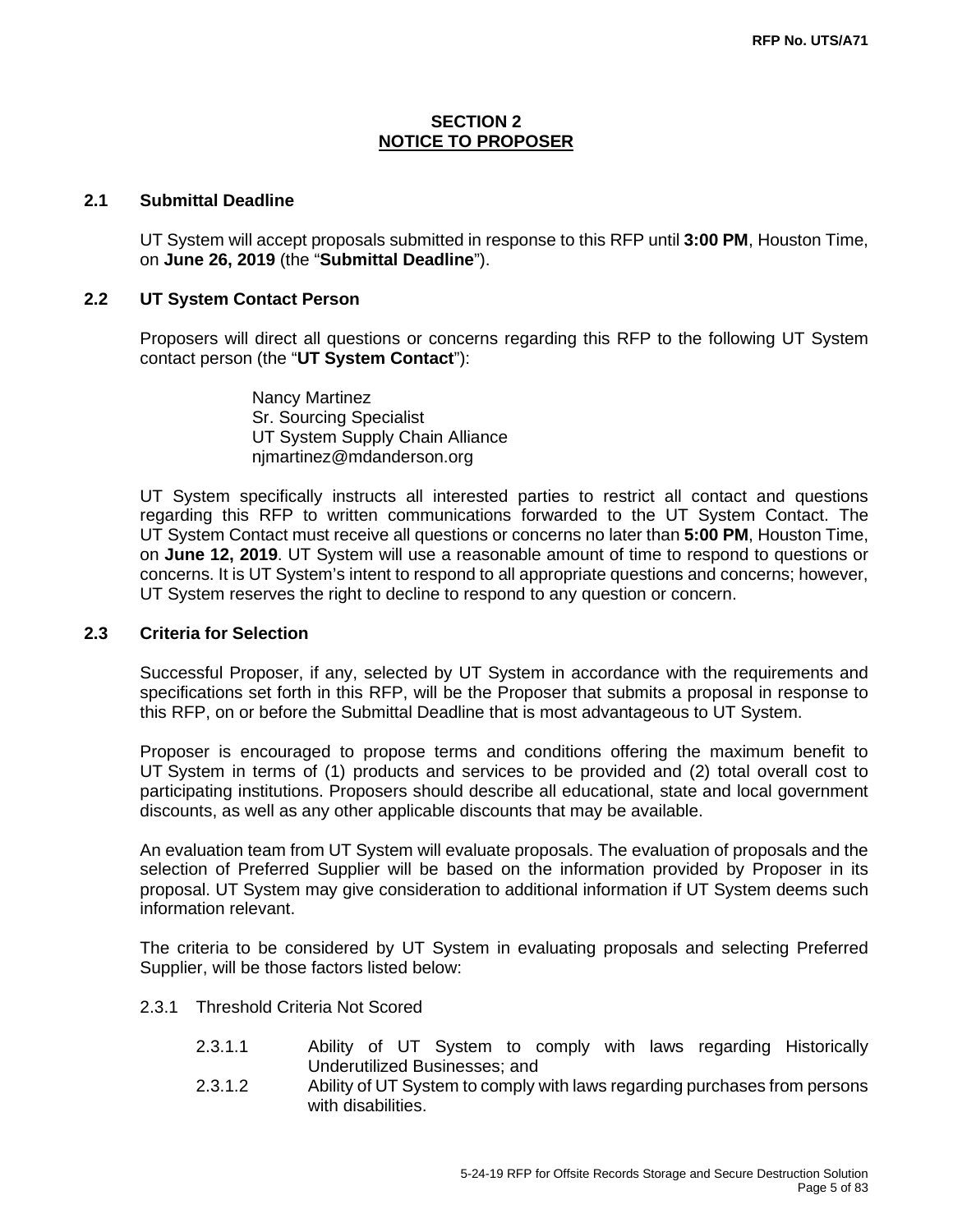## SECTION 2
## NOTICE TO PROPOSER

### 2.1 Submittal Deadline

UT System will accept proposals submitted in response to this RFP until **3:00 PM**, Houston Time, on **June 26, 2019** (the "**Submittal Deadline**").

### 2.2 UT System Contact Person

Proposers will direct all questions or concerns regarding this RFP to the following UT System contact person (the "**UT System Contact**"):

Nancy Martinez
Sr. Sourcing Specialist
UT System Supply Chain Alliance
njmartinez@mdanderson.org

UT System specifically instructs all interested parties to restrict all contact and questions regarding this RFP to written communications forwarded to the UT System Contact. The UT System Contact must receive all questions or concerns no later than **5:00 PM**, Houston Time, on **June 12, 2019**. UT System will use a reasonable amount of time to respond to questions or concerns. It is UT System's intent to respond to all appropriate questions and concerns; however, UT System reserves the right to decline to respond to any question or concern.

### 2.3 Criteria for Selection

Successful Proposer, if any, selected by UT System in accordance with the requirements and specifications set forth in this RFP, will be the Proposer that submits a proposal in response to this RFP, on or before the Submittal Deadline that is most advantageous to UT System.

Proposer is encouraged to propose terms and conditions offering the maximum benefit to UT System in terms of (1) products and services to be provided and (2) total overall cost to participating institutions. Proposers should describe all educational, state and local government discounts, as well as any other applicable discounts that may be available.

An evaluation team from UT System will evaluate proposals. The evaluation of proposals and the selection of Preferred Supplier will be based on the information provided by Proposer in its proposal. UT System may give consideration to additional information if UT System deems such information relevant.

The criteria to be considered by UT System in evaluating proposals and selecting Preferred Supplier, will be those factors listed below:

2.3.1 Threshold Criteria Not Scored

2.3.1.1 Ability of UT System to comply with laws regarding Historically Underutilized Businesses; and

2.3.1.2 Ability of UT System to comply with laws regarding purchases from persons with disabilities.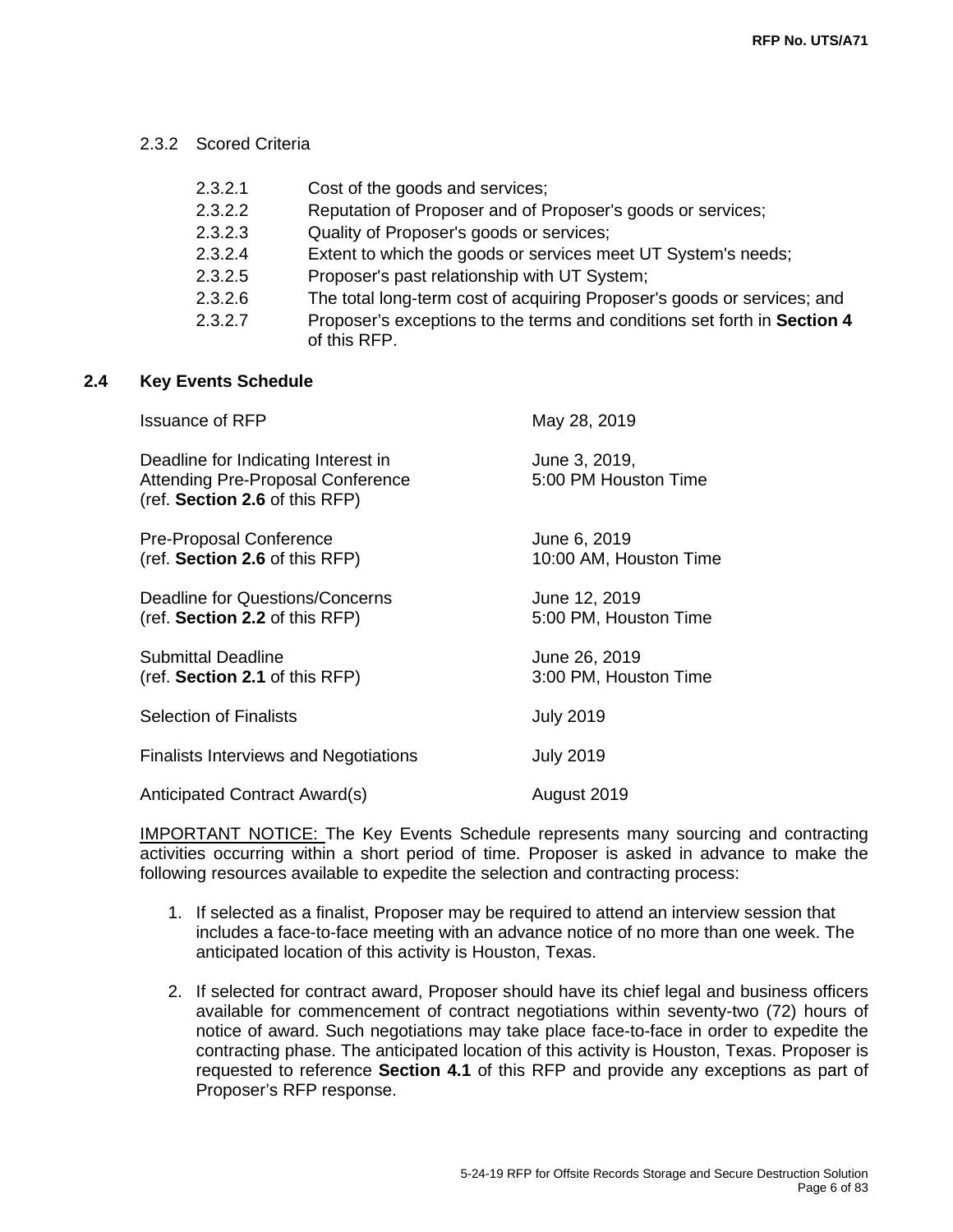2.3.2 Scored Criteria

- 2.3.2.1 Cost of the goods and services;
- 2.3.2.2 Reputation of Proposer and of Proposer's goods or services;
- 2.3.2.3 Quality of Proposer's goods or services;
- 2.3.2.4 Extent to which the goods or services meet UT System's needs;
- 2.3.2.5 Proposer's past relationship with UT System;
- 2.3.2.6 The total long-term cost of acquiring Proposer's goods or services; and
- 2.3.2.7 Proposer's exceptions to the terms and conditions set forth in **Section 4** of this RFP.

## 2.4 Key Events Schedule

| | |
|---|---|
| Issuance of RFP | May 28, 2019 |
| Deadline for Indicating Interest in Attending Pre-Proposal Conference (ref. **Section 2.6** of this RFP) | June 3, 2019, 5:00 PM Houston Time |
| Pre-Proposal Conference (ref. **Section 2.6** of this RFP) | June 6, 2019 10:00 AM, Houston Time |
| Deadline for Questions/Concerns (ref. **Section 2.2** of this RFP) | June 12, 2019 5:00 PM, Houston Time |
| Submittal Deadline (ref. **Section 2.1** of this RFP) | June 26, 2019 3:00 PM, Houston Time |
| Selection of Finalists | July 2019 |
| Finalists Interviews and Negotiations | July 2019 |
| Anticipated Contract Award(s) | August 2019 |

IMPORTANT NOTICE: The Key Events Schedule represents many sourcing and contracting activities occurring within a short period of time. Proposer is asked in advance to make the following resources available to expedite the selection and contracting process:

1. If selected as a finalist, Proposer may be required to attend an interview session that includes a face-to-face meeting with an advance notice of no more than one week. The anticipated location of this activity is Houston, Texas.

2. If selected for contract award, Proposer should have its chief legal and business officers available for commencement of contract negotiations within seventy-two (72) hours of notice of award. Such negotiations may take place face-to-face in order to expedite the contracting phase. The anticipated location of this activity is Houston, Texas. Proposer is requested to reference **Section 4.1** of this RFP and provide any exceptions as part of Proposer's RFP response.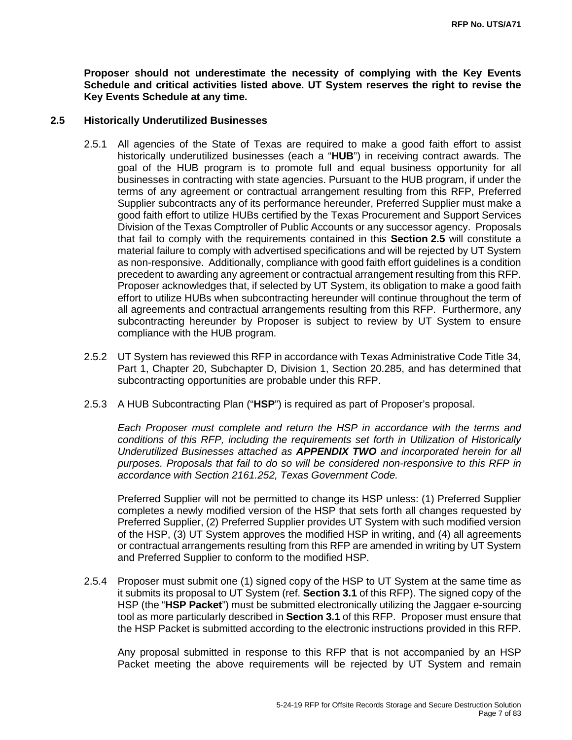**Proposer should not underestimate the necessity of complying with the Key Events Schedule and critical activities listed above. UT System reserves the right to revise the Key Events Schedule at any time.**

## 2.5 Historically Underutilized Businesses

2.5.1 All agencies of the State of Texas are required to make a good faith effort to assist historically underutilized businesses (each a "**HUB**") in receiving contract awards. The goal of the HUB program is to promote full and equal business opportunity for all businesses in contracting with state agencies. Pursuant to the HUB program, if under the terms of any agreement or contractual arrangement resulting from this RFP, Preferred Supplier subcontracts any of its performance hereunder, Preferred Supplier must make a good faith effort to utilize HUBs certified by the Texas Procurement and Support Services Division of the Texas Comptroller of Public Accounts or any successor agency. Proposals that fail to comply with the requirements contained in this **Section 2.5** will constitute a material failure to comply with advertised specifications and will be rejected by UT System as non-responsive. Additionally, compliance with good faith effort guidelines is a condition precedent to awarding any agreement or contractual arrangement resulting from this RFP. Proposer acknowledges that, if selected by UT System, its obligation to make a good faith effort to utilize HUBs when subcontracting hereunder will continue throughout the term of all agreements and contractual arrangements resulting from this RFP. Furthermore, any subcontracting hereunder by Proposer is subject to review by UT System to ensure compliance with the HUB program.

2.5.2 UT System has reviewed this RFP in accordance with Texas Administrative Code Title 34, Part 1, Chapter 20, Subchapter D, Division 1, Section 20.285, and has determined that subcontracting opportunities are probable under this RFP.

2.5.3 A HUB Subcontracting Plan ("**HSP**") is required as part of Proposer's proposal.

*Each Proposer must complete and return the HSP in accordance with the terms and conditions of this RFP, including the requirements set forth in Utilization of Historically Underutilized Businesses attached as **APPENDIX TWO** and incorporated herein for all purposes. Proposals that fail to do so will be considered non-responsive to this RFP in accordance with Section 2161.252, Texas Government Code.*

Preferred Supplier will not be permitted to change its HSP unless: (1) Preferred Supplier completes a newly modified version of the HSP that sets forth all changes requested by Preferred Supplier, (2) Preferred Supplier provides UT System with such modified version of the HSP, (3) UT System approves the modified HSP in writing, and (4) all agreements or contractual arrangements resulting from this RFP are amended in writing by UT System and Preferred Supplier to conform to the modified HSP.

2.5.4 Proposer must submit one (1) signed copy of the HSP to UT System at the same time as it submits its proposal to UT System (ref. **Section 3.1** of this RFP). The signed copy of the HSP (the "**HSP Packet**") must be submitted electronically utilizing the Jaggaer e-sourcing tool as more particularly described in **Section 3.1** of this RFP. Proposer must ensure that the HSP Packet is submitted according to the electronic instructions provided in this RFP.

Any proposal submitted in response to this RFP that is not accompanied by an HSP Packet meeting the above requirements will be rejected by UT System and remain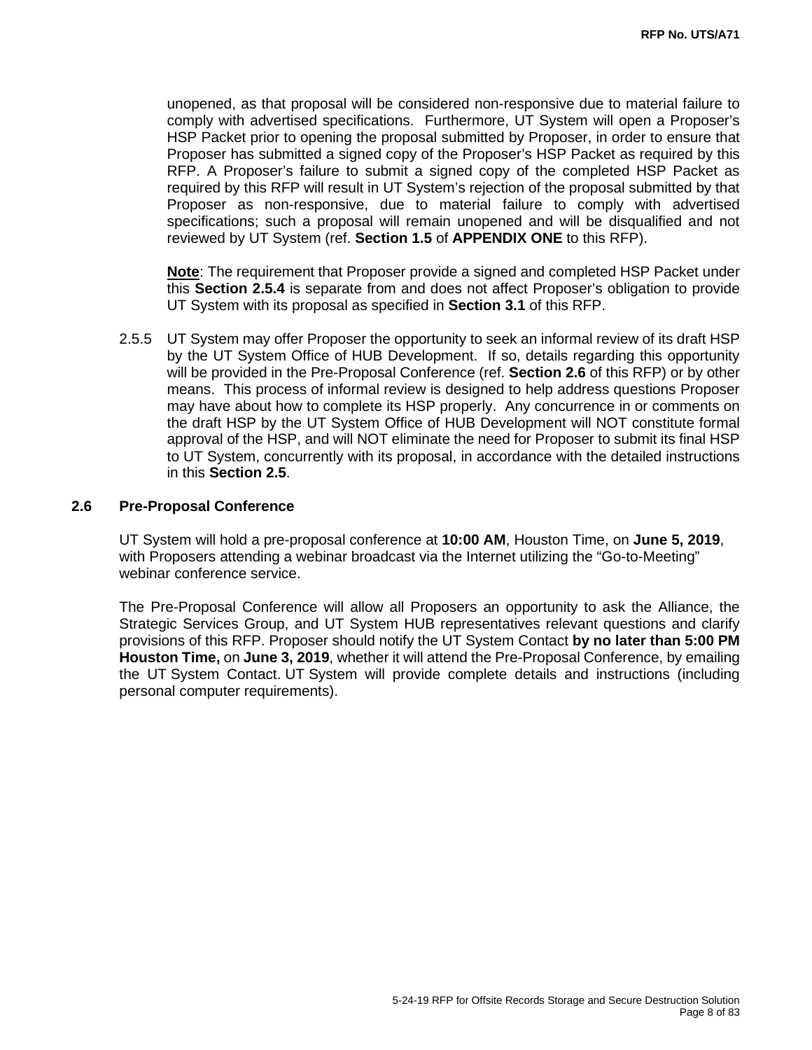unopened, as that proposal will be considered non-responsive due to material failure to comply with advertised specifications. Furthermore, UT System will open a Proposer's HSP Packet prior to opening the proposal submitted by Proposer, in order to ensure that Proposer has submitted a signed copy of the Proposer's HSP Packet as required by this RFP. A Proposer's failure to submit a signed copy of the completed HSP Packet as required by this RFP will result in UT System's rejection of the proposal submitted by that Proposer as non-responsive, due to material failure to comply with advertised specifications; such a proposal will remain unopened and will be disqualified and not reviewed by UT System (ref. **Section 1.5** of **APPENDIX ONE** to this RFP).

**Note**: The requirement that Proposer provide a signed and completed HSP Packet under this **Section 2.5.4** is separate from and does not affect Proposer's obligation to provide UT System with its proposal as specified in **Section 3.1** of this RFP.

2.5.5 UT System may offer Proposer the opportunity to seek an informal review of its draft HSP by the UT System Office of HUB Development. If so, details regarding this opportunity will be provided in the Pre-Proposal Conference (ref. **Section 2.6** of this RFP) or by other means. This process of informal review is designed to help address questions Proposer may have about how to complete its HSP properly. Any concurrence in or comments on the draft HSP by the UT System Office of HUB Development will NOT constitute formal approval of the HSP, and will NOT eliminate the need for Proposer to submit its final HSP to UT System, concurrently with its proposal, in accordance with the detailed instructions in this **Section 2.5**.

## 2.6 Pre-Proposal Conference

UT System will hold a pre-proposal conference at **10:00 AM**, Houston Time, on **June 5, 2019**, with Proposers attending a webinar broadcast via the Internet utilizing the "Go-to-Meeting" webinar conference service.

The Pre-Proposal Conference will allow all Proposers an opportunity to ask the Alliance, the Strategic Services Group, and UT System HUB representatives relevant questions and clarify provisions of this RFP. Proposer should notify the UT System Contact **by no later than 5:00 PM Houston Time,** on **June 3, 2019**, whether it will attend the Pre-Proposal Conference, by emailing the UT System Contact. UT System will provide complete details and instructions (including personal computer requirements).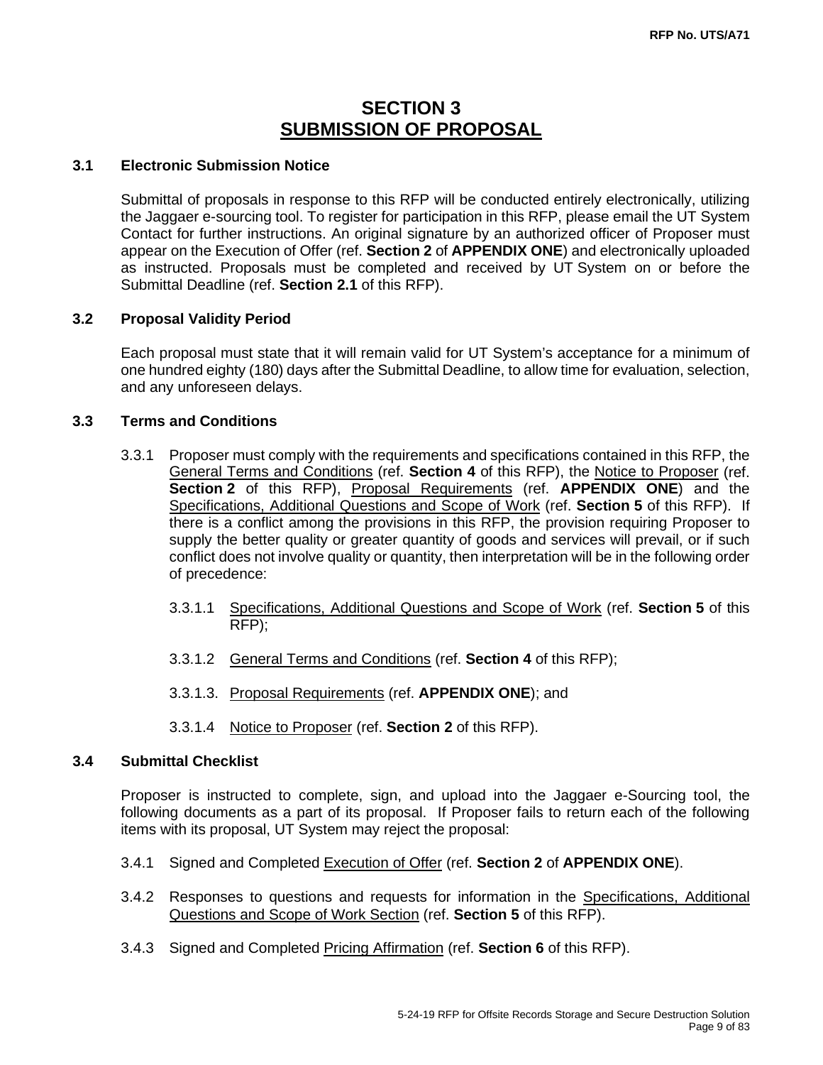# SECTION 3
# SUBMISSION OF PROPOSAL

### 3.1 Electronic Submission Notice

Submittal of proposals in response to this RFP will be conducted entirely electronically, utilizing the Jaggaer e-sourcing tool. To register for participation in this RFP, please email the UT System Contact for further instructions. An original signature by an authorized officer of Proposer must appear on the Execution of Offer (ref. **Section 2** of **APPENDIX ONE**) and electronically uploaded as instructed. Proposals must be completed and received by UT System on or before the Submittal Deadline (ref. **Section 2.1** of this RFP).

### 3.2 Proposal Validity Period

Each proposal must state that it will remain valid for UT System's acceptance for a minimum of one hundred eighty (180) days after the Submittal Deadline, to allow time for evaluation, selection, and any unforeseen delays.

### 3.3 Terms and Conditions

3.3.1 Proposer must comply with the requirements and specifications contained in this RFP, the General Terms and Conditions (ref. **Section 4** of this RFP), the Notice to Proposer (ref. **Section 2** of this RFP), Proposal Requirements (ref. **APPENDIX ONE**) and the Specifications, Additional Questions and Scope of Work (ref. **Section 5** of this RFP). If there is a conflict among the provisions in this RFP, the provision requiring Proposer to supply the better quality or greater quantity of goods and services will prevail, or if such conflict does not involve quality or quantity, then interpretation will be in the following order of precedence:

3.3.1.1 Specifications, Additional Questions and Scope of Work (ref. **Section 5** of this RFP);

3.3.1.2 General Terms and Conditions (ref. **Section 4** of this RFP);

3.3.1.3. Proposal Requirements (ref. **APPENDIX ONE**); and

3.3.1.4 Notice to Proposer (ref. **Section 2** of this RFP).

### 3.4 Submittal Checklist

Proposer is instructed to complete, sign, and upload into the Jaggaer e-Sourcing tool, the following documents as a part of its proposal. If Proposer fails to return each of the following items with its proposal, UT System may reject the proposal:

3.4.1 Signed and Completed Execution of Offer (ref. **Section 2** of **APPENDIX ONE**).

3.4.2 Responses to questions and requests for information in the Specifications, Additional Questions and Scope of Work Section (ref. **Section 5** of this RFP).

3.4.3 Signed and Completed Pricing Affirmation (ref. **Section 6** of this RFP).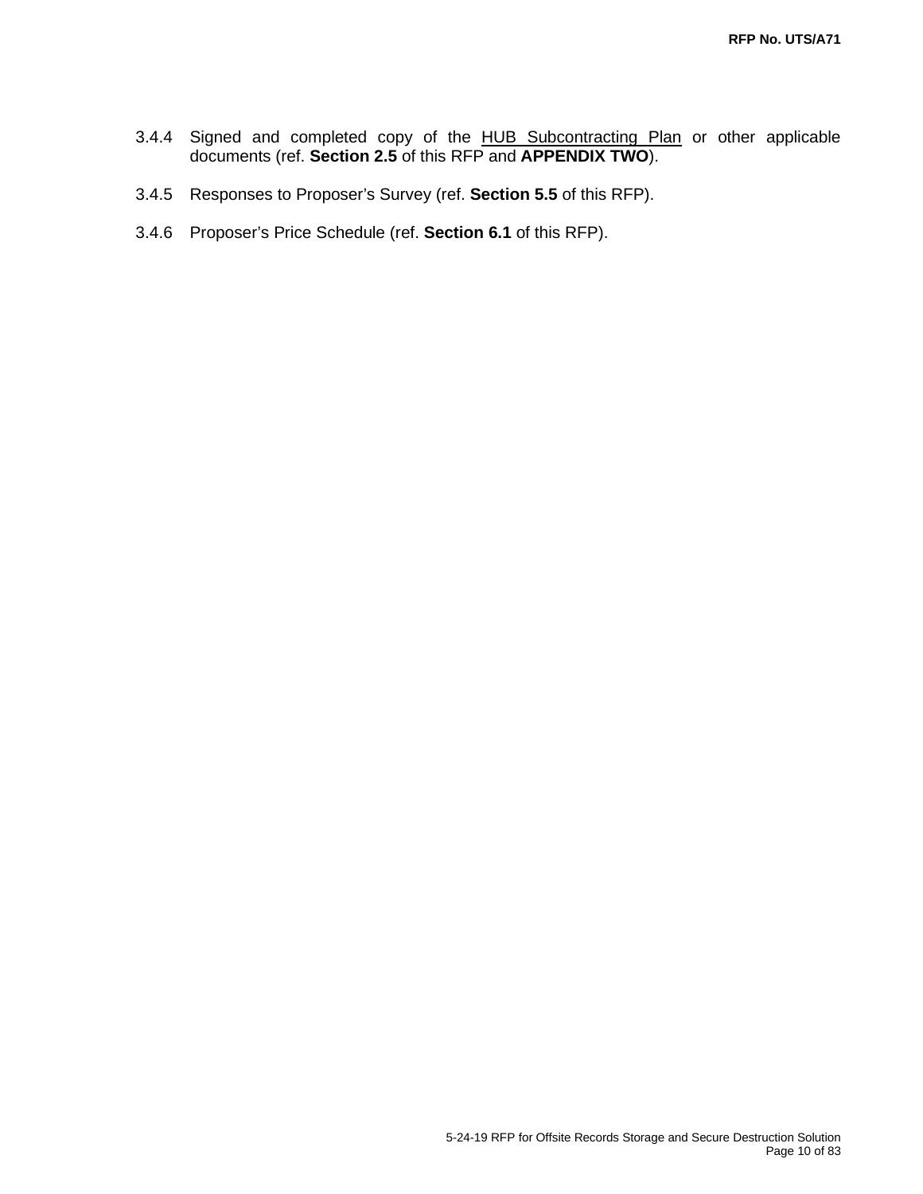3.4.4 Signed and completed copy of the HUB Subcontracting Plan or other applicable documents (ref. **Section 2.5** of this RFP and **APPENDIX TWO**).

3.4.5 Responses to Proposer's Survey (ref. **Section 5.5** of this RFP).

3.4.6 Proposer's Price Schedule (ref. **Section 6.1** of this RFP).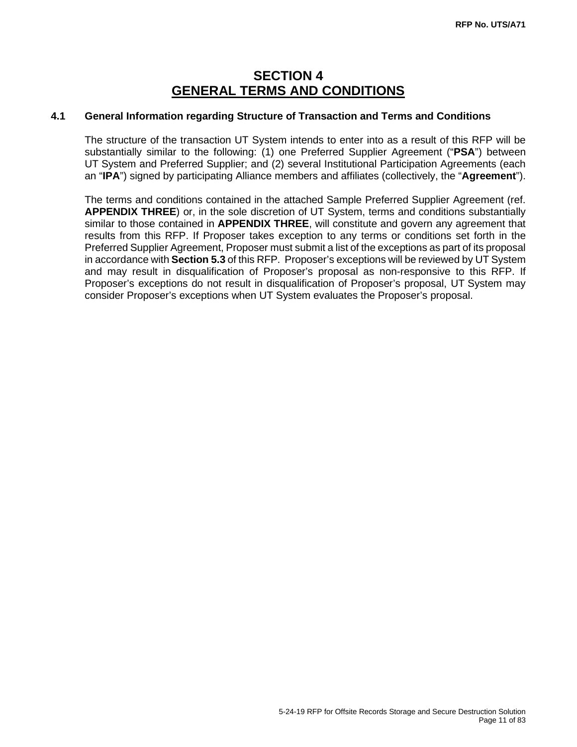# SECTION 4
## GENERAL TERMS AND CONDITIONS

### 4.1 General Information regarding Structure of Transaction and Terms and Conditions

The structure of the transaction UT System intends to enter into as a result of this RFP will be substantially similar to the following: (1) one Preferred Supplier Agreement ("**PSA**") between UT System and Preferred Supplier; and (2) several Institutional Participation Agreements (each an "**IPA**") signed by participating Alliance members and affiliates (collectively, the "**Agreement**").

The terms and conditions contained in the attached Sample Preferred Supplier Agreement (ref. **APPENDIX THREE**) or, in the sole discretion of UT System, terms and conditions substantially similar to those contained in **APPENDIX THREE**, will constitute and govern any agreement that results from this RFP. If Proposer takes exception to any terms or conditions set forth in the Preferred Supplier Agreement, Proposer must submit a list of the exceptions as part of its proposal in accordance with **Section 5.3** of this RFP. Proposer's exceptions will be reviewed by UT System and may result in disqualification of Proposer's proposal as non-responsive to this RFP. If Proposer's exceptions do not result in disqualification of Proposer's proposal, UT System may consider Proposer's exceptions when UT System evaluates the Proposer's proposal.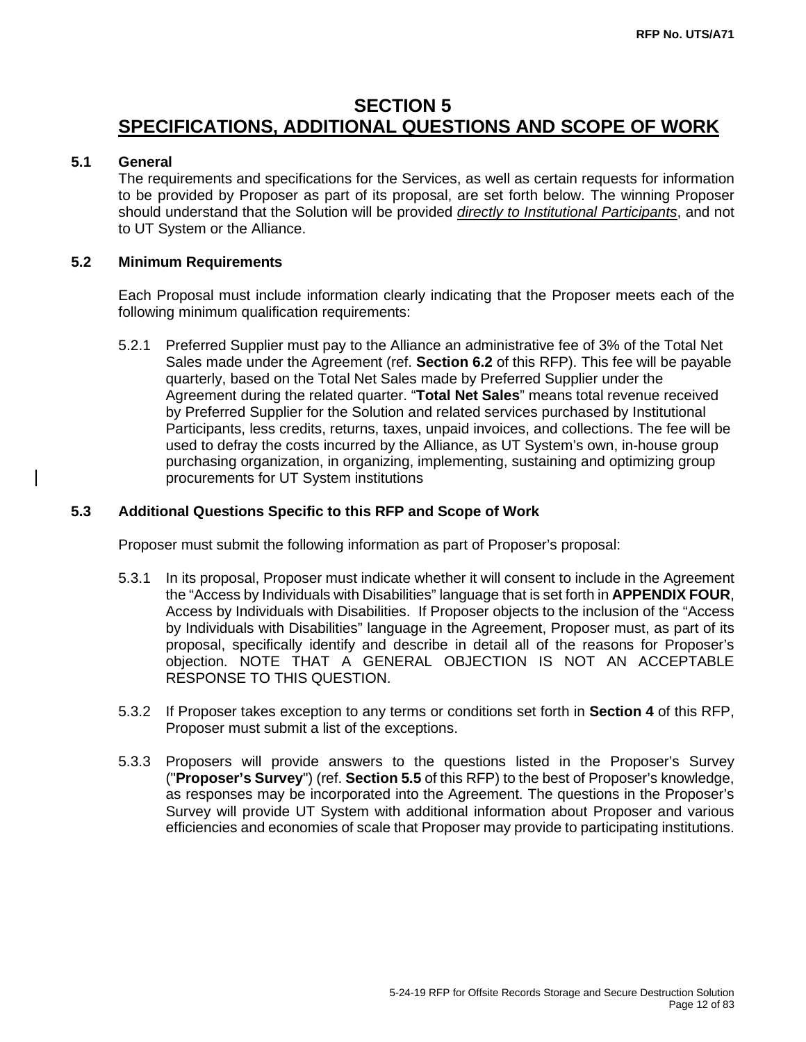# SECTION 5
## SPECIFICATIONS, ADDITIONAL QUESTIONS AND SCOPE OF WORK

### 5.1 General

The requirements and specifications for the Services, as well as certain requests for information to be provided by Proposer as part of its proposal, are set forth below. The winning Proposer should understand that the Solution will be provided ***directly to Institutional Participants***, and not to UT System or the Alliance.

### 5.2 Minimum Requirements

Each Proposal must include information clearly indicating that the Proposer meets each of the following minimum qualification requirements:

5.2.1 Preferred Supplier must pay to the Alliance an administrative fee of 3% of the Total Net Sales made under the Agreement (ref. **Section 6.2** of this RFP). This fee will be payable quarterly, based on the Total Net Sales made by Preferred Supplier under the Agreement during the related quarter. "**Total Net Sales**" means total revenue received by Preferred Supplier for the Solution and related services purchased by Institutional Participants, less credits, returns, taxes, unpaid invoices, and collections. The fee will be used to defray the costs incurred by the Alliance, as UT System's own, in-house group purchasing organization, in organizing, implementing, sustaining and optimizing group procurements for UT System institutions

### 5.3 Additional Questions Specific to this RFP and Scope of Work

Proposer must submit the following information as part of Proposer's proposal:

5.3.1 In its proposal, Proposer must indicate whether it will consent to include in the Agreement the "Access by Individuals with Disabilities" language that is set forth in **APPENDIX FOUR**, Access by Individuals with Disabilities. If Proposer objects to the inclusion of the "Access by Individuals with Disabilities" language in the Agreement, Proposer must, as part of its proposal, specifically identify and describe in detail all of the reasons for Proposer's objection. NOTE THAT A GENERAL OBJECTION IS NOT AN ACCEPTABLE RESPONSE TO THIS QUESTION.

5.3.2 If Proposer takes exception to any terms or conditions set forth in **Section 4** of this RFP, Proposer must submit a list of the exceptions.

5.3.3 Proposers will provide answers to the questions listed in the Proposer's Survey ("**Proposer's Survey**") (ref. **Section 5.5** of this RFP) to the best of Proposer's knowledge, as responses may be incorporated into the Agreement. The questions in the Proposer's Survey will provide UT System with additional information about Proposer and various efficiencies and economies of scale that Proposer may provide to participating institutions.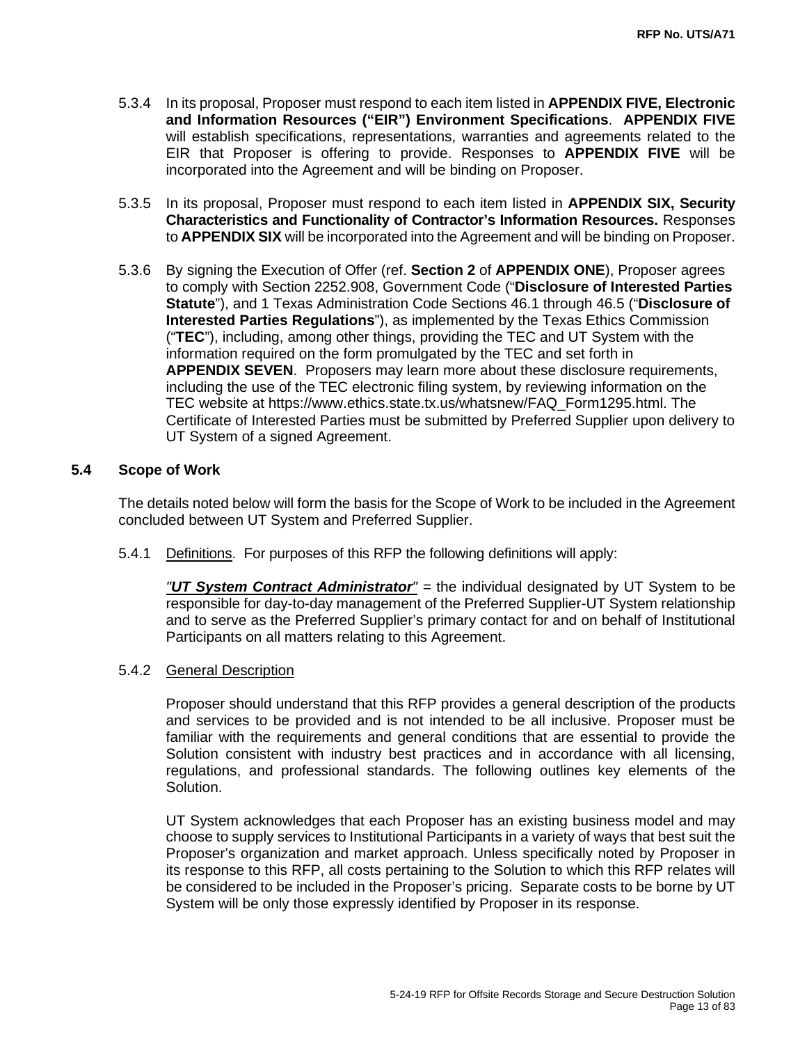5.3.4 In its proposal, Proposer must respond to each item listed in **APPENDIX FIVE, Electronic and Information Resources ("EIR") Environment Specifications**. **APPENDIX FIVE** will establish specifications, representations, warranties and agreements related to the EIR that Proposer is offering to provide. Responses to **APPENDIX FIVE** will be incorporated into the Agreement and will be binding on Proposer.

5.3.5 In its proposal, Proposer must respond to each item listed in **APPENDIX SIX, Security Characteristics and Functionality of Contractor's Information Resources.** Responses to **APPENDIX SIX** will be incorporated into the Agreement and will be binding on Proposer.

5.3.6 By signing the Execution of Offer (ref. **Section 2** of **APPENDIX ONE**), Proposer agrees to comply with Section 2252.908, Government Code ("**Disclosure of Interested Parties Statute**"), and 1 Texas Administration Code Sections 46.1 through 46.5 ("**Disclosure of Interested Parties Regulations**"), as implemented by the Texas Ethics Commission ("**TEC**"), including, among other things, providing the TEC and UT System with the information required on the form promulgated by the TEC and set forth in **APPENDIX SEVEN**. Proposers may learn more about these disclosure requirements, including the use of the TEC electronic filing system, by reviewing information on the TEC website at https://www.ethics.state.tx.us/whatsnew/FAQ_Form1295.html. The Certificate of Interested Parties must be submitted by Preferred Supplier upon delivery to UT System of a signed Agreement.

## 5.4 Scope of Work

The details noted below will form the basis for the Scope of Work to be included in the Agreement concluded between UT System and Preferred Supplier.

5.4.1 Definitions. For purposes of this RFP the following definitions will apply:

"***UT System Contract Administrator***" = the individual designated by UT System to be responsible for day-to-day management of the Preferred Supplier-UT System relationship and to serve as the Preferred Supplier's primary contact for and on behalf of Institutional Participants on all matters relating to this Agreement.

5.4.2 General Description

Proposer should understand that this RFP provides a general description of the products and services to be provided and is not intended to be all inclusive. Proposer must be familiar with the requirements and general conditions that are essential to provide the Solution consistent with industry best practices and in accordance with all licensing, regulations, and professional standards. The following outlines key elements of the Solution.

UT System acknowledges that each Proposer has an existing business model and may choose to supply services to Institutional Participants in a variety of ways that best suit the Proposer's organization and market approach. Unless specifically noted by Proposer in its response to this RFP, all costs pertaining to the Solution to which this RFP relates will be considered to be included in the Proposer's pricing. Separate costs to be borne by UT System will be only those expressly identified by Proposer in its response.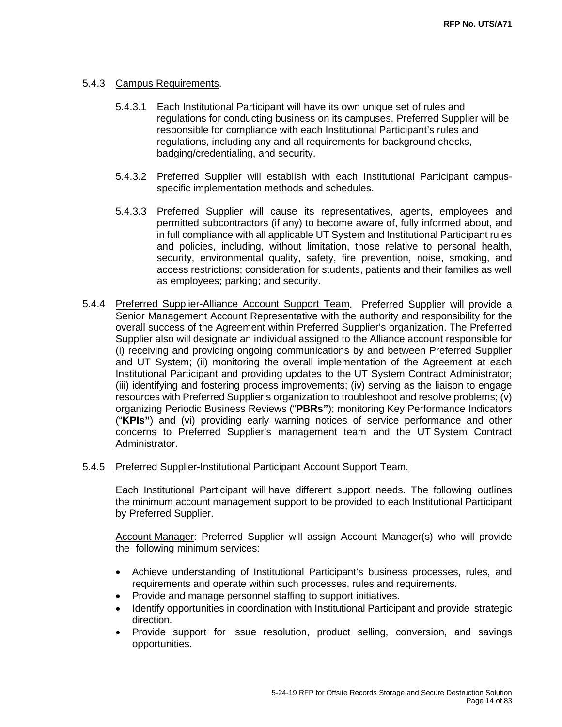5.4.3 Campus Requirements.

5.4.3.1 Each Institutional Participant will have its own unique set of rules and regulations for conducting business on its campuses. Preferred Supplier will be responsible for compliance with each Institutional Participant's rules and regulations, including any and all requirements for background checks, badging/credentialing, and security.

5.4.3.2 Preferred Supplier will establish with each Institutional Participant campus-specific implementation methods and schedules.

5.4.3.3 Preferred Supplier will cause its representatives, agents, employees and permitted subcontractors (if any) to become aware of, fully informed about, and in full compliance with all applicable UT System and Institutional Participant rules and policies, including, without limitation, those relative to personal health, security, environmental quality, safety, fire prevention, noise, smoking, and access restrictions; consideration for students, patients and their families as well as employees; parking; and security.

5.4.4 Preferred Supplier-Alliance Account Support Team. Preferred Supplier will provide a Senior Management Account Representative with the authority and responsibility for the overall success of the Agreement within Preferred Supplier's organization. The Preferred Supplier also will designate an individual assigned to the Alliance account responsible for (i) receiving and providing ongoing communications by and between Preferred Supplier and UT System; (ii) monitoring the overall implementation of the Agreement at each Institutional Participant and providing updates to the UT System Contract Administrator; (iii) identifying and fostering process improvements; (iv) serving as the liaison to engage resources with Preferred Supplier's organization to troubleshoot and resolve problems; (v) organizing Periodic Business Reviews ("**PBRs"**); monitoring Key Performance Indicators ("**KPIs"**) and (vi) providing early warning notices of service performance and other concerns to Preferred Supplier's management team and the UT System Contract Administrator.

5.4.5 Preferred Supplier-Institutional Participant Account Support Team.

Each Institutional Participant will have different support needs. The following outlines the minimum account management support to be provided to each Institutional Participant by Preferred Supplier.

Account Manager: Preferred Supplier will assign Account Manager(s) who will provide the following minimum services:

- Achieve understanding of Institutional Participant's business processes, rules, and requirements and operate within such processes, rules and requirements.
- Provide and manage personnel staffing to support initiatives.
- Identify opportunities in coordination with Institutional Participant and provide strategic direction.
- Provide support for issue resolution, product selling, conversion, and savings opportunities.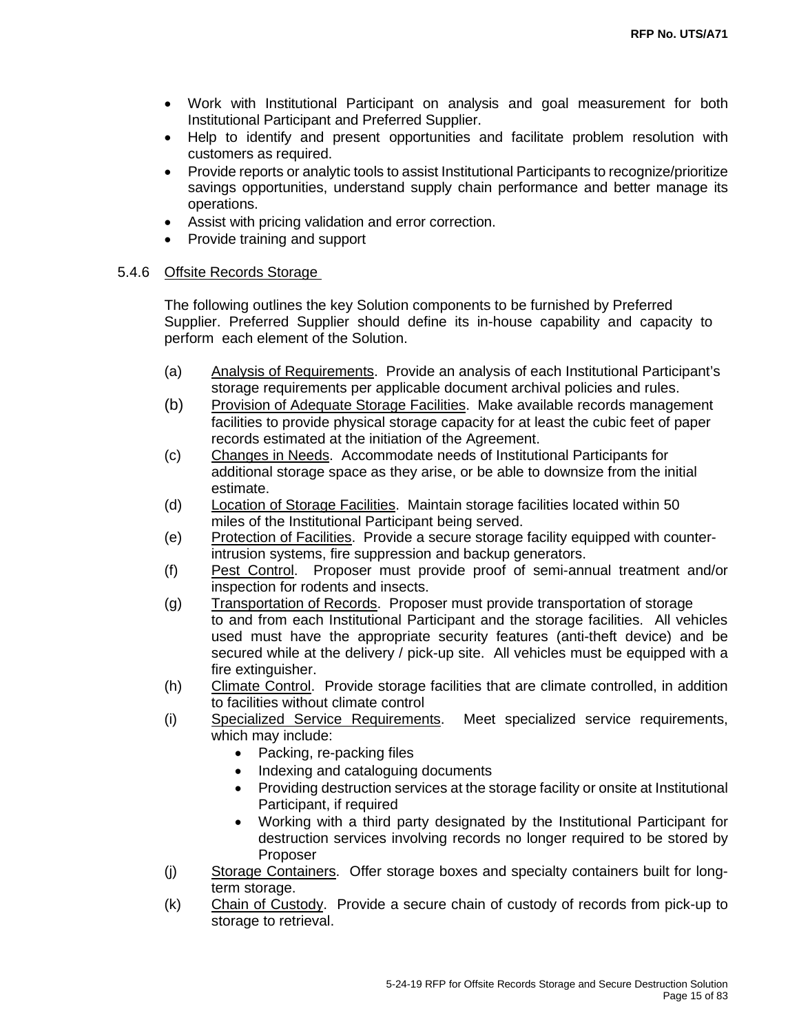- Work with Institutional Participant on analysis and goal measurement for both Institutional Participant and Preferred Supplier.
- Help to identify and present opportunities and facilitate problem resolution with customers as required.
- Provide reports or analytic tools to assist Institutional Participants to recognize/prioritize savings opportunities, understand supply chain performance and better manage its operations.
- Assist with pricing validation and error correction.
- Provide training and support

5.4.6 Offsite Records Storage

The following outlines the key Solution components to be furnished by Preferred Supplier. Preferred Supplier should define its in-house capability and capacity to perform each element of the Solution.

(a) Analysis of Requirements. Provide an analysis of each Institutional Participant's storage requirements per applicable document archival policies and rules.

(b) Provision of Adequate Storage Facilities. Make available records management facilities to provide physical storage capacity for at least the cubic feet of paper records estimated at the initiation of the Agreement.

(c) Changes in Needs. Accommodate needs of Institutional Participants for additional storage space as they arise, or be able to downsize from the initial estimate.

(d) Location of Storage Facilities. Maintain storage facilities located within 50 miles of the Institutional Participant being served.

(e) Protection of Facilities. Provide a secure storage facility equipped with counter-intrusion systems, fire suppression and backup generators.

(f) Pest Control. Proposer must provide proof of semi-annual treatment and/or inspection for rodents and insects.

(g) Transportation of Records. Proposer must provide transportation of storage to and from each Institutional Participant and the storage facilities. All vehicles used must have the appropriate security features (anti-theft device) and be secured while at the delivery / pick-up site. All vehicles must be equipped with a fire extinguisher.

(h) Climate Control. Provide storage facilities that are climate controlled, in addition to facilities without climate control

(i) Specialized Service Requirements. Meet specialized service requirements, which may include:
- Packing, re-packing files
- Indexing and cataloguing documents
- Providing destruction services at the storage facility or onsite at Institutional Participant, if required
- Working with a third party designated by the Institutional Participant for destruction services involving records no longer required to be stored by Proposer

(j) Storage Containers. Offer storage boxes and specialty containers built for long-term storage.

(k) Chain of Custody. Provide a secure chain of custody of records from pick-up to storage to retrieval.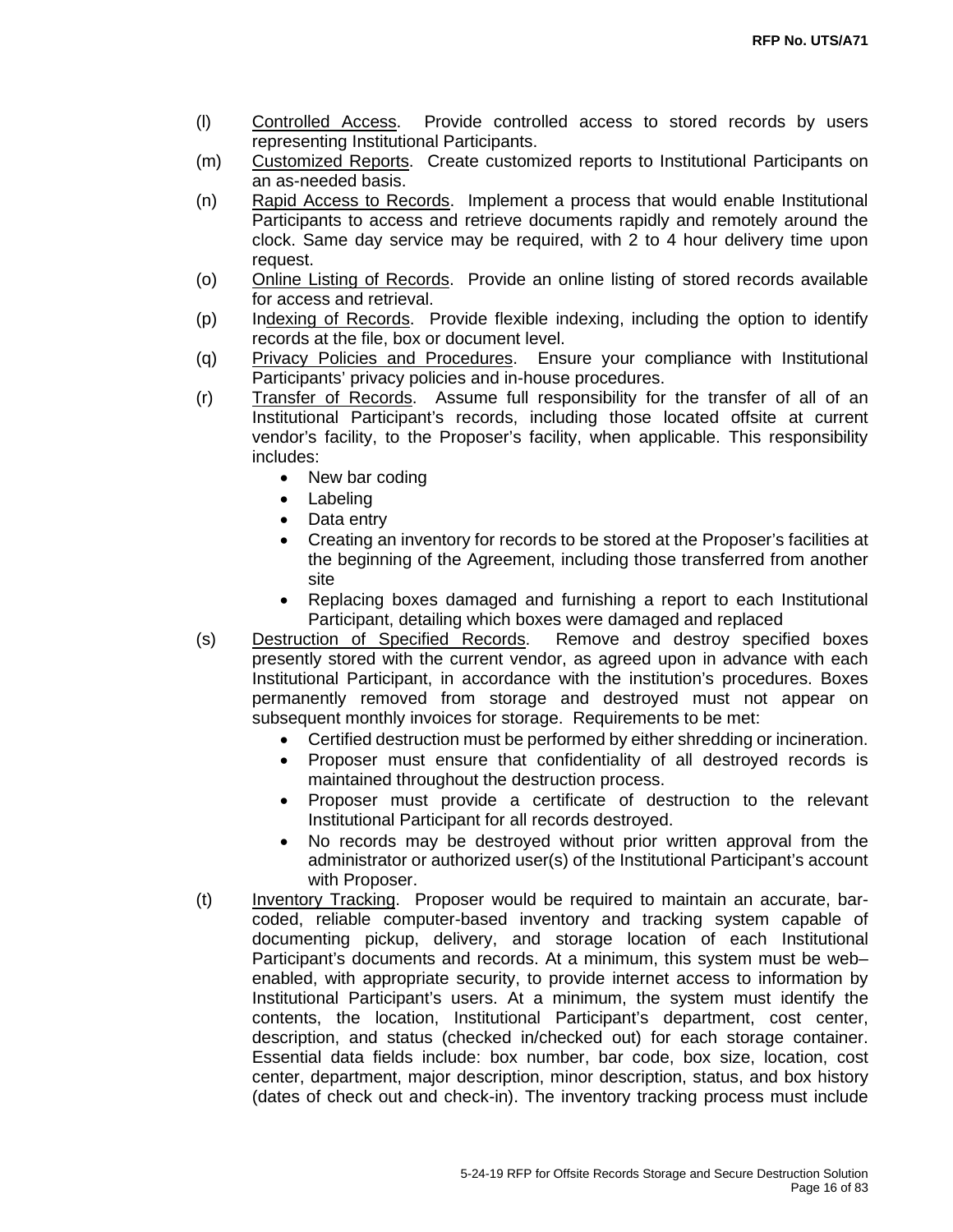(l) Controlled Access. Provide controlled access to stored records by users representing Institutional Participants.

(m) Customized Reports. Create customized reports to Institutional Participants on an as-needed basis.

(n) Rapid Access to Records. Implement a process that would enable Institutional Participants to access and retrieve documents rapidly and remotely around the clock. Same day service may be required, with 2 to 4 hour delivery time upon request.

(o) Online Listing of Records. Provide an online listing of stored records available for access and retrieval.

(p) Indexing of Records. Provide flexible indexing, including the option to identify records at the file, box or document level.

(q) Privacy Policies and Procedures. Ensure your compliance with Institutional Participants' privacy policies and in-house procedures.

(r) Transfer of Records. Assume full responsibility for the transfer of all of an Institutional Participant's records, including those located offsite at current vendor's facility, to the Proposer's facility, when applicable. This responsibility includes:
- New bar coding
- Labeling
- Data entry
- Creating an inventory for records to be stored at the Proposer's facilities at the beginning of the Agreement, including those transferred from another site
- Replacing boxes damaged and furnishing a report to each Institutional Participant, detailing which boxes were damaged and replaced

(s) Destruction of Specified Records. Remove and destroy specified boxes presently stored with the current vendor, as agreed upon in advance with each Institutional Participant, in accordance with the institution's procedures. Boxes permanently removed from storage and destroyed must not appear on subsequent monthly invoices for storage. Requirements to be met:
- Certified destruction must be performed by either shredding or incineration.
- Proposer must ensure that confidentiality of all destroyed records is maintained throughout the destruction process.
- Proposer must provide a certificate of destruction to the relevant Institutional Participant for all records destroyed.
- No records may be destroyed without prior written approval from the administrator or authorized user(s) of the Institutional Participant's account with Proposer.

(t) Inventory Tracking. Proposer would be required to maintain an accurate, bar-coded, reliable computer-based inventory and tracking system capable of documenting pickup, delivery, and storage location of each Institutional Participant's documents and records. At a minimum, this system must be web–enabled, with appropriate security, to provide internet access to information by Institutional Participant's users. At a minimum, the system must identify the contents, the location, Institutional Participant's department, cost center, description, and status (checked in/checked out) for each storage container. Essential data fields include: box number, bar code, box size, location, cost center, department, major description, minor description, status, and box history (dates of check out and check-in). The inventory tracking process must include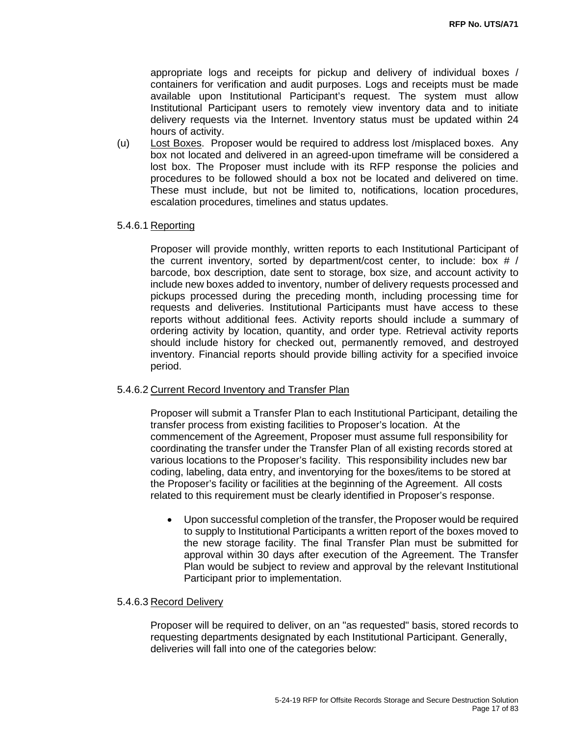appropriate logs and receipts for pickup and delivery of individual boxes / containers for verification and audit purposes. Logs and receipts must be made available upon Institutional Participant's request. The system must allow Institutional Participant users to remotely view inventory data and to initiate delivery requests via the Internet. Inventory status must be updated within 24 hours of activity.

(u) Lost Boxes. Proposer would be required to address lost /misplaced boxes. Any box not located and delivered in an agreed-upon timeframe will be considered a lost box. The Proposer must include with its RFP response the policies and procedures to be followed should a box not be located and delivered on time. These must include, but not be limited to, notifications, location procedures, escalation procedures, timelines and status updates.

5.4.6.1 Reporting

Proposer will provide monthly, written reports to each Institutional Participant of the current inventory, sorted by department/cost center, to include: box # / barcode, box description, date sent to storage, box size, and account activity to include new boxes added to inventory, number of delivery requests processed and pickups processed during the preceding month, including processing time for requests and deliveries. Institutional Participants must have access to these reports without additional fees. Activity reports should include a summary of ordering activity by location, quantity, and order type. Retrieval activity reports should include history for checked out, permanently removed, and destroyed inventory. Financial reports should provide billing activity for a specified invoice period.

5.4.6.2 Current Record Inventory and Transfer Plan

Proposer will submit a Transfer Plan to each Institutional Participant, detailing the transfer process from existing facilities to Proposer's location. At the commencement of the Agreement, Proposer must assume full responsibility for coordinating the transfer under the Transfer Plan of all existing records stored at various locations to the Proposer's facility. This responsibility includes new bar coding, labeling, data entry, and inventorying for the boxes/items to be stored at the Proposer's facility or facilities at the beginning of the Agreement. All costs related to this requirement must be clearly identified in Proposer's response.

- Upon successful completion of the transfer, the Proposer would be required to supply to Institutional Participants a written report of the boxes moved to the new storage facility. The final Transfer Plan must be submitted for approval within 30 days after execution of the Agreement. The Transfer Plan would be subject to review and approval by the relevant Institutional Participant prior to implementation.

5.4.6.3 Record Delivery

Proposer will be required to deliver, on an "as requested" basis, stored records to requesting departments designated by each Institutional Participant. Generally, deliveries will fall into one of the categories below: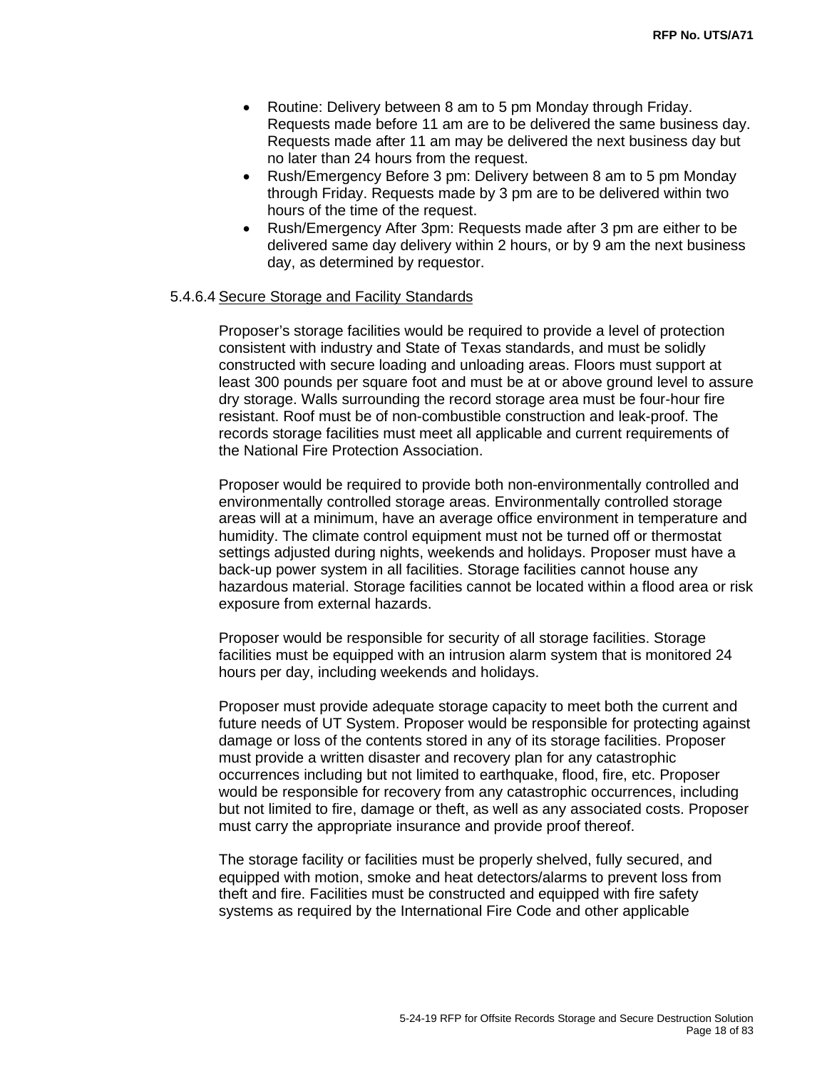- Routine: Delivery between 8 am to 5 pm Monday through Friday. Requests made before 11 am are to be delivered the same business day. Requests made after 11 am may be delivered the next business day but no later than 24 hours from the request.
- Rush/Emergency Before 3 pm: Delivery between 8 am to 5 pm Monday through Friday. Requests made by 3 pm are to be delivered within two hours of the time of the request.
- Rush/Emergency After 3pm: Requests made after 3 pm are either to be delivered same day delivery within 2 hours, or by 9 am the next business day, as determined by requestor.

5.4.6.4 Secure Storage and Facility Standards

Proposer's storage facilities would be required to provide a level of protection consistent with industry and State of Texas standards, and must be solidly constructed with secure loading and unloading areas. Floors must support at least 300 pounds per square foot and must be at or above ground level to assure dry storage. Walls surrounding the record storage area must be four-hour fire resistant. Roof must be of non-combustible construction and leak-proof. The records storage facilities must meet all applicable and current requirements of the National Fire Protection Association.

Proposer would be required to provide both non-environmentally controlled and environmentally controlled storage areas. Environmentally controlled storage areas will at a minimum, have an average office environment in temperature and humidity. The climate control equipment must not be turned off or thermostat settings adjusted during nights, weekends and holidays. Proposer must have a back-up power system in all facilities. Storage facilities cannot house any hazardous material. Storage facilities cannot be located within a flood area or risk exposure from external hazards.

Proposer would be responsible for security of all storage facilities. Storage facilities must be equipped with an intrusion alarm system that is monitored 24 hours per day, including weekends and holidays.

Proposer must provide adequate storage capacity to meet both the current and future needs of UT System. Proposer would be responsible for protecting against damage or loss of the contents stored in any of its storage facilities. Proposer must provide a written disaster and recovery plan for any catastrophic occurrences including but not limited to earthquake, flood, fire, etc. Proposer would be responsible for recovery from any catastrophic occurrences, including but not limited to fire, damage or theft, as well as any associated costs. Proposer must carry the appropriate insurance and provide proof thereof.

The storage facility or facilities must be properly shelved, fully secured, and equipped with motion, smoke and heat detectors/alarms to prevent loss from theft and fire. Facilities must be constructed and equipped with fire safety systems as required by the International Fire Code and other applicable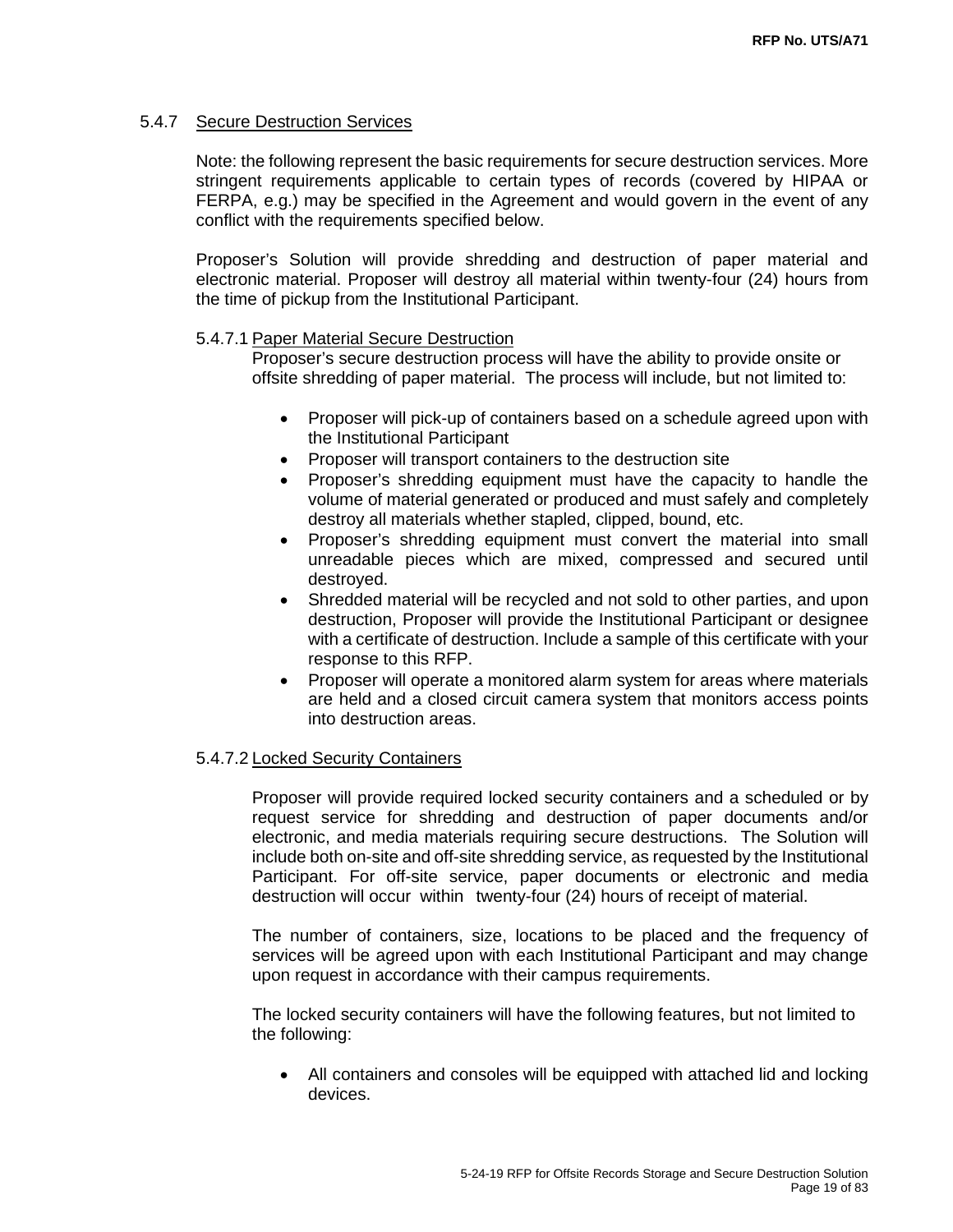### 5.4.7 Secure Destruction Services

Note: the following represent the basic requirements for secure destruction services. More stringent requirements applicable to certain types of records (covered by HIPAA or FERPA, e.g.) may be specified in the Agreement and would govern in the event of any conflict with the requirements specified below.

Proposer's Solution will provide shredding and destruction of paper material and electronic material. Proposer will destroy all material within twenty-four (24) hours from the time of pickup from the Institutional Participant.

#### 5.4.7.1 Paper Material Secure Destruction

Proposer's secure destruction process will have the ability to provide onsite or offsite shredding of paper material. The process will include, but not limited to:

- Proposer will pick-up of containers based on a schedule agreed upon with the Institutional Participant
- Proposer will transport containers to the destruction site
- Proposer's shredding equipment must have the capacity to handle the volume of material generated or produced and must safely and completely destroy all materials whether stapled, clipped, bound, etc.
- Proposer's shredding equipment must convert the material into small unreadable pieces which are mixed, compressed and secured until destroyed.
- Shredded material will be recycled and not sold to other parties, and upon destruction, Proposer will provide the Institutional Participant or designee with a certificate of destruction. Include a sample of this certificate with your response to this RFP.
- Proposer will operate a monitored alarm system for areas where materials are held and a closed circuit camera system that monitors access points into destruction areas.

#### 5.4.7.2 Locked Security Containers

Proposer will provide required locked security containers and a scheduled or by request service for shredding and destruction of paper documents and/or electronic, and media materials requiring secure destructions. The Solution will include both on-site and off-site shredding service, as requested by the Institutional Participant. For off-site service, paper documents or electronic and media destruction will occur within twenty-four (24) hours of receipt of material.

The number of containers, size, locations to be placed and the frequency of services will be agreed upon with each Institutional Participant and may change upon request in accordance with their campus requirements.

The locked security containers will have the following features, but not limited to the following:

- All containers and consoles will be equipped with attached lid and locking devices.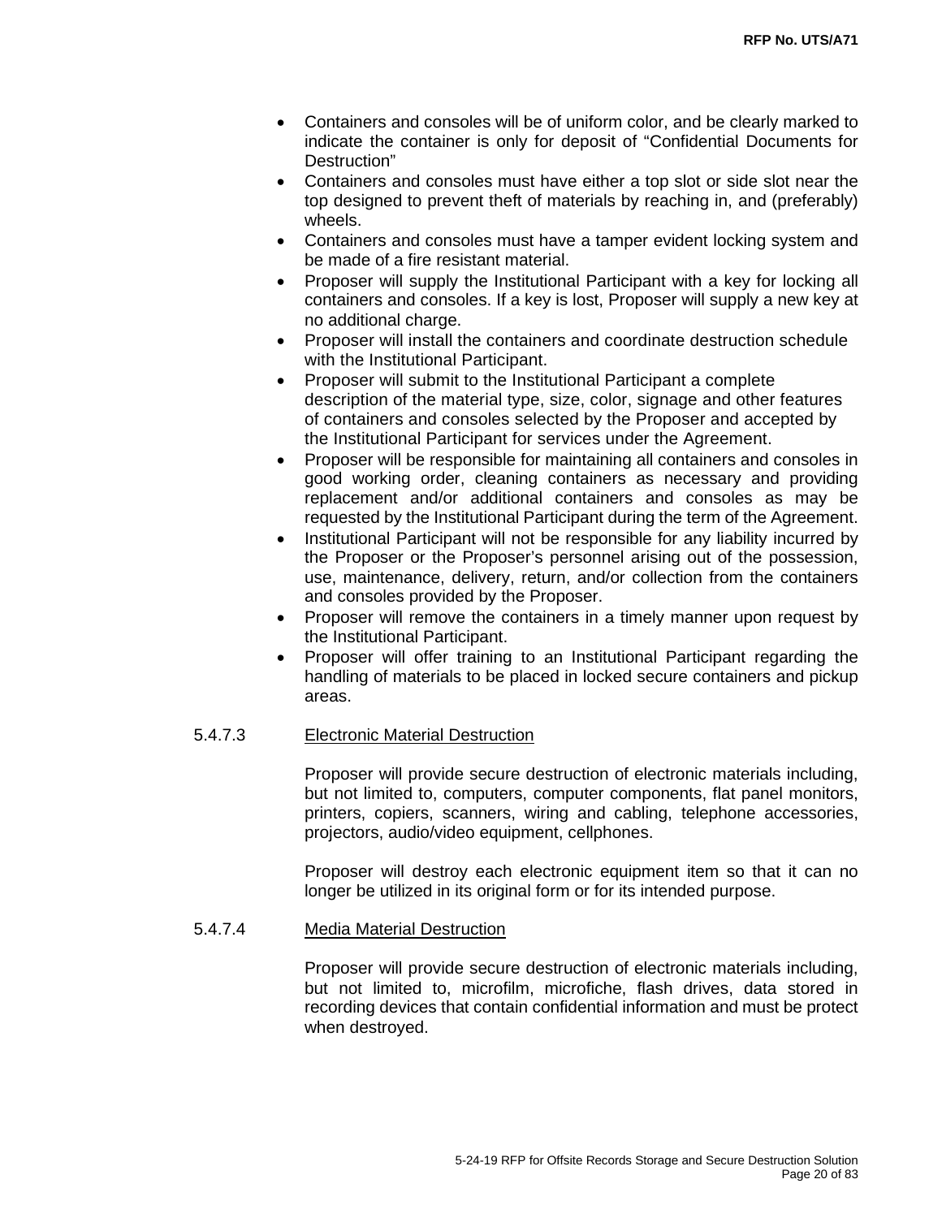- Containers and consoles will be of uniform color, and be clearly marked to indicate the container is only for deposit of "Confidential Documents for Destruction"
- Containers and consoles must have either a top slot or side slot near the top designed to prevent theft of materials by reaching in, and (preferably) wheels.
- Containers and consoles must have a tamper evident locking system and be made of a fire resistant material.
- Proposer will supply the Institutional Participant with a key for locking all containers and consoles. If a key is lost, Proposer will supply a new key at no additional charge.
- Proposer will install the containers and coordinate destruction schedule with the Institutional Participant.
- Proposer will submit to the Institutional Participant a complete description of the material type, size, color, signage and other features of containers and consoles selected by the Proposer and accepted by the Institutional Participant for services under the Agreement.
- Proposer will be responsible for maintaining all containers and consoles in good working order, cleaning containers as necessary and providing replacement and/or additional containers and consoles as may be requested by the Institutional Participant during the term of the Agreement.
- Institutional Participant will not be responsible for any liability incurred by the Proposer or the Proposer's personnel arising out of the possession, use, maintenance, delivery, return, and/or collection from the containers and consoles provided by the Proposer.
- Proposer will remove the containers in a timely manner upon request by the Institutional Participant.
- Proposer will offer training to an Institutional Participant regarding the handling of materials to be placed in locked secure containers and pickup areas.

5.4.7.3 Electronic Material Destruction

Proposer will provide secure destruction of electronic materials including, but not limited to, computers, computer components, flat panel monitors, printers, copiers, scanners, wiring and cabling, telephone accessories, projectors, audio/video equipment, cellphones.

Proposer will destroy each electronic equipment item so that it can no longer be utilized in its original form or for its intended purpose.

5.4.7.4 Media Material Destruction

Proposer will provide secure destruction of electronic materials including, but not limited to, microfilm, microfiche, flash drives, data stored in recording devices that contain confidential information and must be protect when destroyed.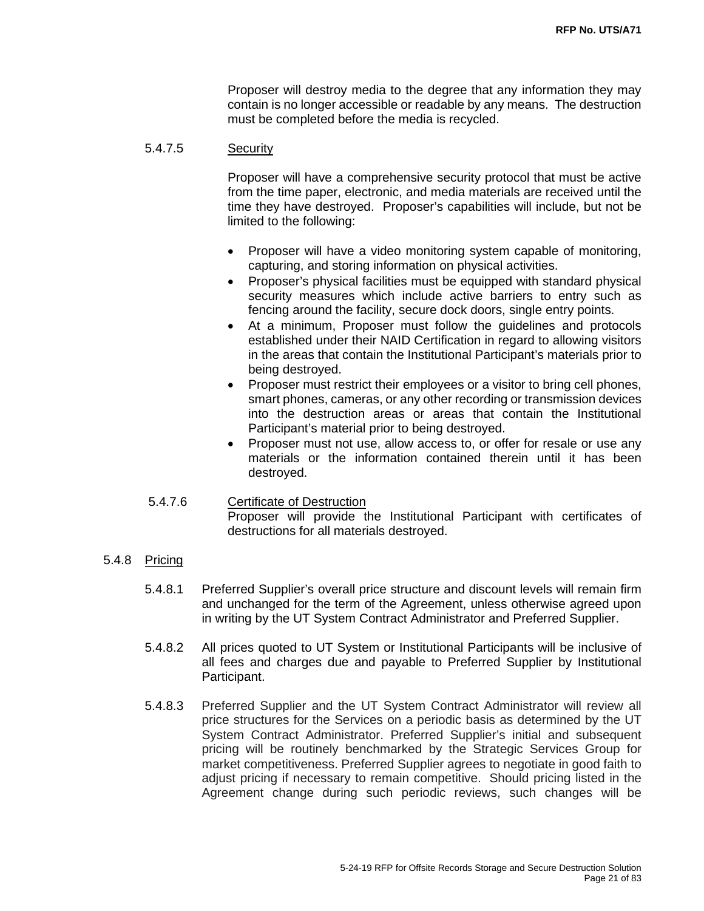Proposer will destroy media to the degree that any information they may contain is no longer accessible or readable by any means. The destruction must be completed before the media is recycled.

5.4.7.5 Security

Proposer will have a comprehensive security protocol that must be active from the time paper, electronic, and media materials are received until the time they have destroyed. Proposer's capabilities will include, but not be limited to the following:

- Proposer will have a video monitoring system capable of monitoring, capturing, and storing information on physical activities.
- Proposer's physical facilities must be equipped with standard physical security measures which include active barriers to entry such as fencing around the facility, secure dock doors, single entry points.
- At a minimum, Proposer must follow the guidelines and protocols established under their NAID Certification in regard to allowing visitors in the areas that contain the Institutional Participant's materials prior to being destroyed.
- Proposer must restrict their employees or a visitor to bring cell phones, smart phones, cameras, or any other recording or transmission devices into the destruction areas or areas that contain the Institutional Participant's material prior to being destroyed.
- Proposer must not use, allow access to, or offer for resale or use any materials or the information contained therein until it has been destroyed.

5.4.7.6 Certificate of Destruction

Proposer will provide the Institutional Participant with certificates of destructions for all materials destroyed.

5.4.8 Pricing

5.4.8.1 Preferred Supplier's overall price structure and discount levels will remain firm and unchanged for the term of the Agreement, unless otherwise agreed upon in writing by the UT System Contract Administrator and Preferred Supplier.

5.4.8.2 All prices quoted to UT System or Institutional Participants will be inclusive of all fees and charges due and payable to Preferred Supplier by Institutional Participant.

5.4.8.3 Preferred Supplier and the UT System Contract Administrator will review all price structures for the Services on a periodic basis as determined by the UT System Contract Administrator. Preferred Supplier's initial and subsequent pricing will be routinely benchmarked by the Strategic Services Group for market competitiveness. Preferred Supplier agrees to negotiate in good faith to adjust pricing if necessary to remain competitive. Should pricing listed in the Agreement change during such periodic reviews, such changes will be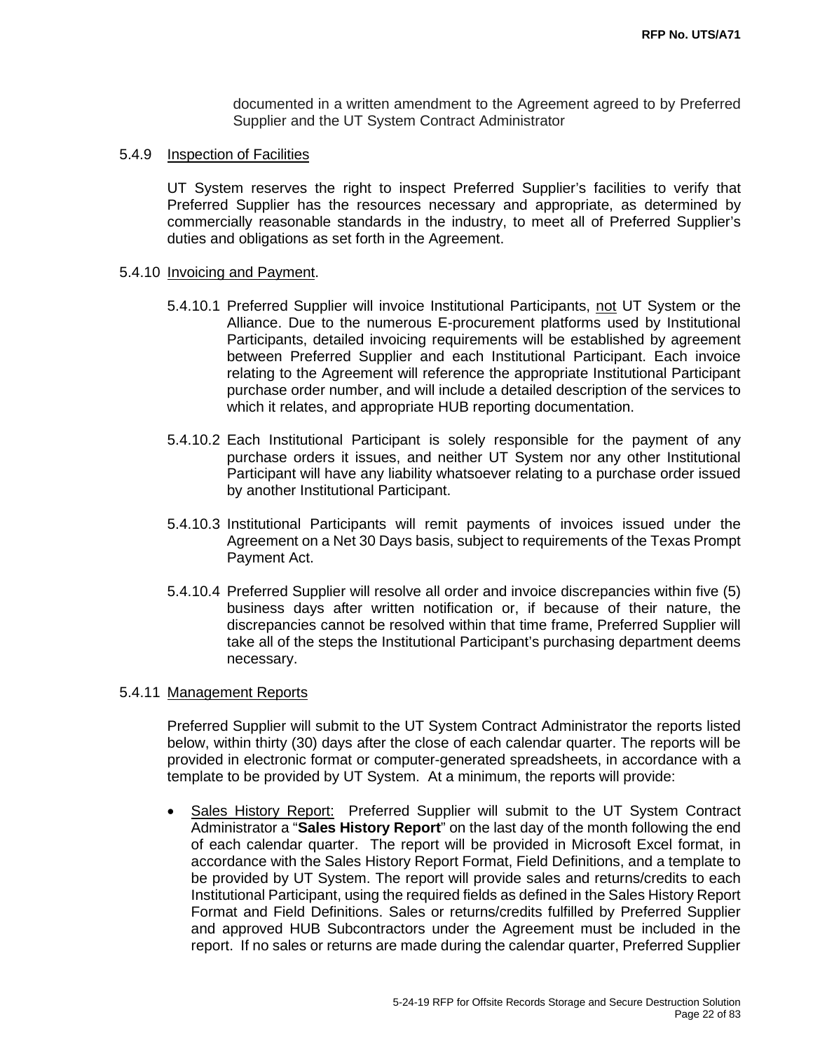documented in a written amendment to the Agreement agreed to by Preferred Supplier and the UT System Contract Administrator

5.4.9 Inspection of Facilities

UT System reserves the right to inspect Preferred Supplier's facilities to verify that Preferred Supplier has the resources necessary and appropriate, as determined by commercially reasonable standards in the industry, to meet all of Preferred Supplier's duties and obligations as set forth in the Agreement.

5.4.10 Invoicing and Payment.

5.4.10.1 Preferred Supplier will invoice Institutional Participants, not UT System or the Alliance. Due to the numerous E-procurement platforms used by Institutional Participants, detailed invoicing requirements will be established by agreement between Preferred Supplier and each Institutional Participant. Each invoice relating to the Agreement will reference the appropriate Institutional Participant purchase order number, and will include a detailed description of the services to which it relates, and appropriate HUB reporting documentation.

5.4.10.2 Each Institutional Participant is solely responsible for the payment of any purchase orders it issues, and neither UT System nor any other Institutional Participant will have any liability whatsoever relating to a purchase order issued by another Institutional Participant.

5.4.10.3 Institutional Participants will remit payments of invoices issued under the Agreement on a Net 30 Days basis, subject to requirements of the Texas Prompt Payment Act.

5.4.10.4 Preferred Supplier will resolve all order and invoice discrepancies within five (5) business days after written notification or, if because of their nature, the discrepancies cannot be resolved within that time frame, Preferred Supplier will take all of the steps the Institutional Participant's purchasing department deems necessary.

5.4.11 Management Reports

Preferred Supplier will submit to the UT System Contract Administrator the reports listed below, within thirty (30) days after the close of each calendar quarter. The reports will be provided in electronic format or computer-generated spreadsheets, in accordance with a template to be provided by UT System. At a minimum, the reports will provide:

- Sales History Report: Preferred Supplier will submit to the UT System Contract Administrator a "**Sales History Report**" on the last day of the month following the end of each calendar quarter. The report will be provided in Microsoft Excel format, in accordance with the Sales History Report Format, Field Definitions, and a template to be provided by UT System. The report will provide sales and returns/credits to each Institutional Participant, using the required fields as defined in the Sales History Report Format and Field Definitions. Sales or returns/credits fulfilled by Preferred Supplier and approved HUB Subcontractors under the Agreement must be included in the report. If no sales or returns are made during the calendar quarter, Preferred Supplier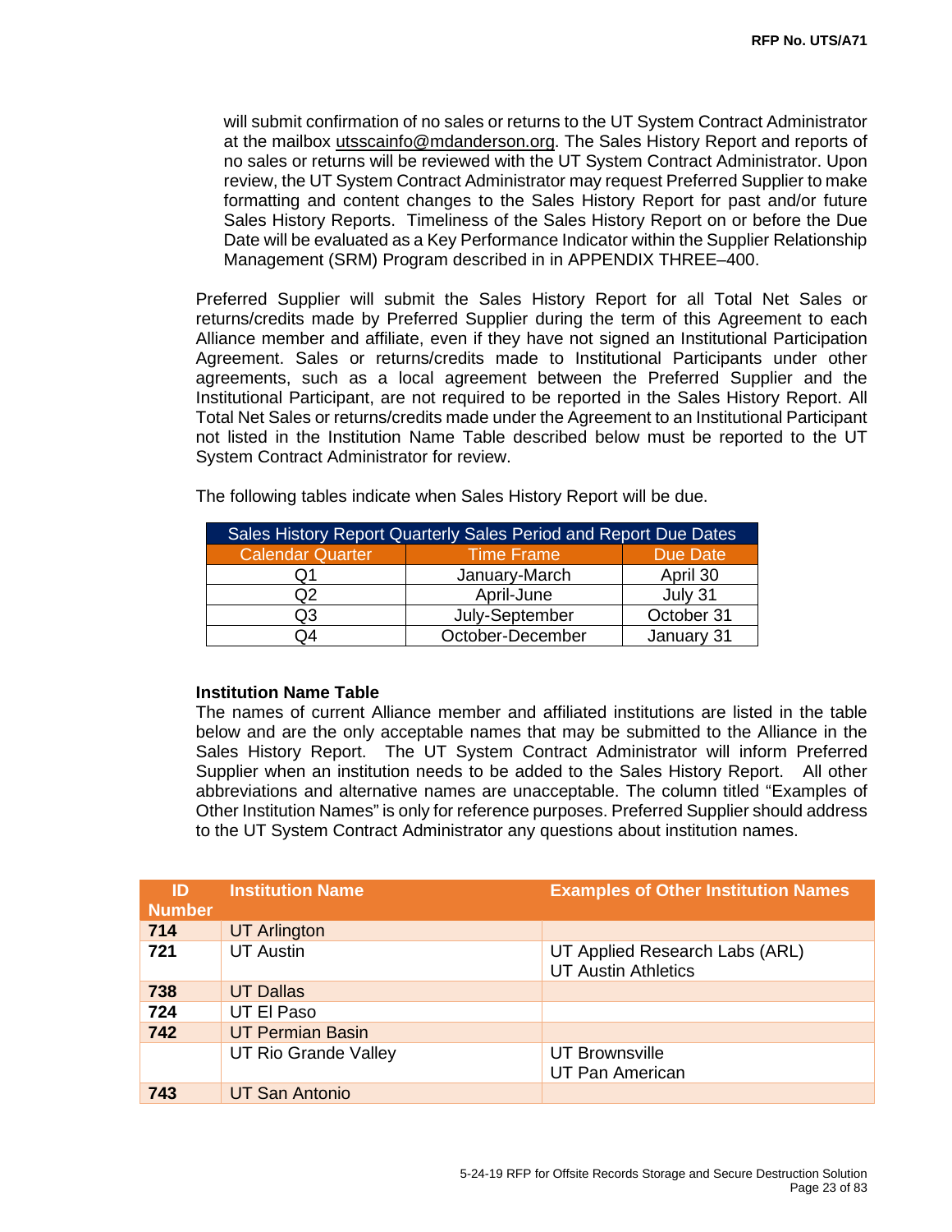will submit confirmation of no sales or returns to the UT System Contract Administrator at the mailbox utsscainfo@mdanderson.org. The Sales History Report and reports of no sales or returns will be reviewed with the UT System Contract Administrator. Upon review, the UT System Contract Administrator may request Preferred Supplier to make formatting and content changes to the Sales History Report for past and/or future Sales History Reports. Timeliness of the Sales History Report on or before the Due Date will be evaluated as a Key Performance Indicator within the Supplier Relationship Management (SRM) Program described in in APPENDIX THREE–400.

Preferred Supplier will submit the Sales History Report for all Total Net Sales or returns/credits made by Preferred Supplier during the term of this Agreement to each Alliance member and affiliate, even if they have not signed an Institutional Participation Agreement. Sales or returns/credits made to Institutional Participants under other agreements, such as a local agreement between the Preferred Supplier and the Institutional Participant, are not required to be reported in the Sales History Report. All Total Net Sales or returns/credits made under the Agreement to an Institutional Participant not listed in the Institution Name Table described below must be reported to the UT System Contract Administrator for review.

The following tables indicate when Sales History Report will be due.

| Sales History Report Quarterly Sales Period and Report Due Dates | | |
|---|---|---|
| Calendar Quarter | Time Frame | Due Date |
| Q1 | January-March | April 30 |
| Q2 | April-June | July 31 |
| Q3 | July-September | October 31 |
| Q4 | October-December | January 31 |

**Institution Name Table**

The names of current Alliance member and affiliated institutions are listed in the table below and are the only acceptable names that may be submitted to the Alliance in the Sales History Report. The UT System Contract Administrator will inform Preferred Supplier when an institution needs to be added to the Sales History Report. All other abbreviations and alternative names are unacceptable. The column titled "Examples of Other Institution Names" is only for reference purposes. Preferred Supplier should address to the UT System Contract Administrator any questions about institution names.

| ID Number | Institution Name | Examples of Other Institution Names |
|---|---|---|
| **714** | UT Arlington | |
| **721** | UT Austin | UT Applied Research Labs (ARL)<br>UT Austin Athletics |
| **738** | UT Dallas | |
| **724** | UT El Paso | |
| **742** | UT Permian Basin | |
| | UT Rio Grande Valley | UT Brownsville<br>UT Pan American |
| **743** | UT San Antonio | |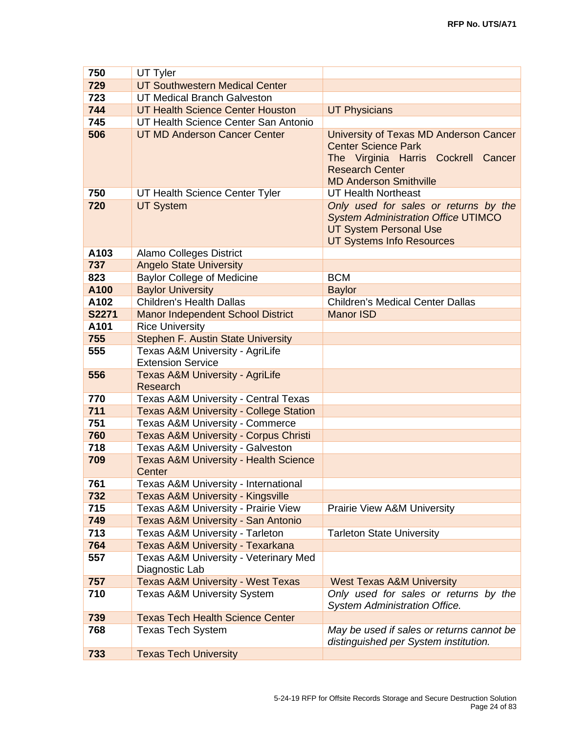| | | |
|---|---|---|
| **750** | UT Tyler | |
| **729** | UT Southwestern Medical Center | |
| **723** | UT Medical Branch Galveston | |
| **744** | UT Health Science Center Houston | UT Physicians |
| **745** | UT Health Science Center San Antonio | |
| **506** | UT MD Anderson Cancer Center | University of Texas MD Anderson Cancer Center Science Park<br>The Virginia Harris Cockrell Cancer Research Center<br>MD Anderson Smithville |
| **750** | UT Health Science Center Tyler | UT Health Northeast |
| **720** | UT System | *Only used for sales or returns by the System Administration Office* UTIMCO<br>UT System Personal Use<br>UT Systems Info Resources |
| **A103** | Alamo Colleges District | |
| **737** | Angelo State University | |
| **823** | Baylor College of Medicine | BCM |
| **A100** | Baylor University | Baylor |
| **A102** | Children's Health Dallas | Children's Medical Center Dallas |
| **S2271** | Manor Independent School District | Manor ISD |
| **A101** | Rice University | |
| **755** | Stephen F. Austin State University | |
| **555** | Texas A&M University - AgriLife Extension Service | |
| **556** | Texas A&M University - AgriLife Research | |
| **770** | Texas A&M University - Central Texas | |
| **711** | Texas A&M University - College Station | |
| **751** | Texas A&M University - Commerce | |
| **760** | Texas A&M University - Corpus Christi | |
| **718** | Texas A&M University - Galveston | |
| **709** | Texas A&M University - Health Science Center | |
| **761** | Texas A&M University - International | |
| **732** | Texas A&M University - Kingsville | |
| **715** | Texas A&M University - Prairie View | Prairie View A&M University |
| **749** | Texas A&M University - San Antonio | |
| **713** | Texas A&M University - Tarleton | Tarleton State University |
| **764** | Texas A&M University - Texarkana | |
| **557** | Texas A&M University - Veterinary Med Diagnostic Lab | |
| **757** | Texas A&M University - West Texas | West Texas A&M University |
| **710** | Texas A&M University System | *Only used for sales or returns by the System Administration Office.* |
| **739** | Texas Tech Health Science Center | |
| **768** | Texas Tech System | *May be used if sales or returns cannot be distinguished per System institution.* |
| **733** | Texas Tech University | |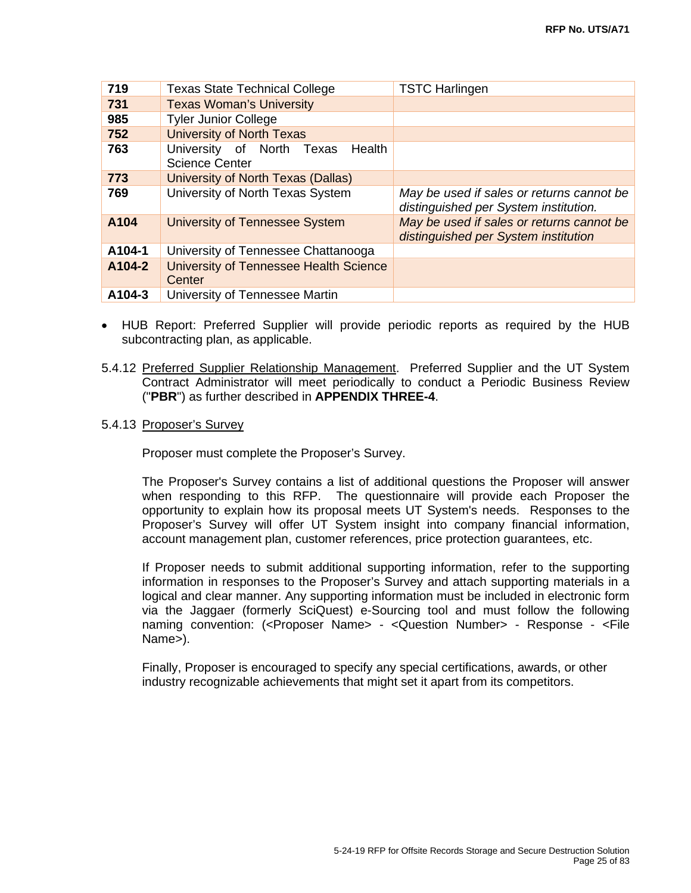| | | |
|---|---|---|
| **719** | Texas State Technical College | TSTC Harlingen |
| **731** | Texas Woman's University | |
| **985** | Tyler Junior College | |
| **752** | University of North Texas | |
| **763** | University of North Texas Health Science Center | |
| **773** | University of North Texas (Dallas) | |
| **769** | University of North Texas System | *May be used if sales or returns cannot be distinguished per System institution.* |
| **A104** | University of Tennessee System | *May be used if sales or returns cannot be distinguished per System institution* |
| **A104-1** | University of Tennessee Chattanooga | |
| **A104-2** | University of Tennessee Health Science Center | |
| **A104-3** | University of Tennessee Martin | |

- HUB Report: Preferred Supplier will provide periodic reports as required by the HUB subcontracting plan, as applicable.

5.4.12 Preferred Supplier Relationship Management. Preferred Supplier and the UT System Contract Administrator will meet periodically to conduct a Periodic Business Review ("**PBR**") as further described in **APPENDIX THREE-4**.

5.4.13 Proposer's Survey

Proposer must complete the Proposer's Survey.

The Proposer's Survey contains a list of additional questions the Proposer will answer when responding to this RFP. The questionnaire will provide each Proposer the opportunity to explain how its proposal meets UT System's needs. Responses to the Proposer's Survey will offer UT System insight into company financial information, account management plan, customer references, price protection guarantees, etc.

If Proposer needs to submit additional supporting information, refer to the supporting information in responses to the Proposer's Survey and attach supporting materials in a logical and clear manner. Any supporting information must be included in electronic form via the Jaggaer (formerly SciQuest) e-Sourcing tool and must follow the following naming convention: (<Proposer Name> - <Question Number> - Response - <File Name>).

Finally, Proposer is encouraged to specify any special certifications, awards, or other industry recognizable achievements that might set it apart from its competitors.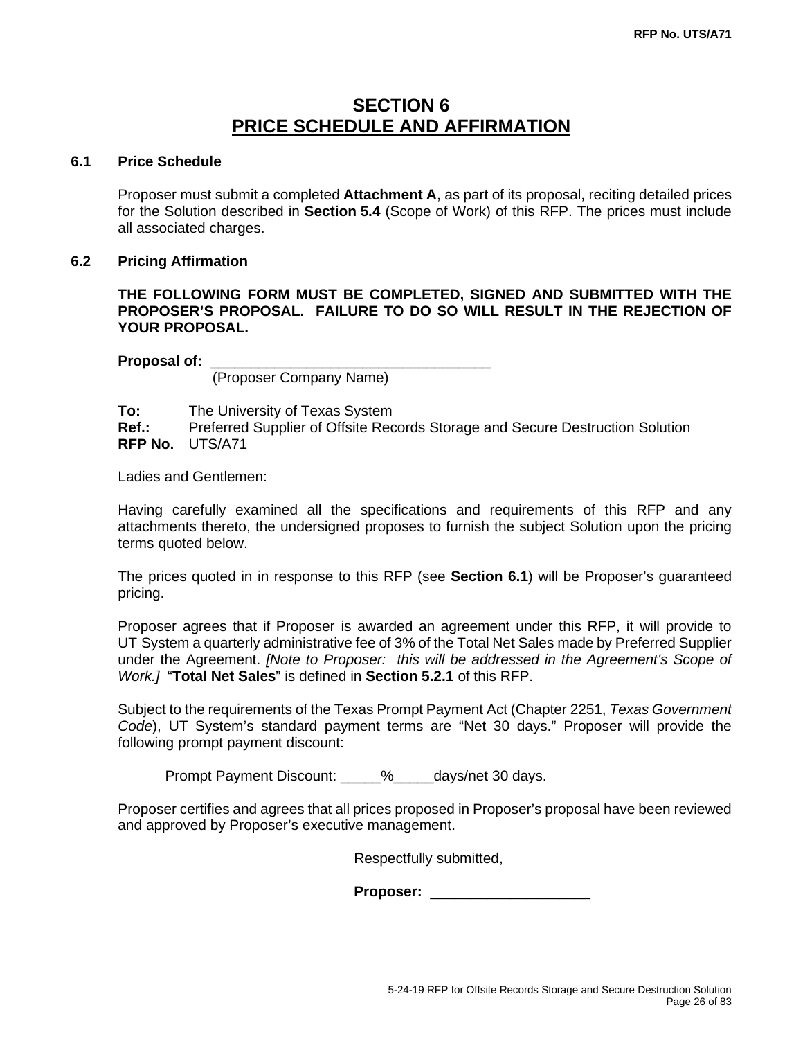# SECTION 6
# PRICE SCHEDULE AND AFFIRMATION

## 6.1 Price Schedule

Proposer must submit a completed **Attachment A**, as part of its proposal, reciting detailed prices for the Solution described in **Section 5.4** (Scope of Work) of this RFP. The prices must include all associated charges.

## 6.2 Pricing Affirmation

**THE FOLLOWING FORM MUST BE COMPLETED, SIGNED AND SUBMITTED WITH THE PROPOSER'S PROPOSAL. FAILURE TO DO SO WILL RESULT IN THE REJECTION OF YOUR PROPOSAL.**

**Proposal of:** ___________________________________
(Proposer Company Name)

**To:** The University of Texas System
**Ref.:** Preferred Supplier of Offsite Records Storage and Secure Destruction Solution
**RFP No.** UTS/A71

Ladies and Gentlemen:

Having carefully examined all the specifications and requirements of this RFP and any attachments thereto, the undersigned proposes to furnish the subject Solution upon the pricing terms quoted below.

The prices quoted in in response to this RFP (see **Section 6.1**) will be Proposer's guaranteed pricing.

Proposer agrees that if Proposer is awarded an agreement under this RFP, it will provide to UT System a quarterly administrative fee of 3% of the Total Net Sales made by Preferred Supplier under the Agreement. *[Note to Proposer: this will be addressed in the Agreement's Scope of Work.]* "**Total Net Sales**" is defined in **Section 5.2.1** of this RFP.

Subject to the requirements of the Texas Prompt Payment Act (Chapter 2251, *Texas Government Code*), UT System's standard payment terms are "Net 30 days." Proposer will provide the following prompt payment discount:

Prompt Payment Discount: _____%_____days/net 30 days.

Proposer certifies and agrees that all prices proposed in Proposer's proposal have been reviewed and approved by Proposer's executive management.

Respectfully submitted,

**Proposer:** ____________________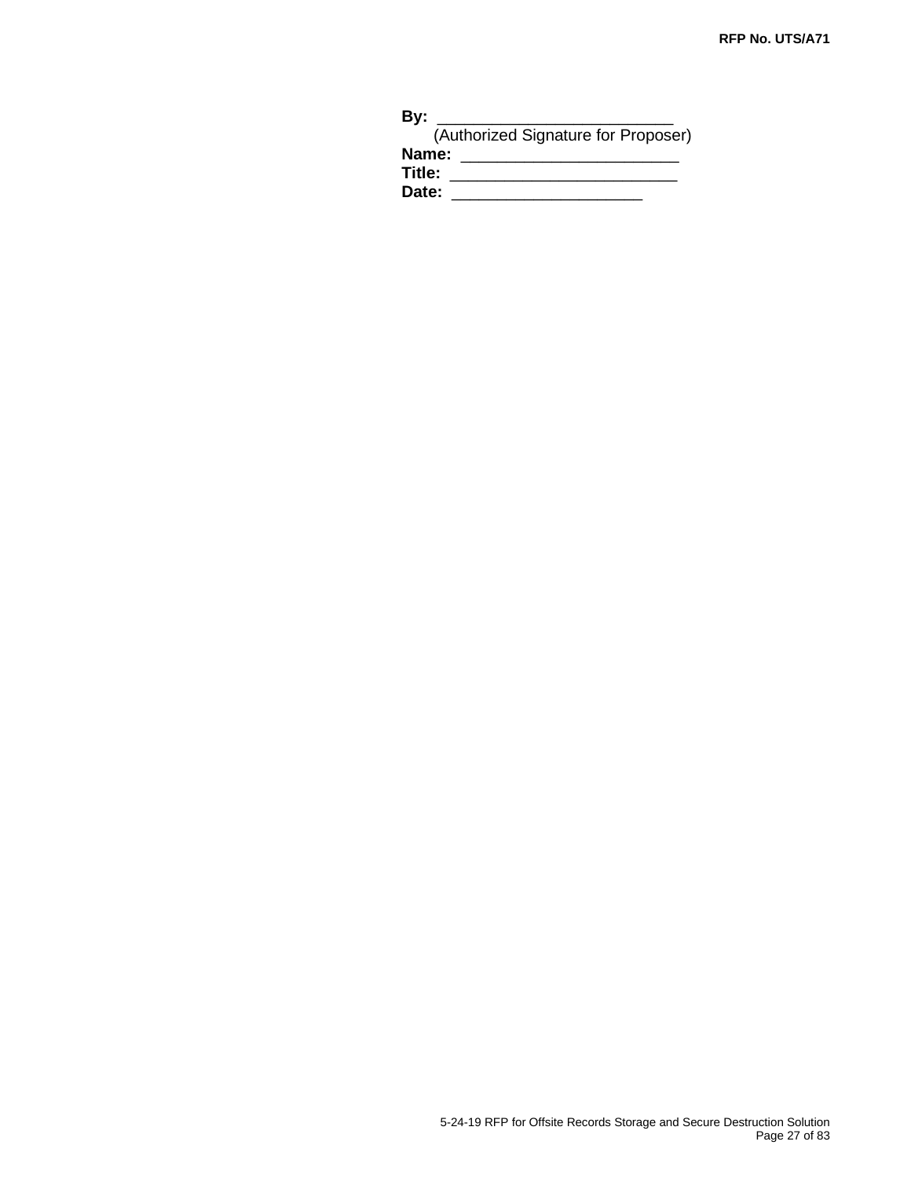**By:** ___________________________
(Authorized Signature for Proposer)
**Name:** _________________________
**Title:** __________________________
**Date:** _____________________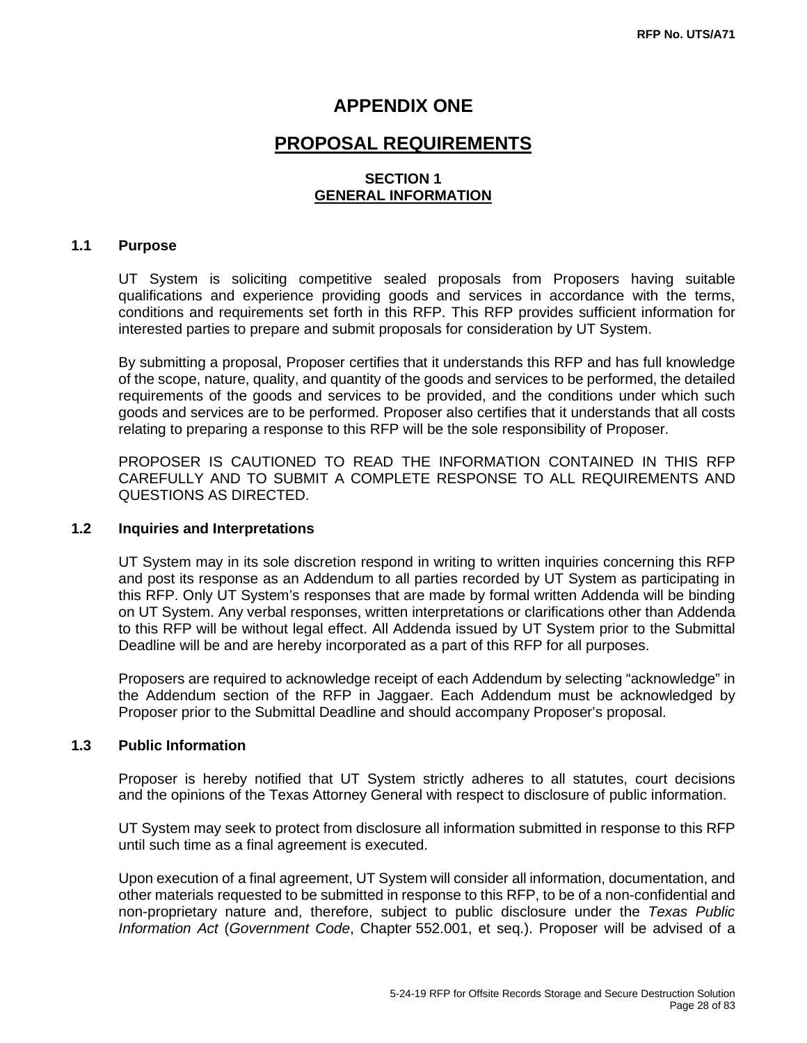# APPENDIX ONE

## PROPOSAL REQUIREMENTS

### SECTION 1
### GENERAL INFORMATION

#### 1.1 Purpose

UT System is soliciting competitive sealed proposals from Proposers having suitable qualifications and experience providing goods and services in accordance with the terms, conditions and requirements set forth in this RFP. This RFP provides sufficient information for interested parties to prepare and submit proposals for consideration by UT System.

By submitting a proposal, Proposer certifies that it understands this RFP and has full knowledge of the scope, nature, quality, and quantity of the goods and services to be performed, the detailed requirements of the goods and services to be provided, and the conditions under which such goods and services are to be performed. Proposer also certifies that it understands that all costs relating to preparing a response to this RFP will be the sole responsibility of Proposer.

PROPOSER IS CAUTIONED TO READ THE INFORMATION CONTAINED IN THIS RFP CAREFULLY AND TO SUBMIT A COMPLETE RESPONSE TO ALL REQUIREMENTS AND QUESTIONS AS DIRECTED.

#### 1.2 Inquiries and Interpretations

UT System may in its sole discretion respond in writing to written inquiries concerning this RFP and post its response as an Addendum to all parties recorded by UT System as participating in this RFP. Only UT System's responses that are made by formal written Addenda will be binding on UT System. Any verbal responses, written interpretations or clarifications other than Addenda to this RFP will be without legal effect. All Addenda issued by UT System prior to the Submittal Deadline will be and are hereby incorporated as a part of this RFP for all purposes.

Proposers are required to acknowledge receipt of each Addendum by selecting "acknowledge" in the Addendum section of the RFP in Jaggaer. Each Addendum must be acknowledged by Proposer prior to the Submittal Deadline and should accompany Proposer's proposal.

#### 1.3 Public Information

Proposer is hereby notified that UT System strictly adheres to all statutes, court decisions and the opinions of the Texas Attorney General with respect to disclosure of public information.

UT System may seek to protect from disclosure all information submitted in response to this RFP until such time as a final agreement is executed.

Upon execution of a final agreement, UT System will consider all information, documentation, and other materials requested to be submitted in response to this RFP, to be of a non-confidential and non-proprietary nature and, therefore, subject to public disclosure under the *Texas Public Information Act* (*Government Code*, Chapter 552.001, et seq.). Proposer will be advised of a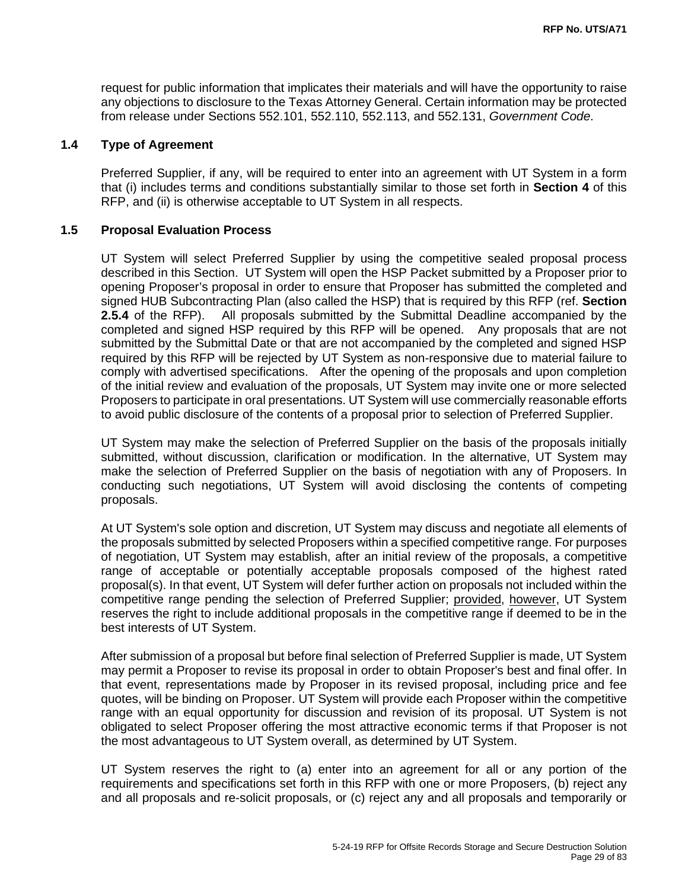request for public information that implicates their materials and will have the opportunity to raise any objections to disclosure to the Texas Attorney General. Certain information may be protected from release under Sections 552.101, 552.110, 552.113, and 552.131, *Government Code*.

## 1.4 Type of Agreement

Preferred Supplier, if any, will be required to enter into an agreement with UT System in a form that (i) includes terms and conditions substantially similar to those set forth in **Section 4** of this RFP, and (ii) is otherwise acceptable to UT System in all respects.

## 1.5 Proposal Evaluation Process

UT System will select Preferred Supplier by using the competitive sealed proposal process described in this Section. UT System will open the HSP Packet submitted by a Proposer prior to opening Proposer's proposal in order to ensure that Proposer has submitted the completed and signed HUB Subcontracting Plan (also called the HSP) that is required by this RFP (ref. **Section 2.5.4** of the RFP). All proposals submitted by the Submittal Deadline accompanied by the completed and signed HSP required by this RFP will be opened. Any proposals that are not submitted by the Submittal Date or that are not accompanied by the completed and signed HSP required by this RFP will be rejected by UT System as non-responsive due to material failure to comply with advertised specifications. After the opening of the proposals and upon completion of the initial review and evaluation of the proposals, UT System may invite one or more selected Proposers to participate in oral presentations. UT System will use commercially reasonable efforts to avoid public disclosure of the contents of a proposal prior to selection of Preferred Supplier.

UT System may make the selection of Preferred Supplier on the basis of the proposals initially submitted, without discussion, clarification or modification. In the alternative, UT System may make the selection of Preferred Supplier on the basis of negotiation with any of Proposers. In conducting such negotiations, UT System will avoid disclosing the contents of competing proposals.

At UT System's sole option and discretion, UT System may discuss and negotiate all elements of the proposals submitted by selected Proposers within a specified competitive range. For purposes of negotiation, UT System may establish, after an initial review of the proposals, a competitive range of acceptable or potentially acceptable proposals composed of the highest rated proposal(s). In that event, UT System will defer further action on proposals not included within the competitive range pending the selection of Preferred Supplier; provided, however, UT System reserves the right to include additional proposals in the competitive range if deemed to be in the best interests of UT System.

After submission of a proposal but before final selection of Preferred Supplier is made, UT System may permit a Proposer to revise its proposal in order to obtain Proposer's best and final offer. In that event, representations made by Proposer in its revised proposal, including price and fee quotes, will be binding on Proposer. UT System will provide each Proposer within the competitive range with an equal opportunity for discussion and revision of its proposal. UT System is not obligated to select Proposer offering the most attractive economic terms if that Proposer is not the most advantageous to UT System overall, as determined by UT System.

UT System reserves the right to (a) enter into an agreement for all or any portion of the requirements and specifications set forth in this RFP with one or more Proposers, (b) reject any and all proposals and re-solicit proposals, or (c) reject any and all proposals and temporarily or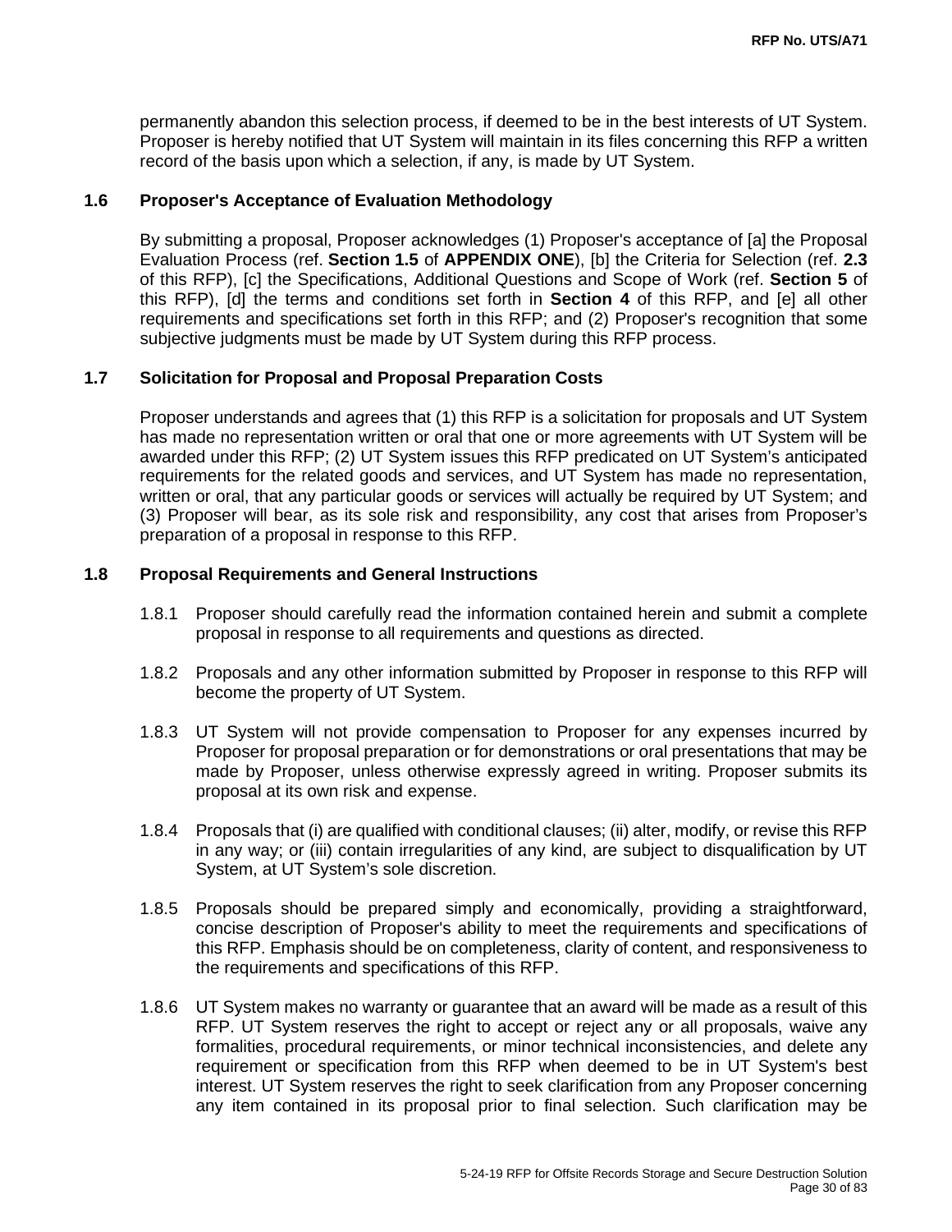permanently abandon this selection process, if deemed to be in the best interests of UT System. Proposer is hereby notified that UT System will maintain in its files concerning this RFP a written record of the basis upon which a selection, if any, is made by UT System.

### 1.6 Proposer's Acceptance of Evaluation Methodology

By submitting a proposal, Proposer acknowledges (1) Proposer's acceptance of [a] the Proposal Evaluation Process (ref. **Section 1.5** of **APPENDIX ONE**), [b] the Criteria for Selection (ref. **2.3** of this RFP), [c] the Specifications, Additional Questions and Scope of Work (ref. **Section 5** of this RFP), [d] the terms and conditions set forth in **Section 4** of this RFP, and [e] all other requirements and specifications set forth in this RFP; and (2) Proposer's recognition that some subjective judgments must be made by UT System during this RFP process.

### 1.7 Solicitation for Proposal and Proposal Preparation Costs

Proposer understands and agrees that (1) this RFP is a solicitation for proposals and UT System has made no representation written or oral that one or more agreements with UT System will be awarded under this RFP; (2) UT System issues this RFP predicated on UT System's anticipated requirements for the related goods and services, and UT System has made no representation, written or oral, that any particular goods or services will actually be required by UT System; and (3) Proposer will bear, as its sole risk and responsibility, any cost that arises from Proposer's preparation of a proposal in response to this RFP.

### 1.8 Proposal Requirements and General Instructions

1.8.1 Proposer should carefully read the information contained herein and submit a complete proposal in response to all requirements and questions as directed.

1.8.2 Proposals and any other information submitted by Proposer in response to this RFP will become the property of UT System.

1.8.3 UT System will not provide compensation to Proposer for any expenses incurred by Proposer for proposal preparation or for demonstrations or oral presentations that may be made by Proposer, unless otherwise expressly agreed in writing. Proposer submits its proposal at its own risk and expense.

1.8.4 Proposals that (i) are qualified with conditional clauses; (ii) alter, modify, or revise this RFP in any way; or (iii) contain irregularities of any kind, are subject to disqualification by UT System, at UT System's sole discretion.

1.8.5 Proposals should be prepared simply and economically, providing a straightforward, concise description of Proposer's ability to meet the requirements and specifications of this RFP. Emphasis should be on completeness, clarity of content, and responsiveness to the requirements and specifications of this RFP.

1.8.6 UT System makes no warranty or guarantee that an award will be made as a result of this RFP. UT System reserves the right to accept or reject any or all proposals, waive any formalities, procedural requirements, or minor technical inconsistencies, and delete any requirement or specification from this RFP when deemed to be in UT System's best interest. UT System reserves the right to seek clarification from any Proposer concerning any item contained in its proposal prior to final selection. Such clarification may be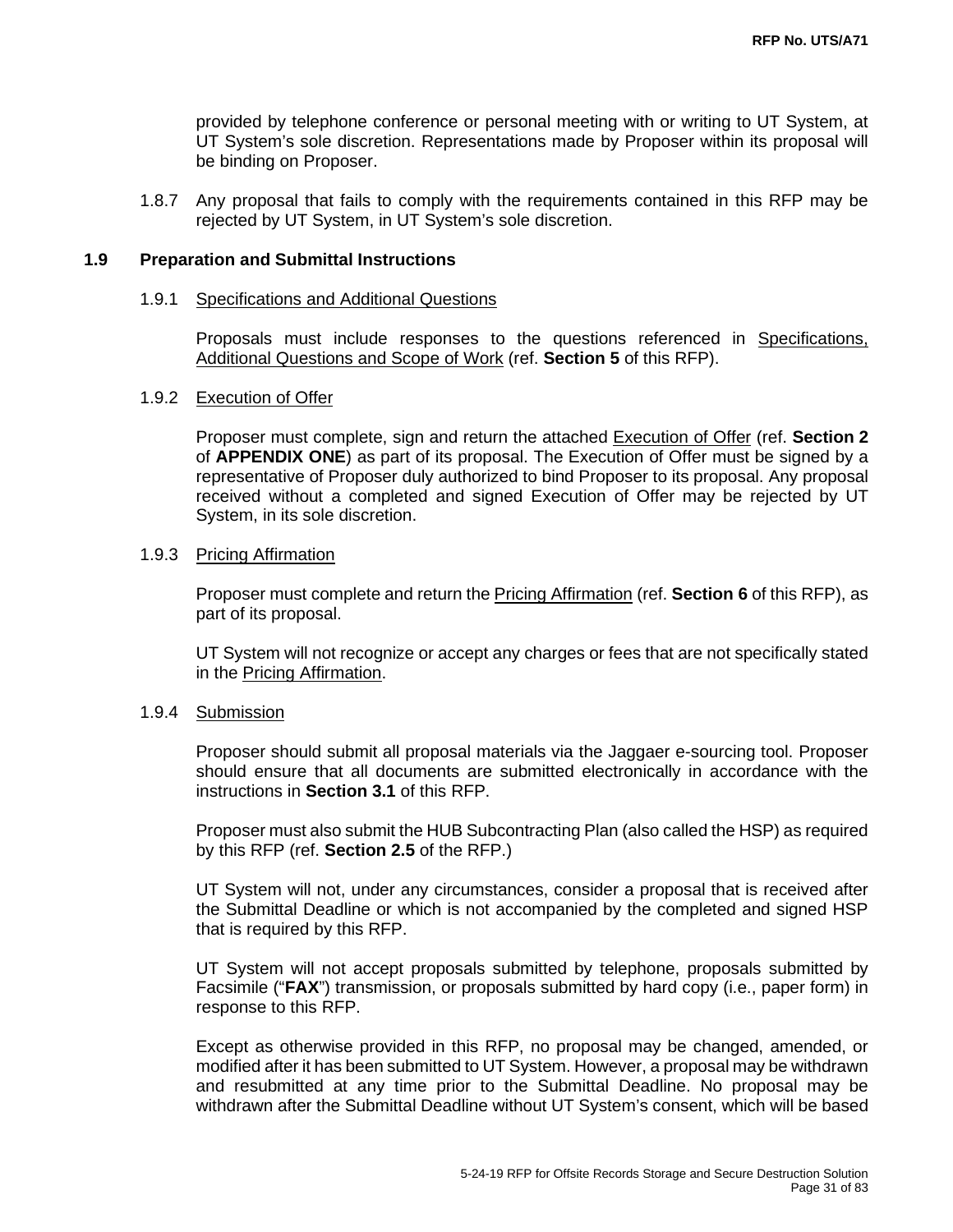provided by telephone conference or personal meeting with or writing to UT System, at UT System's sole discretion. Representations made by Proposer within its proposal will be binding on Proposer.

1.8.7 Any proposal that fails to comply with the requirements contained in this RFP may be rejected by UT System, in UT System's sole discretion.

## 1.9 Preparation and Submittal Instructions

1.9.1 Specifications and Additional Questions

Proposals must include responses to the questions referenced in Specifications, Additional Questions and Scope of Work (ref. **Section 5** of this RFP).

1.9.2 Execution of Offer

Proposer must complete, sign and return the attached Execution of Offer (ref. **Section 2** of **APPENDIX ONE**) as part of its proposal. The Execution of Offer must be signed by a representative of Proposer duly authorized to bind Proposer to its proposal. Any proposal received without a completed and signed Execution of Offer may be rejected by UT System, in its sole discretion.

1.9.3 Pricing Affirmation

Proposer must complete and return the Pricing Affirmation (ref. **Section 6** of this RFP), as part of its proposal.

UT System will not recognize or accept any charges or fees that are not specifically stated in the Pricing Affirmation.

1.9.4 Submission

Proposer should submit all proposal materials via the Jaggaer e-sourcing tool. Proposer should ensure that all documents are submitted electronically in accordance with the instructions in **Section 3.1** of this RFP.

Proposer must also submit the HUB Subcontracting Plan (also called the HSP) as required by this RFP (ref. **Section 2.5** of the RFP.)

UT System will not, under any circumstances, consider a proposal that is received after the Submittal Deadline or which is not accompanied by the completed and signed HSP that is required by this RFP.

UT System will not accept proposals submitted by telephone, proposals submitted by Facsimile ("**FAX**") transmission, or proposals submitted by hard copy (i.e., paper form) in response to this RFP.

Except as otherwise provided in this RFP, no proposal may be changed, amended, or modified after it has been submitted to UT System. However, a proposal may be withdrawn and resubmitted at any time prior to the Submittal Deadline. No proposal may be withdrawn after the Submittal Deadline without UT System's consent, which will be based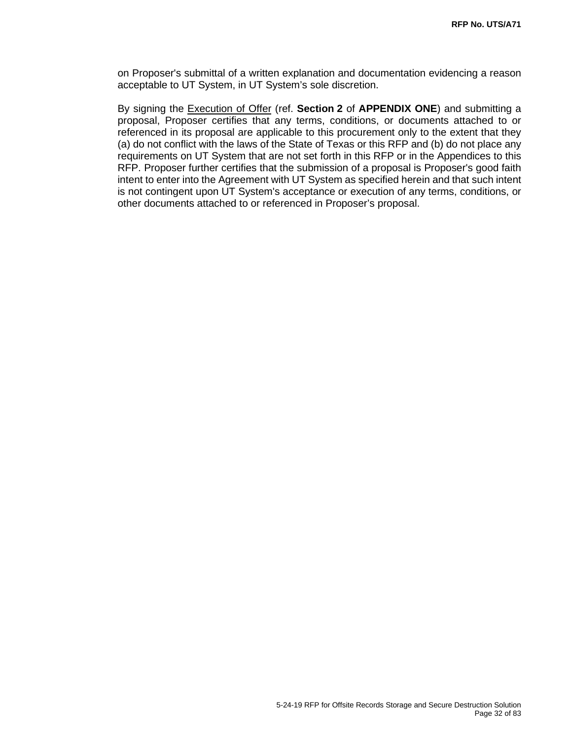on Proposer's submittal of a written explanation and documentation evidencing a reason acceptable to UT System, in UT System's sole discretion.

By signing the Execution of Offer (ref. **Section 2** of **APPENDIX ONE**) and submitting a proposal, Proposer certifies that any terms, conditions, or documents attached to or referenced in its proposal are applicable to this procurement only to the extent that they (a) do not conflict with the laws of the State of Texas or this RFP and (b) do not place any requirements on UT System that are not set forth in this RFP or in the Appendices to this RFP. Proposer further certifies that the submission of a proposal is Proposer's good faith intent to enter into the Agreement with UT System as specified herein and that such intent is not contingent upon UT System's acceptance or execution of any terms, conditions, or other documents attached to or referenced in Proposer's proposal.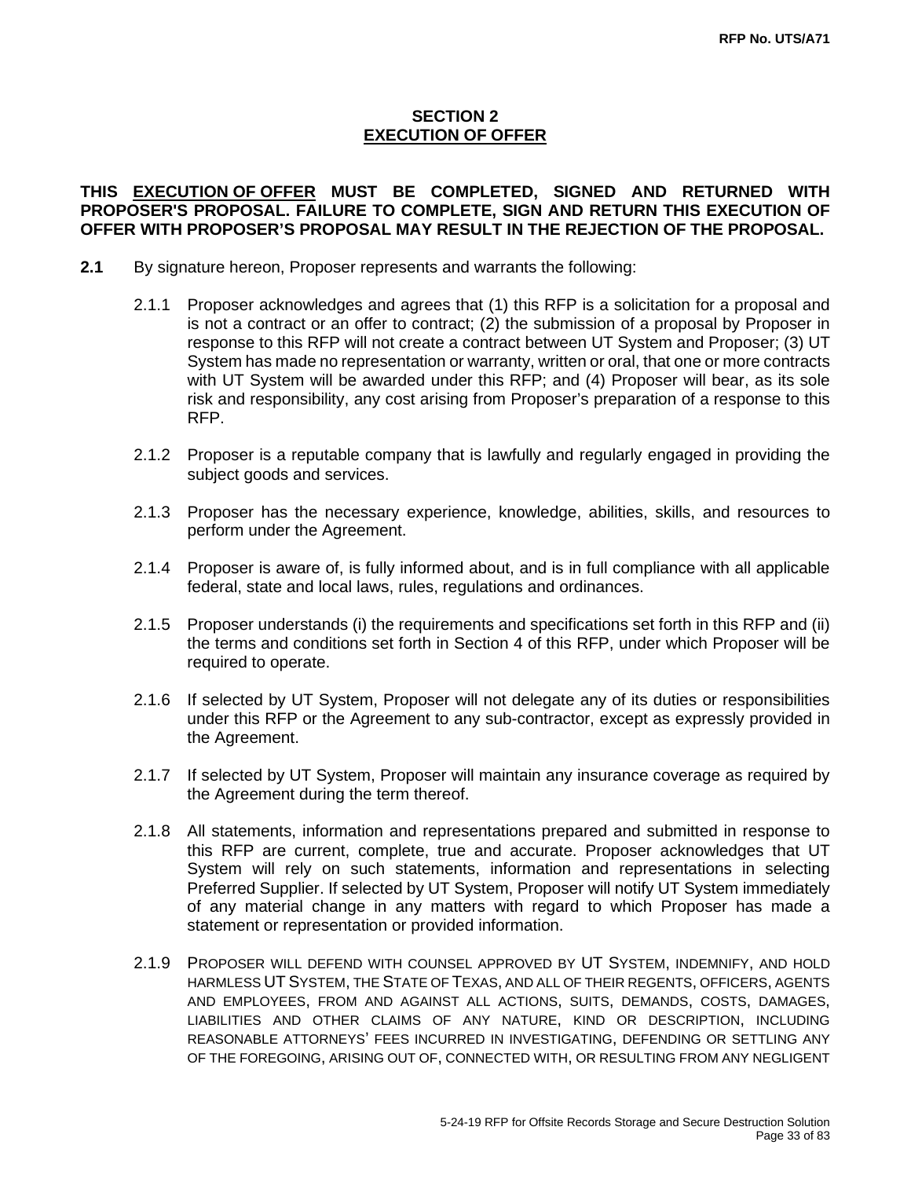## SECTION 2
## EXECUTION OF OFFER

**THIS EXECUTION OF OFFER MUST BE COMPLETED, SIGNED AND RETURNED WITH PROPOSER'S PROPOSAL. FAILURE TO COMPLETE, SIGN AND RETURN THIS EXECUTION OF OFFER WITH PROPOSER'S PROPOSAL MAY RESULT IN THE REJECTION OF THE PROPOSAL.**

**2.1** By signature hereon, Proposer represents and warrants the following:

2.1.1 Proposer acknowledges and agrees that (1) this RFP is a solicitation for a proposal and is not a contract or an offer to contract; (2) the submission of a proposal by Proposer in response to this RFP will not create a contract between UT System and Proposer; (3) UT System has made no representation or warranty, written or oral, that one or more contracts with UT System will be awarded under this RFP; and (4) Proposer will bear, as its sole risk and responsibility, any cost arising from Proposer's preparation of a response to this RFP.

2.1.2 Proposer is a reputable company that is lawfully and regularly engaged in providing the subject goods and services.

2.1.3 Proposer has the necessary experience, knowledge, abilities, skills, and resources to perform under the Agreement.

2.1.4 Proposer is aware of, is fully informed about, and is in full compliance with all applicable federal, state and local laws, rules, regulations and ordinances.

2.1.5 Proposer understands (i) the requirements and specifications set forth in this RFP and (ii) the terms and conditions set forth in Section 4 of this RFP, under which Proposer will be required to operate.

2.1.6 If selected by UT System, Proposer will not delegate any of its duties or responsibilities under this RFP or the Agreement to any sub-contractor, except as expressly provided in the Agreement.

2.1.7 If selected by UT System, Proposer will maintain any insurance coverage as required by the Agreement during the term thereof.

2.1.8 All statements, information and representations prepared and submitted in response to this RFP are current, complete, true and accurate. Proposer acknowledges that UT System will rely on such statements, information and representations in selecting Preferred Supplier. If selected by UT System, Proposer will notify UT System immediately of any material change in any matters with regard to which Proposer has made a statement or representation or provided information.

2.1.9 PROPOSER WILL DEFEND WITH COUNSEL APPROVED BY UT SYSTEM, INDEMNIFY, AND HOLD HARMLESS UT SYSTEM, THE STATE OF TEXAS, AND ALL OF THEIR REGENTS, OFFICERS, AGENTS AND EMPLOYEES, FROM AND AGAINST ALL ACTIONS, SUITS, DEMANDS, COSTS, DAMAGES, LIABILITIES AND OTHER CLAIMS OF ANY NATURE, KIND OR DESCRIPTION, INCLUDING REASONABLE ATTORNEYS' FEES INCURRED IN INVESTIGATING, DEFENDING OR SETTLING ANY OF THE FOREGOING, ARISING OUT OF, CONNECTED WITH, OR RESULTING FROM ANY NEGLIGENT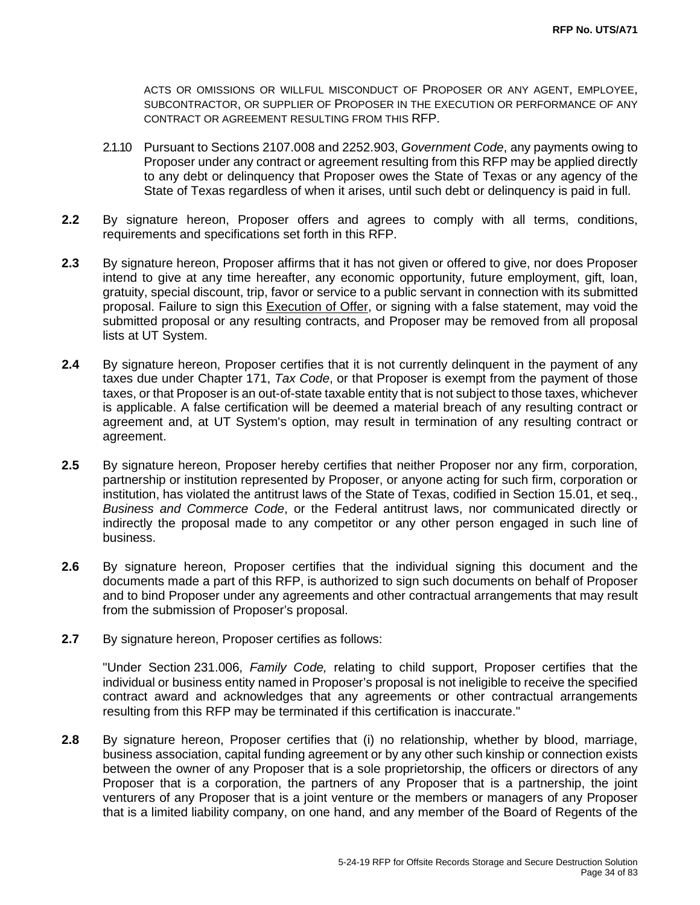ACTS OR OMISSIONS OR WILLFUL MISCONDUCT OF PROPOSER OR ANY AGENT, EMPLOYEE, SUBCONTRACTOR, OR SUPPLIER OF PROPOSER IN THE EXECUTION OR PERFORMANCE OF ANY CONTRACT OR AGREEMENT RESULTING FROM THIS RFP.

2.1.10 Pursuant to Sections 2107.008 and 2252.903, *Government Code*, any payments owing to Proposer under any contract or agreement resulting from this RFP may be applied directly to any debt or delinquency that Proposer owes the State of Texas or any agency of the State of Texas regardless of when it arises, until such debt or delinquency is paid in full.

**2.2** By signature hereon, Proposer offers and agrees to comply with all terms, conditions, requirements and specifications set forth in this RFP.

**2.3** By signature hereon, Proposer affirms that it has not given or offered to give, nor does Proposer intend to give at any time hereafter, any economic opportunity, future employment, gift, loan, gratuity, special discount, trip, favor or service to a public servant in connection with its submitted proposal. Failure to sign this Execution of Offer, or signing with a false statement, may void the submitted proposal or any resulting contracts, and Proposer may be removed from all proposal lists at UT System.

**2.4** By signature hereon, Proposer certifies that it is not currently delinquent in the payment of any taxes due under Chapter 171, *Tax Code*, or that Proposer is exempt from the payment of those taxes, or that Proposer is an out-of-state taxable entity that is not subject to those taxes, whichever is applicable. A false certification will be deemed a material breach of any resulting contract or agreement and, at UT System's option, may result in termination of any resulting contract or agreement.

**2.5** By signature hereon, Proposer hereby certifies that neither Proposer nor any firm, corporation, partnership or institution represented by Proposer, or anyone acting for such firm, corporation or institution, has violated the antitrust laws of the State of Texas, codified in Section 15.01, et seq., *Business and Commerce Code*, or the Federal antitrust laws, nor communicated directly or indirectly the proposal made to any competitor or any other person engaged in such line of business.

**2.6** By signature hereon, Proposer certifies that the individual signing this document and the documents made a part of this RFP, is authorized to sign such documents on behalf of Proposer and to bind Proposer under any agreements and other contractual arrangements that may result from the submission of Proposer's proposal.

**2.7** By signature hereon, Proposer certifies as follows:

"Under Section 231.006, *Family Code,* relating to child support, Proposer certifies that the individual or business entity named in Proposer's proposal is not ineligible to receive the specified contract award and acknowledges that any agreements or other contractual arrangements resulting from this RFP may be terminated if this certification is inaccurate."

**2.8** By signature hereon, Proposer certifies that (i) no relationship, whether by blood, marriage, business association, capital funding agreement or by any other such kinship or connection exists between the owner of any Proposer that is a sole proprietorship, the officers or directors of any Proposer that is a corporation, the partners of any Proposer that is a partnership, the joint venturers of any Proposer that is a joint venture or the members or managers of any Proposer that is a limited liability company, on one hand, and any member of the Board of Regents of the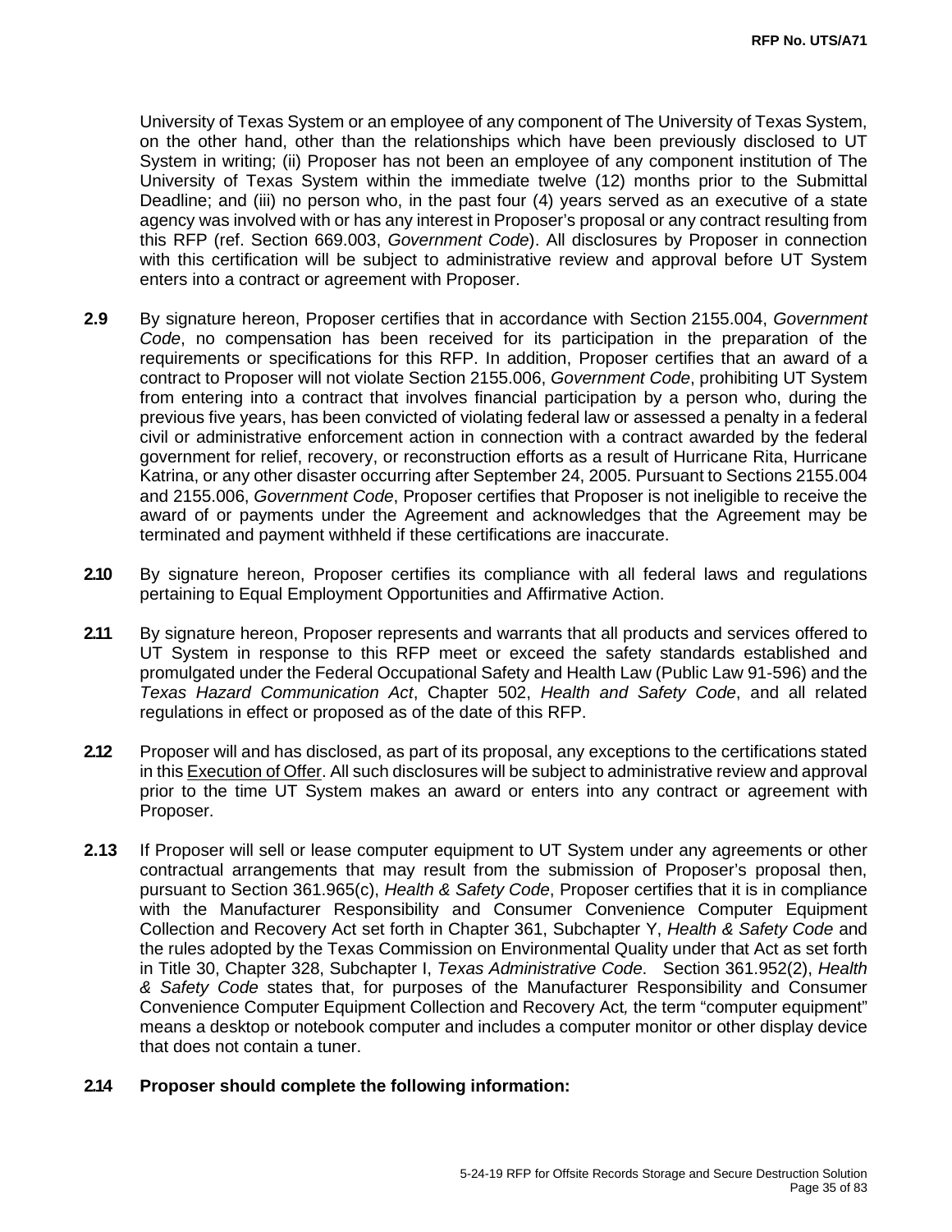University of Texas System or an employee of any component of The University of Texas System, on the other hand, other than the relationships which have been previously disclosed to UT System in writing; (ii) Proposer has not been an employee of any component institution of The University of Texas System within the immediate twelve (12) months prior to the Submittal Deadline; and (iii) no person who, in the past four (4) years served as an executive of a state agency was involved with or has any interest in Proposer's proposal or any contract resulting from this RFP (ref. Section 669.003, *Government Code*). All disclosures by Proposer in connection with this certification will be subject to administrative review and approval before UT System enters into a contract or agreement with Proposer.

**2.9** By signature hereon, Proposer certifies that in accordance with Section 2155.004, *Government Code*, no compensation has been received for its participation in the preparation of the requirements or specifications for this RFP. In addition, Proposer certifies that an award of a contract to Proposer will not violate Section 2155.006, *Government Code*, prohibiting UT System from entering into a contract that involves financial participation by a person who, during the previous five years, has been convicted of violating federal law or assessed a penalty in a federal civil or administrative enforcement action in connection with a contract awarded by the federal government for relief, recovery, or reconstruction efforts as a result of Hurricane Rita, Hurricane Katrina, or any other disaster occurring after September 24, 2005. Pursuant to Sections 2155.004 and 2155.006, *Government Code*, Proposer certifies that Proposer is not ineligible to receive the award of or payments under the Agreement and acknowledges that the Agreement may be terminated and payment withheld if these certifications are inaccurate.

**2.10** By signature hereon, Proposer certifies its compliance with all federal laws and regulations pertaining to Equal Employment Opportunities and Affirmative Action.

**2.11** By signature hereon, Proposer represents and warrants that all products and services offered to UT System in response to this RFP meet or exceed the safety standards established and promulgated under the Federal Occupational Safety and Health Law (Public Law 91-596) and the *Texas Hazard Communication Act*, Chapter 502, *Health and Safety Code*, and all related regulations in effect or proposed as of the date of this RFP.

**2.12** Proposer will and has disclosed, as part of its proposal, any exceptions to the certifications stated in this Execution of Offer. All such disclosures will be subject to administrative review and approval prior to the time UT System makes an award or enters into any contract or agreement with Proposer.

**2.13** If Proposer will sell or lease computer equipment to UT System under any agreements or other contractual arrangements that may result from the submission of Proposer's proposal then, pursuant to Section 361.965(c), *Health & Safety Code*, Proposer certifies that it is in compliance with the Manufacturer Responsibility and Consumer Convenience Computer Equipment Collection and Recovery Act set forth in Chapter 361, Subchapter Y, *Health & Safety Code* and the rules adopted by the Texas Commission on Environmental Quality under that Act as set forth in Title 30, Chapter 328, Subchapter I, *Texas Administrative Code*. Section 361.952(2), *Health & Safety Code* states that, for purposes of the Manufacturer Responsibility and Consumer Convenience Computer Equipment Collection and Recovery Act, the term "computer equipment" means a desktop or notebook computer and includes a computer monitor or other display device that does not contain a tuner.

**2.14 Proposer should complete the following information:**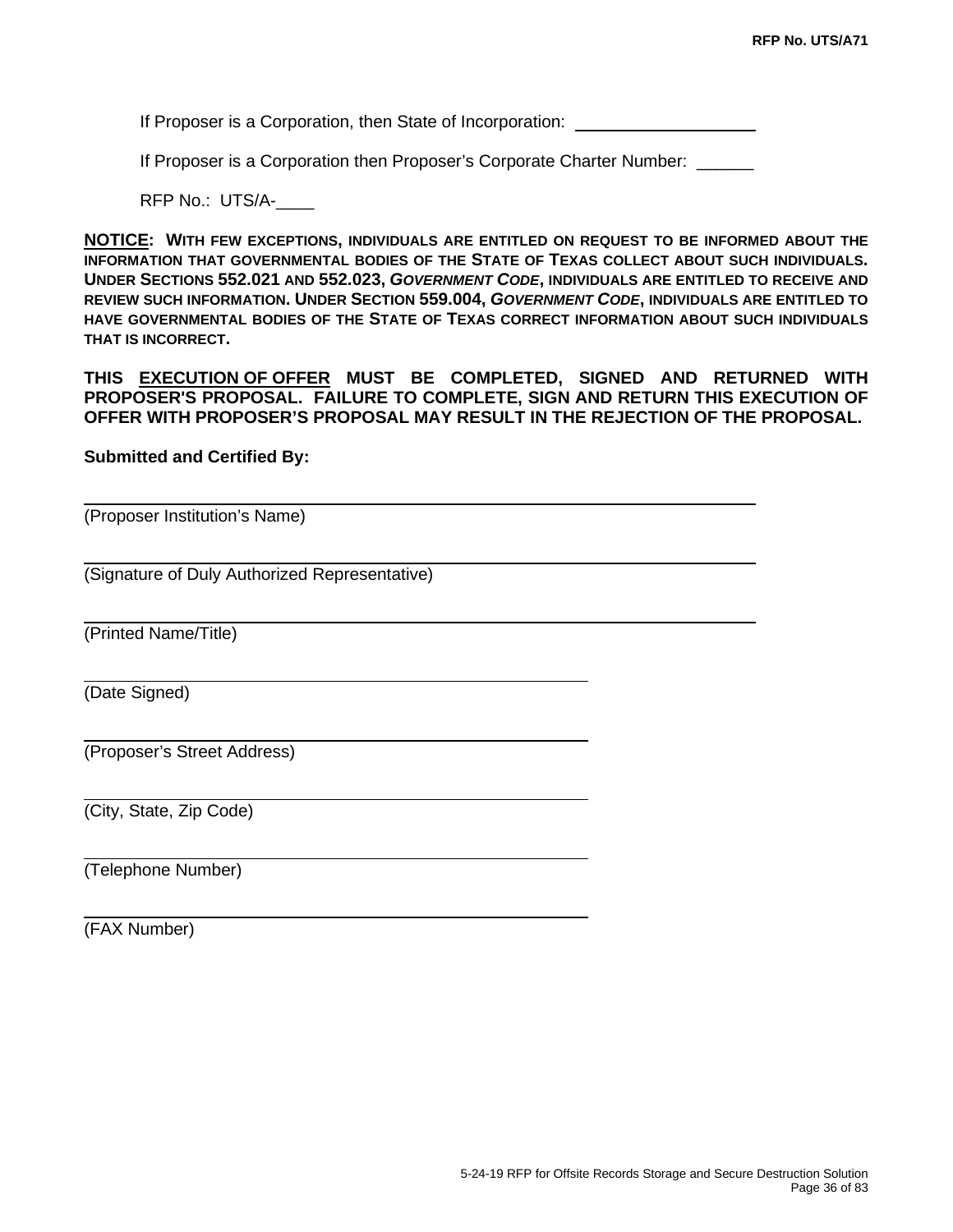If Proposer is a Corporation, then State of Incorporation: ____________________

If Proposer is a Corporation then Proposer's Corporate Charter Number: ______

RFP No.: UTS/A-____

**NOTICE**: **WITH FEW EXCEPTIONS, INDIVIDUALS ARE ENTITLED ON REQUEST TO BE INFORMED ABOUT THE INFORMATION THAT GOVERNMENTAL BODIES OF THE STATE OF TEXAS COLLECT ABOUT SUCH INDIVIDUALS. UNDER SECTIONS 552.021 AND 552.023, *GOVERNMENT CODE*, INDIVIDUALS ARE ENTITLED TO RECEIVE AND REVIEW SUCH INFORMATION. UNDER SECTION 559.004, *GOVERNMENT CODE*, INDIVIDUALS ARE ENTITLED TO HAVE GOVERNMENTAL BODIES OF THE STATE OF TEXAS CORRECT INFORMATION ABOUT SUCH INDIVIDUALS THAT IS INCORRECT.**

**THIS EXECUTION OF OFFER MUST BE COMPLETED, SIGNED AND RETURNED WITH PROPOSER'S PROPOSAL. FAILURE TO COMPLETE, SIGN AND RETURN THIS EXECUTION OF OFFER WITH PROPOSER'S PROPOSAL MAY RESULT IN THE REJECTION OF THE PROPOSAL.**

**Submitted and Certified By:**

________________________________________
(Proposer Institution's Name)

________________________________________
(Signature of Duly Authorized Representative)

________________________________________
(Printed Name/Title)

________________________________________
(Date Signed)

________________________________________
(Proposer's Street Address)

________________________________________
(City, State, Zip Code)

________________________________________
(Telephone Number)

________________________________________
(FAX Number)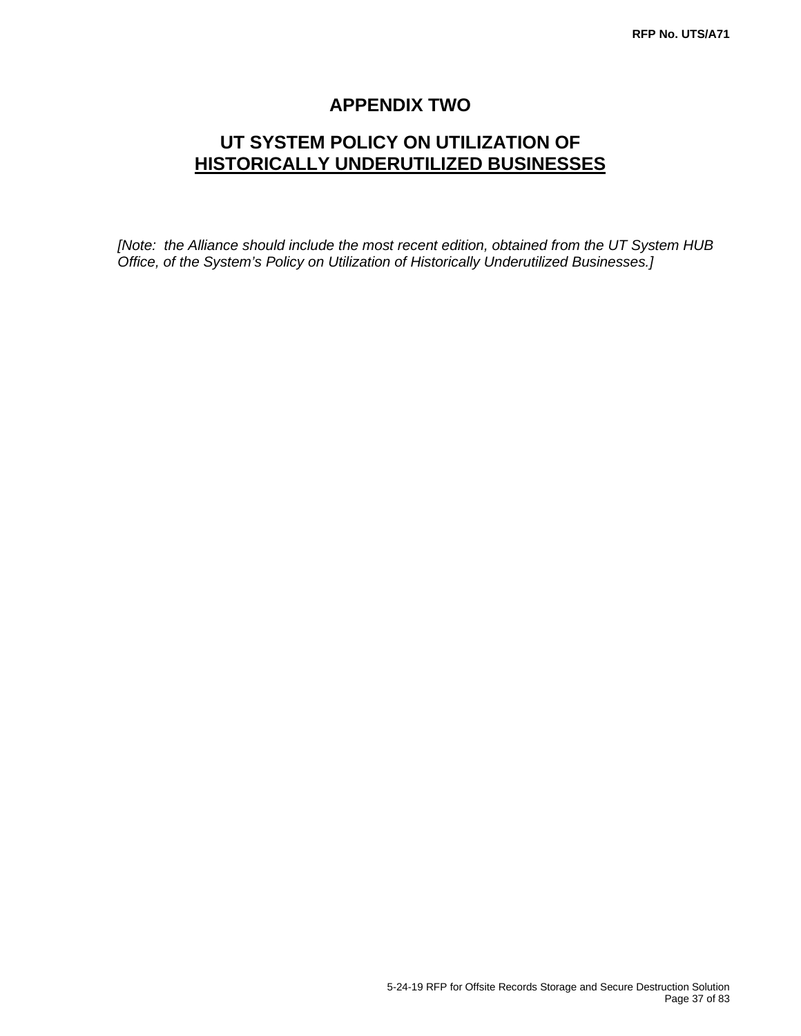# APPENDIX TWO

## UT SYSTEM POLICY ON UTILIZATION OF HISTORICALLY UNDERUTILIZED BUSINESSES

*[Note: the Alliance should include the most recent edition, obtained from the UT System HUB Office, of the System's Policy on Utilization of Historically Underutilized Businesses.]*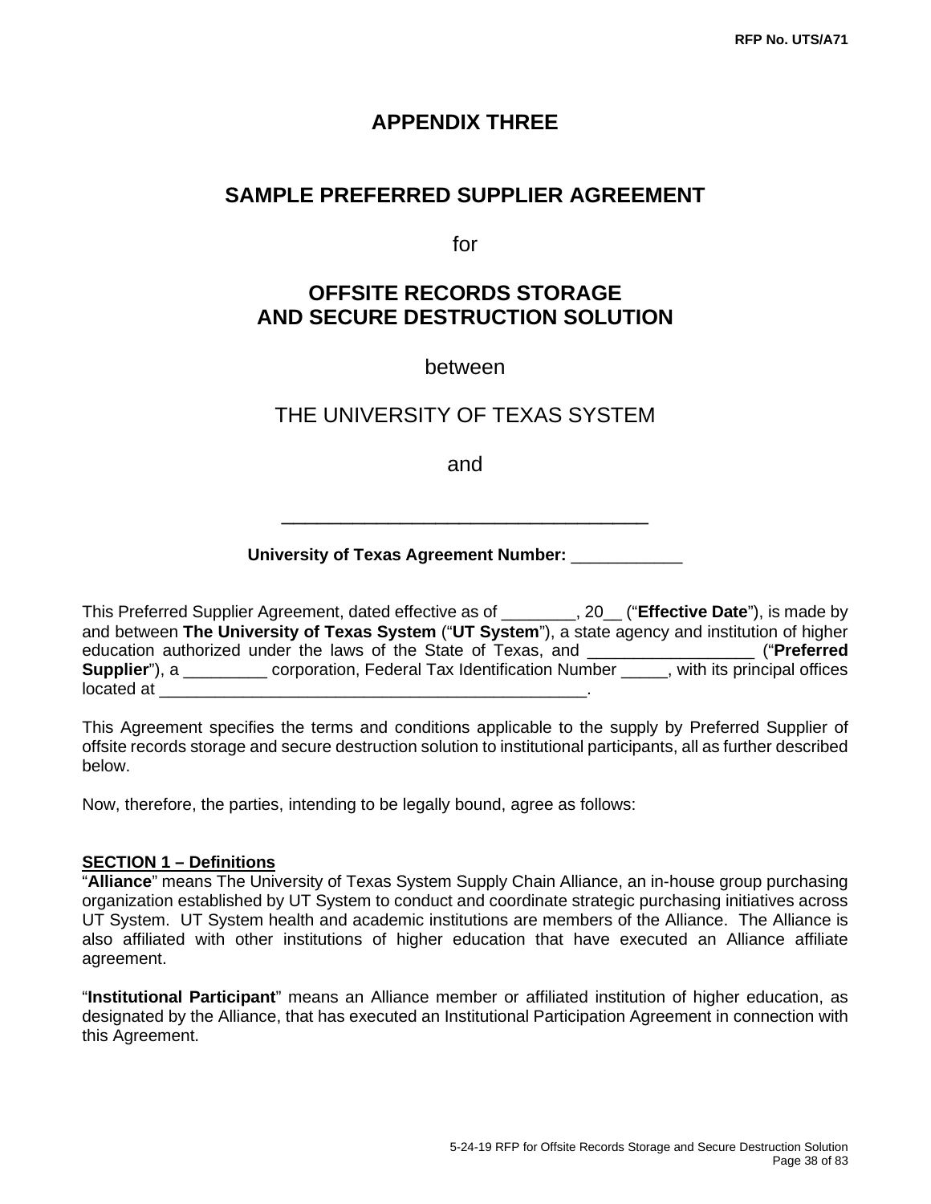# APPENDIX THREE

## SAMPLE PREFERRED SUPPLIER AGREEMENT

for

## OFFSITE RECORDS STORAGE AND SECURE DESTRUCTION SOLUTION

between

THE UNIVERSITY OF TEXAS SYSTEM

and

____________________________________

**University of Texas Agreement Number:** ____________

This Preferred Supplier Agreement, dated effective as of ________, 20__ ("**Effective Date**"), is made by and between **The University of Texas System** ("**UT System**"), a state agency and institution of higher education authorized under the laws of the State of Texas, and __________________ ("**Preferred Supplier**"), a _________ corporation, Federal Tax Identification Number _____, with its principal offices located at ________________________________________________.

This Agreement specifies the terms and conditions applicable to the supply by Preferred Supplier of offsite records storage and secure destruction solution to institutional participants, all as further described below.

Now, therefore, the parties, intending to be legally bound, agree as follows:

**SECTION 1 – Definitions**

"**Alliance**" means The University of Texas System Supply Chain Alliance, an in-house group purchasing organization established by UT System to conduct and coordinate strategic purchasing initiatives across UT System. UT System health and academic institutions are members of the Alliance. The Alliance is also affiliated with other institutions of higher education that have executed an Alliance affiliate agreement.

"**Institutional Participant**" means an Alliance member or affiliated institution of higher education, as designated by the Alliance, that has executed an Institutional Participation Agreement in connection with this Agreement.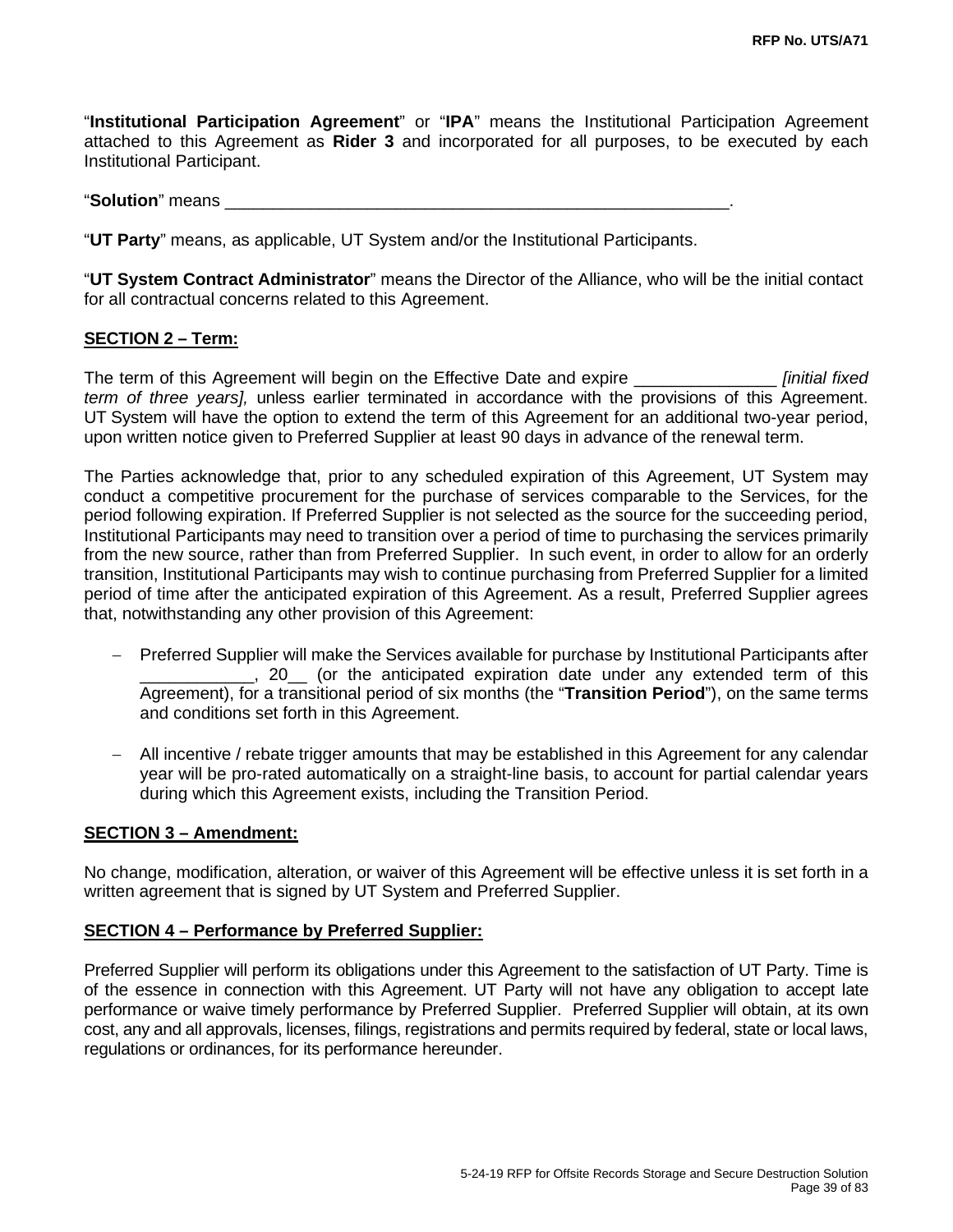"**Institutional Participation Agreement**" or "**IPA**" means the Institutional Participation Agreement attached to this Agreement as **Rider 3** and incorporated for all purposes, to be executed by each Institutional Participant.

"**Solution**" means ________________________________________________________.

"**UT Party**" means, as applicable, UT System and/or the Institutional Participants.

"**UT System Contract Administrator**" means the Director of the Alliance, who will be the initial contact for all contractual concerns related to this Agreement.

**SECTION 2 – Term:**

The term of this Agreement will begin on the Effective Date and expire _______________ *[initial fixed term of three years],* unless earlier terminated in accordance with the provisions of this Agreement. UT System will have the option to extend the term of this Agreement for an additional two-year period, upon written notice given to Preferred Supplier at least 90 days in advance of the renewal term.

The Parties acknowledge that, prior to any scheduled expiration of this Agreement, UT System may conduct a competitive procurement for the purchase of services comparable to the Services, for the period following expiration. If Preferred Supplier is not selected as the source for the succeeding period, Institutional Participants may need to transition over a period of time to purchasing the services primarily from the new source, rather than from Preferred Supplier. In such event, in order to allow for an orderly transition, Institutional Participants may wish to continue purchasing from Preferred Supplier for a limited period of time after the anticipated expiration of this Agreement. As a result, Preferred Supplier agrees that, notwithstanding any other provision of this Agreement:

- Preferred Supplier will make the Services available for purchase by Institutional Participants after ____________, 20__ (or the anticipated expiration date under any extended term of this Agreement), for a transitional period of six months (the "**Transition Period**"), on the same terms and conditions set forth in this Agreement.

- All incentive / rebate trigger amounts that may be established in this Agreement for any calendar year will be pro-rated automatically on a straight-line basis, to account for partial calendar years during which this Agreement exists, including the Transition Period.

**SECTION 3 – Amendment:**

No change, modification, alteration, or waiver of this Agreement will be effective unless it is set forth in a written agreement that is signed by UT System and Preferred Supplier.

**SECTION 4 – Performance by Preferred Supplier:**

Preferred Supplier will perform its obligations under this Agreement to the satisfaction of UT Party. Time is of the essence in connection with this Agreement. UT Party will not have any obligation to accept late performance or waive timely performance by Preferred Supplier. Preferred Supplier will obtain, at its own cost, any and all approvals, licenses, filings, registrations and permits required by federal, state or local laws, regulations or ordinances, for its performance hereunder.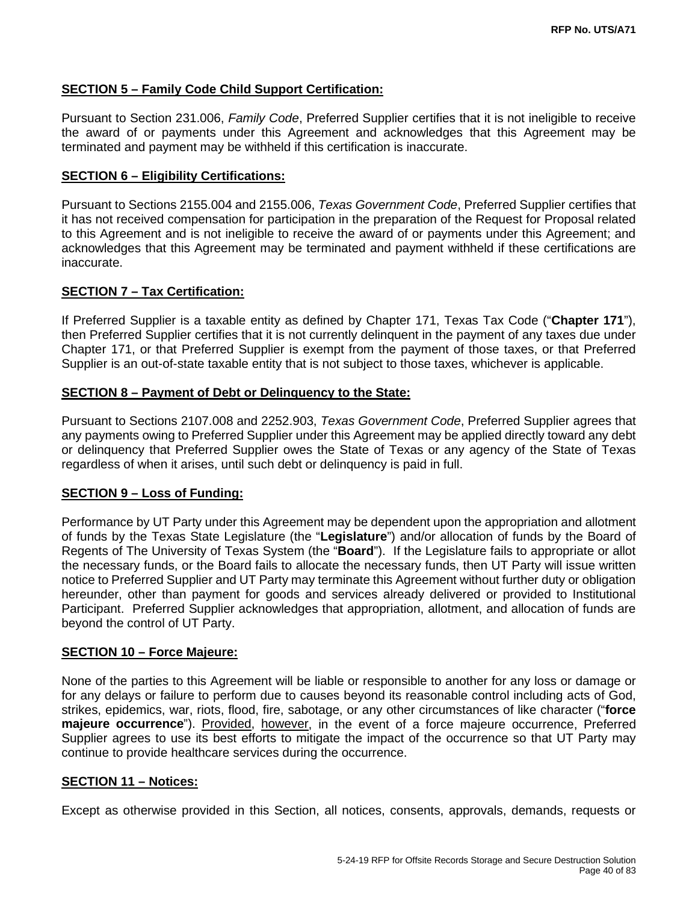**SECTION 5 – Family Code Child Support Certification:**

Pursuant to Section 231.006, *Family Code*, Preferred Supplier certifies that it is not ineligible to receive the award of or payments under this Agreement and acknowledges that this Agreement may be terminated and payment may be withheld if this certification is inaccurate.

**SECTION 6 – Eligibility Certifications:**

Pursuant to Sections 2155.004 and 2155.006, *Texas Government Code*, Preferred Supplier certifies that it has not received compensation for participation in the preparation of the Request for Proposal related to this Agreement and is not ineligible to receive the award of or payments under this Agreement; and acknowledges that this Agreement may be terminated and payment withheld if these certifications are inaccurate.

**SECTION 7 – Tax Certification:**

If Preferred Supplier is a taxable entity as defined by Chapter 171, Texas Tax Code ("**Chapter 171**"), then Preferred Supplier certifies that it is not currently delinquent in the payment of any taxes due under Chapter 171, or that Preferred Supplier is exempt from the payment of those taxes, or that Preferred Supplier is an out-of-state taxable entity that is not subject to those taxes, whichever is applicable.

**SECTION 8 – Payment of Debt or Delinquency to the State:**

Pursuant to Sections 2107.008 and 2252.903, *Texas Government Code*, Preferred Supplier agrees that any payments owing to Preferred Supplier under this Agreement may be applied directly toward any debt or delinquency that Preferred Supplier owes the State of Texas or any agency of the State of Texas regardless of when it arises, until such debt or delinquency is paid in full.

**SECTION 9 – Loss of Funding:**

Performance by UT Party under this Agreement may be dependent upon the appropriation and allotment of funds by the Texas State Legislature (the "**Legislature**") and/or allocation of funds by the Board of Regents of The University of Texas System (the "**Board**"). If the Legislature fails to appropriate or allot the necessary funds, or the Board fails to allocate the necessary funds, then UT Party will issue written notice to Preferred Supplier and UT Party may terminate this Agreement without further duty or obligation hereunder, other than payment for goods and services already delivered or provided to Institutional Participant. Preferred Supplier acknowledges that appropriation, allotment, and allocation of funds are beyond the control of UT Party.

**SECTION 10 – Force Majeure:**

None of the parties to this Agreement will be liable or responsible to another for any loss or damage or for any delays or failure to perform due to causes beyond its reasonable control including acts of God, strikes, epidemics, war, riots, flood, fire, sabotage, or any other circumstances of like character ("**force majeure occurrence**"). Provided, however, in the event of a force majeure occurrence, Preferred Supplier agrees to use its best efforts to mitigate the impact of the occurrence so that UT Party may continue to provide healthcare services during the occurrence.

**SECTION 11 – Notices:**

Except as otherwise provided in this Section, all notices, consents, approvals, demands, requests or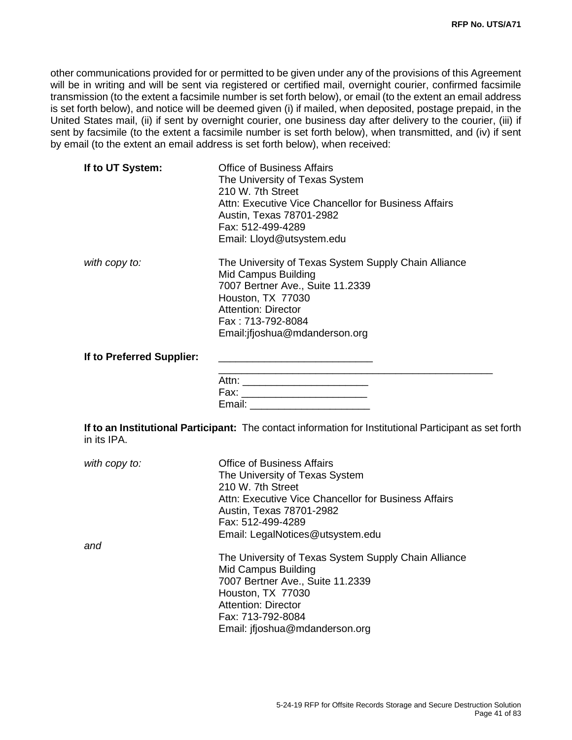other communications provided for or permitted to be given under any of the provisions of this Agreement will be in writing and will be sent via registered or certified mail, overnight courier, confirmed facsimile transmission (to the extent a facsimile number is set forth below), or email (to the extent an email address is set forth below), and notice will be deemed given (i) if mailed, when deposited, postage prepaid, in the United States mail, (ii) if sent by overnight courier, one business day after delivery to the courier, (iii) if sent by facsimile (to the extent a facsimile number is set forth below), when transmitted, and (iv) if sent by email (to the extent an email address is set forth below), when received:

**If to UT System:**

Office of Business Affairs
The University of Texas System
210 W. 7th Street
Attn: Executive Vice Chancellor for Business Affairs
Austin, Texas 78701-2982
Fax: 512-499-4289
Email: Lloyd@utsystem.edu

*with copy to:*

The University of Texas System Supply Chain Alliance
Mid Campus Building
7007 Bertner Ave., Suite 11.2339
Houston, TX 77030
Attention: Director
Fax : 713-792-8084
Email:jfjoshua@mdanderson.org

**If to Preferred Supplier:**

___________________________
_________________________________________________
Attn: ______________________
Fax: ______________________
Email: _____________________

**If to an Institutional Participant:** The contact information for Institutional Participant as set forth in its IPA.

*with copy to:*

Office of Business Affairs
The University of Texas System
210 W. 7th Street
Attn: Executive Vice Chancellor for Business Affairs
Austin, Texas 78701-2982
Fax: 512-499-4289
Email: LegalNotices@utsystem.edu

*and*

The University of Texas System Supply Chain Alliance
Mid Campus Building
7007 Bertner Ave., Suite 11.2339
Houston, TX 77030
Attention: Director
Fax: 713-792-8084
Email: jfjoshua@mdanderson.org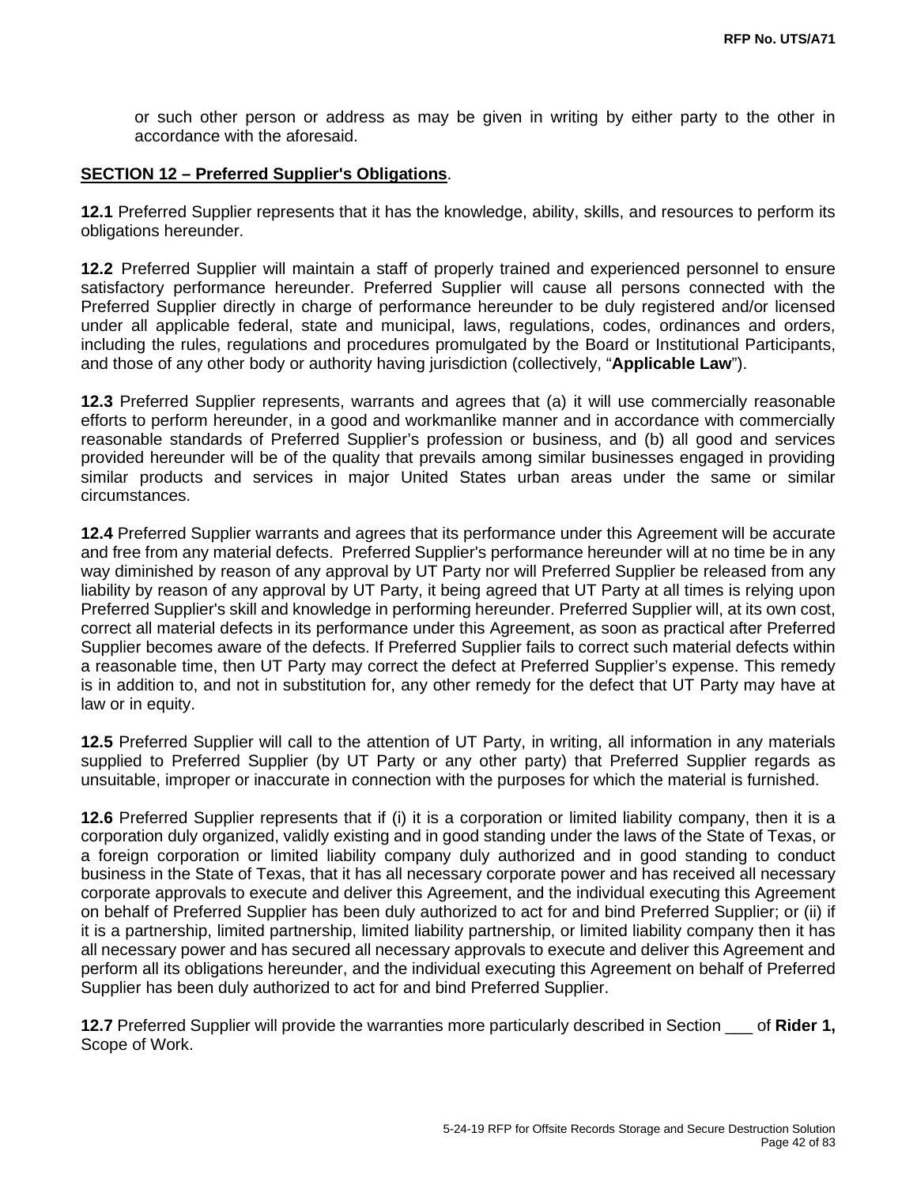or such other person or address as may be given in writing by either party to the other in accordance with the aforesaid.

**SECTION 12 – Preferred Supplier's Obligations**.

**12.1** Preferred Supplier represents that it has the knowledge, ability, skills, and resources to perform its obligations hereunder.

**12.2** Preferred Supplier will maintain a staff of properly trained and experienced personnel to ensure satisfactory performance hereunder. Preferred Supplier will cause all persons connected with the Preferred Supplier directly in charge of performance hereunder to be duly registered and/or licensed under all applicable federal, state and municipal, laws, regulations, codes, ordinances and orders, including the rules, regulations and procedures promulgated by the Board or Institutional Participants, and those of any other body or authority having jurisdiction (collectively, "**Applicable Law**").

**12.3** Preferred Supplier represents, warrants and agrees that (a) it will use commercially reasonable efforts to perform hereunder, in a good and workmanlike manner and in accordance with commercially reasonable standards of Preferred Supplier's profession or business, and (b) all good and services provided hereunder will be of the quality that prevails among similar businesses engaged in providing similar products and services in major United States urban areas under the same or similar circumstances.

**12.4** Preferred Supplier warrants and agrees that its performance under this Agreement will be accurate and free from any material defects. Preferred Supplier's performance hereunder will at no time be in any way diminished by reason of any approval by UT Party nor will Preferred Supplier be released from any liability by reason of any approval by UT Party, it being agreed that UT Party at all times is relying upon Preferred Supplier's skill and knowledge in performing hereunder. Preferred Supplier will, at its own cost, correct all material defects in its performance under this Agreement, as soon as practical after Preferred Supplier becomes aware of the defects. If Preferred Supplier fails to correct such material defects within a reasonable time, then UT Party may correct the defect at Preferred Supplier's expense. This remedy is in addition to, and not in substitution for, any other remedy for the defect that UT Party may have at law or in equity.

**12.5** Preferred Supplier will call to the attention of UT Party, in writing, all information in any materials supplied to Preferred Supplier (by UT Party or any other party) that Preferred Supplier regards as unsuitable, improper or inaccurate in connection with the purposes for which the material is furnished.

**12.6** Preferred Supplier represents that if (i) it is a corporation or limited liability company, then it is a corporation duly organized, validly existing and in good standing under the laws of the State of Texas, or a foreign corporation or limited liability company duly authorized and in good standing to conduct business in the State of Texas, that it has all necessary corporate power and has received all necessary corporate approvals to execute and deliver this Agreement, and the individual executing this Agreement on behalf of Preferred Supplier has been duly authorized to act for and bind Preferred Supplier; or (ii) if it is a partnership, limited partnership, limited liability partnership, or limited liability company then it has all necessary power and has secured all necessary approvals to execute and deliver this Agreement and perform all its obligations hereunder, and the individual executing this Agreement on behalf of Preferred Supplier has been duly authorized to act for and bind Preferred Supplier.

**12.7** Preferred Supplier will provide the warranties more particularly described in Section ___ of **Rider 1,** Scope of Work.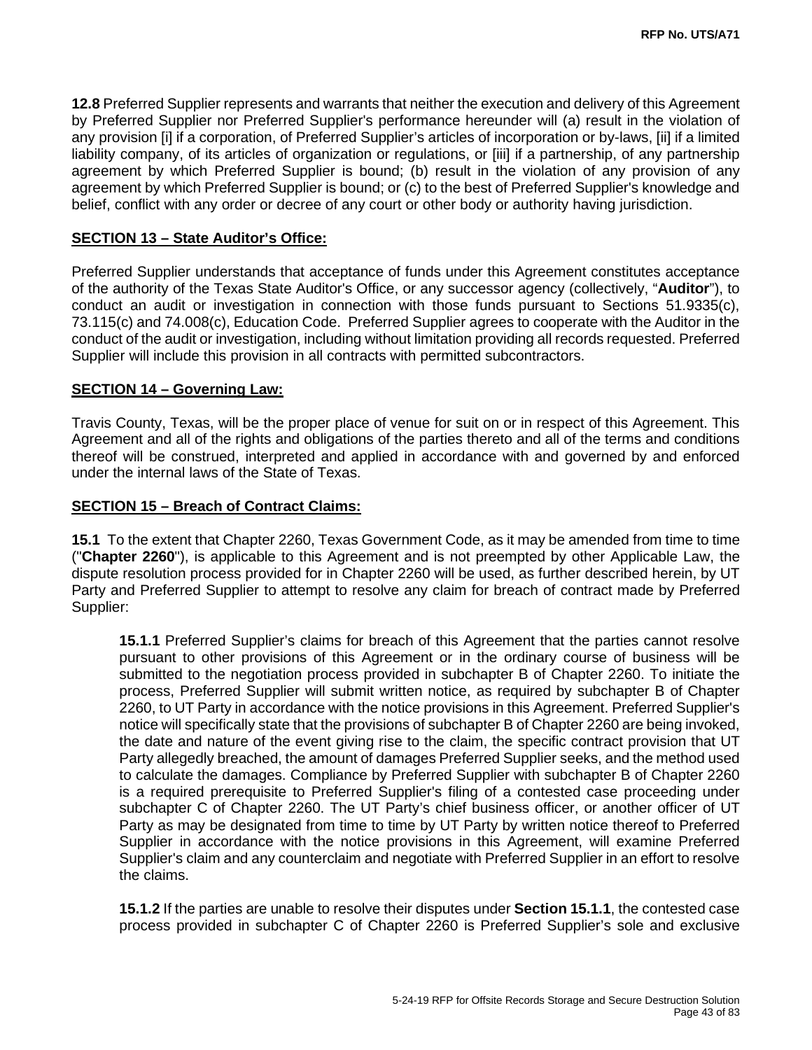**12.8** Preferred Supplier represents and warrants that neither the execution and delivery of this Agreement by Preferred Supplier nor Preferred Supplier's performance hereunder will (a) result in the violation of any provision [i] if a corporation, of Preferred Supplier's articles of incorporation or by-laws, [ii] if a limited liability company, of its articles of organization or regulations, or [iii] if a partnership, of any partnership agreement by which Preferred Supplier is bound; (b) result in the violation of any provision of any agreement by which Preferred Supplier is bound; or (c) to the best of Preferred Supplier's knowledge and belief, conflict with any order or decree of any court or other body or authority having jurisdiction.

## SECTION 13 – State Auditor's Office:

Preferred Supplier understands that acceptance of funds under this Agreement constitutes acceptance of the authority of the Texas State Auditor's Office, or any successor agency (collectively, "**Auditor**"), to conduct an audit or investigation in connection with those funds pursuant to Sections 51.9335(c), 73.115(c) and 74.008(c), Education Code. Preferred Supplier agrees to cooperate with the Auditor in the conduct of the audit or investigation, including without limitation providing all records requested. Preferred Supplier will include this provision in all contracts with permitted subcontractors.

## SECTION 14 – Governing Law:

Travis County, Texas, will be the proper place of venue for suit on or in respect of this Agreement. This Agreement and all of the rights and obligations of the parties thereto and all of the terms and conditions thereof will be construed, interpreted and applied in accordance with and governed by and enforced under the internal laws of the State of Texas.

## SECTION 15 – Breach of Contract Claims:

**15.1** To the extent that Chapter 2260, Texas Government Code, as it may be amended from time to time ("**Chapter 2260**"), is applicable to this Agreement and is not preempted by other Applicable Law, the dispute resolution process provided for in Chapter 2260 will be used, as further described herein, by UT Party and Preferred Supplier to attempt to resolve any claim for breach of contract made by Preferred Supplier:

> **15.1.1** Preferred Supplier's claims for breach of this Agreement that the parties cannot resolve pursuant to other provisions of this Agreement or in the ordinary course of business will be submitted to the negotiation process provided in subchapter B of Chapter 2260. To initiate the process, Preferred Supplier will submit written notice, as required by subchapter B of Chapter 2260, to UT Party in accordance with the notice provisions in this Agreement. Preferred Supplier's notice will specifically state that the provisions of subchapter B of Chapter 2260 are being invoked, the date and nature of the event giving rise to the claim, the specific contract provision that UT Party allegedly breached, the amount of damages Preferred Supplier seeks, and the method used to calculate the damages. Compliance by Preferred Supplier with subchapter B of Chapter 2260 is a required prerequisite to Preferred Supplier's filing of a contested case proceeding under subchapter C of Chapter 2260. The UT Party's chief business officer, or another officer of UT Party as may be designated from time to time by UT Party by written notice thereof to Preferred Supplier in accordance with the notice provisions in this Agreement, will examine Preferred Supplier's claim and any counterclaim and negotiate with Preferred Supplier in an effort to resolve the claims.
>
> **15.1.2** If the parties are unable to resolve their disputes under **Section 15.1.1**, the contested case process provided in subchapter C of Chapter 2260 is Preferred Supplier's sole and exclusive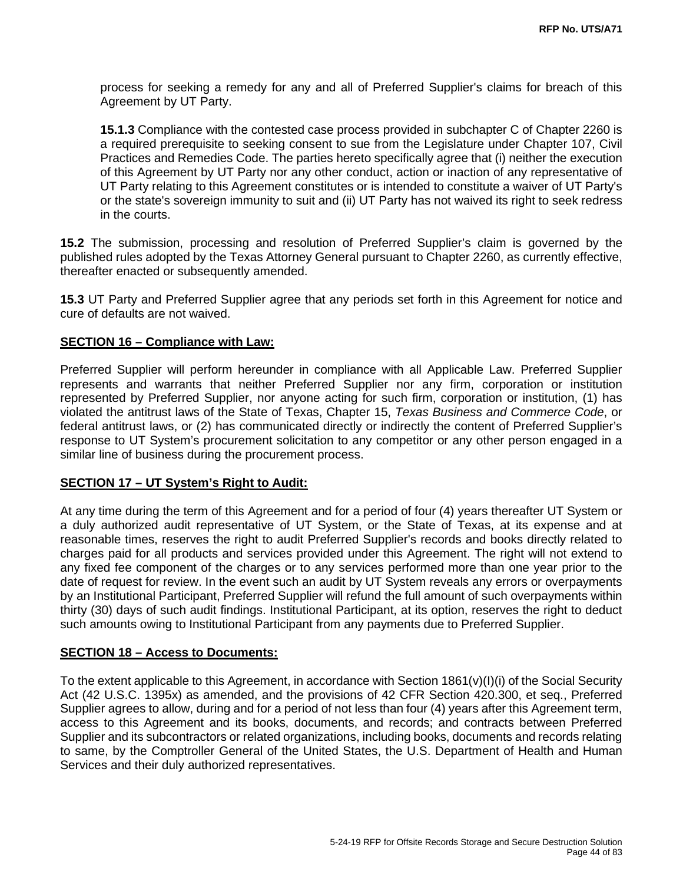process for seeking a remedy for any and all of Preferred Supplier's claims for breach of this Agreement by UT Party.

**15.1.3** Compliance with the contested case process provided in subchapter C of Chapter 2260 is a required prerequisite to seeking consent to sue from the Legislature under Chapter 107, Civil Practices and Remedies Code. The parties hereto specifically agree that (i) neither the execution of this Agreement by UT Party nor any other conduct, action or inaction of any representative of UT Party relating to this Agreement constitutes or is intended to constitute a waiver of UT Party's or the state's sovereign immunity to suit and (ii) UT Party has not waived its right to seek redress in the courts.

**15.2** The submission, processing and resolution of Preferred Supplier's claim is governed by the published rules adopted by the Texas Attorney General pursuant to Chapter 2260, as currently effective, thereafter enacted or subsequently amended.

**15.3** UT Party and Preferred Supplier agree that any periods set forth in this Agreement for notice and cure of defaults are not waived.

**SECTION 16 – Compliance with Law:**

Preferred Supplier will perform hereunder in compliance with all Applicable Law. Preferred Supplier represents and warrants that neither Preferred Supplier nor any firm, corporation or institution represented by Preferred Supplier, nor anyone acting for such firm, corporation or institution, (1) has violated the antitrust laws of the State of Texas, Chapter 15, *Texas Business and Commerce Code*, or federal antitrust laws, or (2) has communicated directly or indirectly the content of Preferred Supplier's response to UT System's procurement solicitation to any competitor or any other person engaged in a similar line of business during the procurement process.

**SECTION 17 – UT System's Right to Audit:**

At any time during the term of this Agreement and for a period of four (4) years thereafter UT System or a duly authorized audit representative of UT System, or the State of Texas, at its expense and at reasonable times, reserves the right to audit Preferred Supplier's records and books directly related to charges paid for all products and services provided under this Agreement. The right will not extend to any fixed fee component of the charges or to any services performed more than one year prior to the date of request for review. In the event such an audit by UT System reveals any errors or overpayments by an Institutional Participant, Preferred Supplier will refund the full amount of such overpayments within thirty (30) days of such audit findings. Institutional Participant, at its option, reserves the right to deduct such amounts owing to Institutional Participant from any payments due to Preferred Supplier.

**SECTION 18 – Access to Documents:**

To the extent applicable to this Agreement, in accordance with Section 1861(v)(I)(i) of the Social Security Act (42 U.S.C. 1395x) as amended, and the provisions of 42 CFR Section 420.300, et seq., Preferred Supplier agrees to allow, during and for a period of not less than four (4) years after this Agreement term, access to this Agreement and its books, documents, and records; and contracts between Preferred Supplier and its subcontractors or related organizations, including books, documents and records relating to same, by the Comptroller General of the United States, the U.S. Department of Health and Human Services and their duly authorized representatives.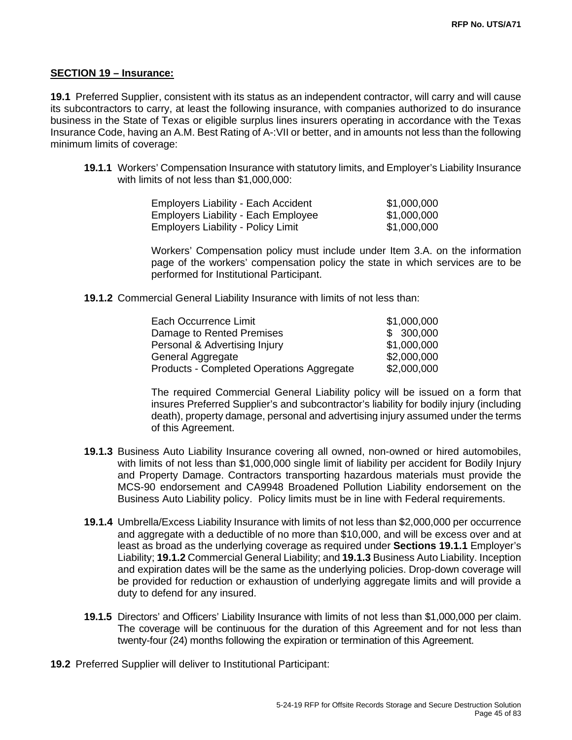**SECTION 19 – Insurance:**

**19.1** Preferred Supplier, consistent with its status as an independent contractor, will carry and will cause its subcontractors to carry, at least the following insurance, with companies authorized to do insurance business in the State of Texas or eligible surplus lines insurers operating in accordance with the Texas Insurance Code, having an A.M. Best Rating of A-:VII or better, and in amounts not less than the following minimum limits of coverage:

**19.1.1** Workers' Compensation Insurance with statutory limits, and Employer's Liability Insurance with limits of not less than $1,000,000:

| | |
|---|---|
| Employers Liability - Each Accident | $1,000,000 |
| Employers Liability - Each Employee | $1,000,000 |
| Employers Liability - Policy Limit | $1,000,000 |

Workers' Compensation policy must include under Item 3.A. on the information page of the workers' compensation policy the state in which services are to be performed for Institutional Participant.

**19.1.2** Commercial General Liability Insurance with limits of not less than:

| | |
|---|---|
| Each Occurrence Limit | $1,000,000 |
| Damage to Rented Premises | $ 300,000 |
| Personal & Advertising Injury | $1,000,000 |
| General Aggregate | $2,000,000 |
| Products - Completed Operations Aggregate | $2,000,000 |

The required Commercial General Liability policy will be issued on a form that insures Preferred Supplier's and subcontractor's liability for bodily injury (including death), property damage, personal and advertising injury assumed under the terms of this Agreement.

**19.1.3** Business Auto Liability Insurance covering all owned, non-owned or hired automobiles, with limits of not less than $1,000,000 single limit of liability per accident for Bodily Injury and Property Damage. Contractors transporting hazardous materials must provide the MCS-90 endorsement and CA9948 Broadened Pollution Liability endorsement on the Business Auto Liability policy. Policy limits must be in line with Federal requirements.

**19.1.4** Umbrella/Excess Liability Insurance with limits of not less than $2,000,000 per occurrence and aggregate with a deductible of no more than $10,000, and will be excess over and at least as broad as the underlying coverage as required under **Sections 19.1.1** Employer's Liability; **19.1.2** Commercial General Liability; and **19.1.3** Business Auto Liability. Inception and expiration dates will be the same as the underlying policies. Drop-down coverage will be provided for reduction or exhaustion of underlying aggregate limits and will provide a duty to defend for any insured.

**19.1.5** Directors' and Officers' Liability Insurance with limits of not less than $1,000,000 per claim. The coverage will be continuous for the duration of this Agreement and for not less than twenty-four (24) months following the expiration or termination of this Agreement.

**19.2** Preferred Supplier will deliver to Institutional Participant: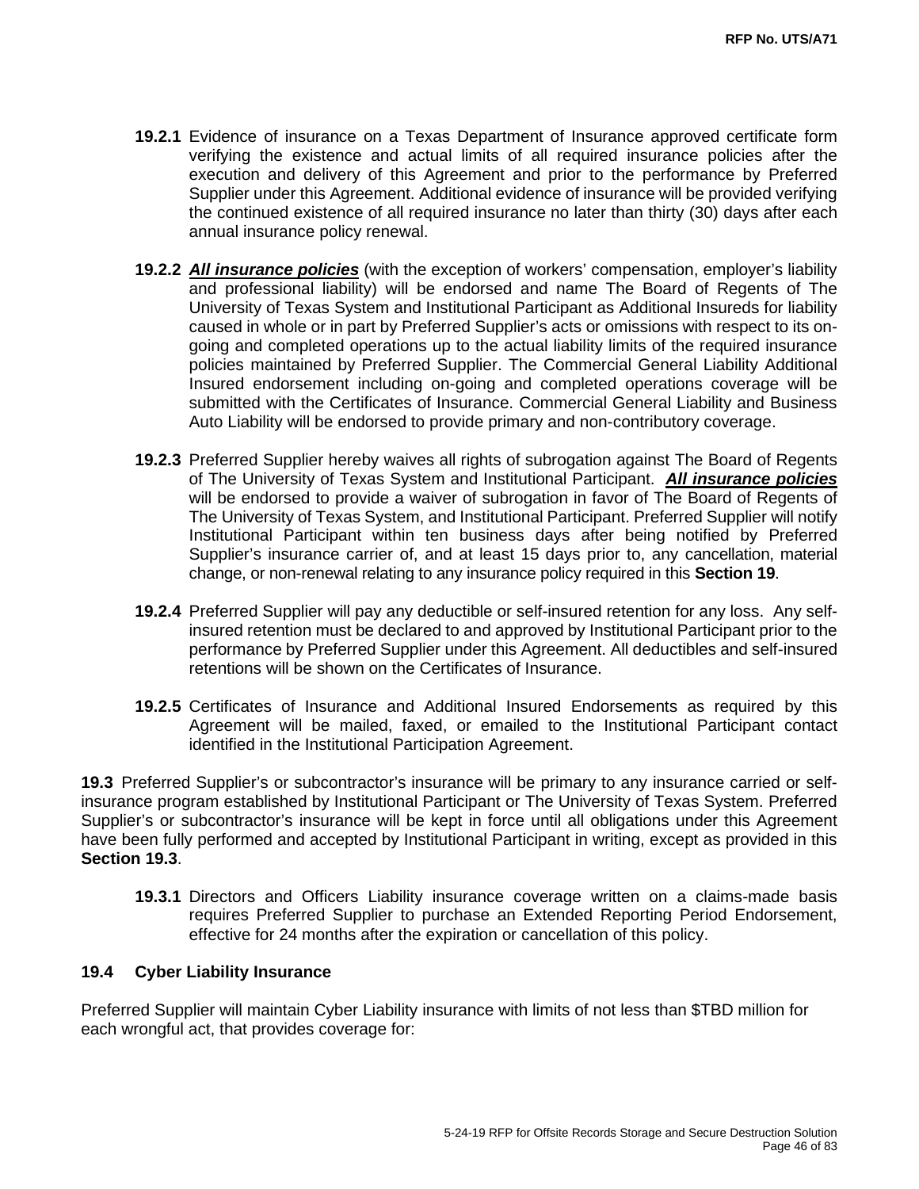**19.2.1** Evidence of insurance on a Texas Department of Insurance approved certificate form verifying the existence and actual limits of all required insurance policies after the execution and delivery of this Agreement and prior to the performance by Preferred Supplier under this Agreement. Additional evidence of insurance will be provided verifying the continued existence of all required insurance no later than thirty (30) days after each annual insurance policy renewal.

**19.2.2** ***<u>All insurance policies</u>*** (with the exception of workers' compensation, employer's liability and professional liability) will be endorsed and name The Board of Regents of The University of Texas System and Institutional Participant as Additional Insureds for liability caused in whole or in part by Preferred Supplier's acts or omissions with respect to its on-going and completed operations up to the actual liability limits of the required insurance policies maintained by Preferred Supplier. The Commercial General Liability Additional Insured endorsement including on-going and completed operations coverage will be submitted with the Certificates of Insurance. Commercial General Liability and Business Auto Liability will be endorsed to provide primary and non-contributory coverage.

**19.2.3** Preferred Supplier hereby waives all rights of subrogation against The Board of Regents of The University of Texas System and Institutional Participant. ***<u>All insurance policies</u>*** will be endorsed to provide a waiver of subrogation in favor of The Board of Regents of The University of Texas System, and Institutional Participant. Preferred Supplier will notify Institutional Participant within ten business days after being notified by Preferred Supplier's insurance carrier of, and at least 15 days prior to, any cancellation, material change, or non-renewal relating to any insurance policy required in this **Section 19**.

**19.2.4** Preferred Supplier will pay any deductible or self-insured retention for any loss. Any self-insured retention must be declared to and approved by Institutional Participant prior to the performance by Preferred Supplier under this Agreement. All deductibles and self-insured retentions will be shown on the Certificates of Insurance.

**19.2.5** Certificates of Insurance and Additional Insured Endorsements as required by this Agreement will be mailed, faxed, or emailed to the Institutional Participant contact identified in the Institutional Participation Agreement.

**19.3** Preferred Supplier's or subcontractor's insurance will be primary to any insurance carried or self-insurance program established by Institutional Participant or The University of Texas System. Preferred Supplier's or subcontractor's insurance will be kept in force until all obligations under this Agreement have been fully performed and accepted by Institutional Participant in writing, except as provided in this **Section 19.3**.

**19.3.1** Directors and Officers Liability insurance coverage written on a claims-made basis requires Preferred Supplier to purchase an Extended Reporting Period Endorsement, effective for 24 months after the expiration or cancellation of this policy.

### 19.4 Cyber Liability Insurance

Preferred Supplier will maintain Cyber Liability insurance with limits of not less than $TBD million for each wrongful act, that provides coverage for: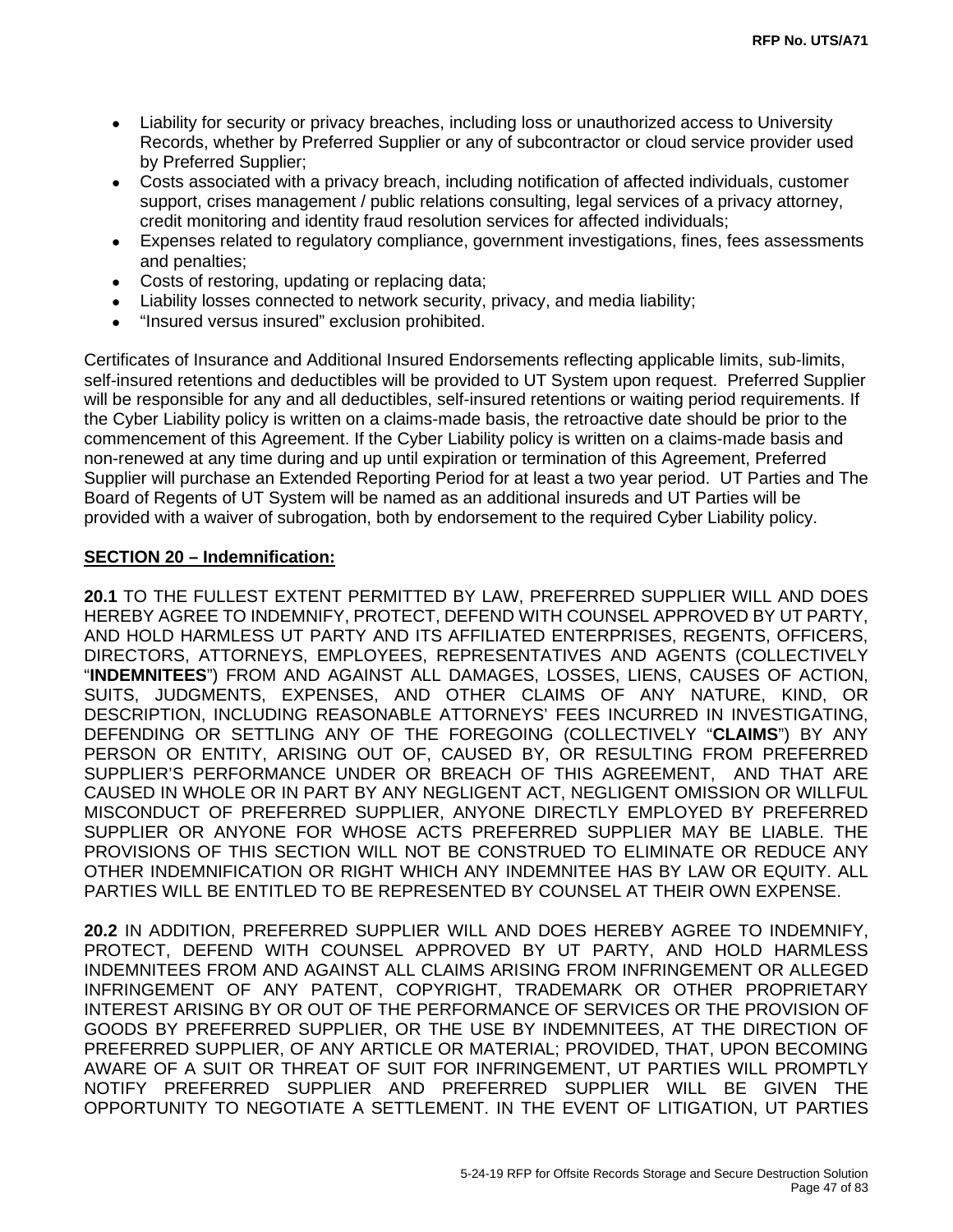- Liability for security or privacy breaches, including loss or unauthorized access to University Records, whether by Preferred Supplier or any of subcontractor or cloud service provider used by Preferred Supplier;
- Costs associated with a privacy breach, including notification of affected individuals, customer support, crises management / public relations consulting, legal services of a privacy attorney, credit monitoring and identity fraud resolution services for affected individuals;
- Expenses related to regulatory compliance, government investigations, fines, fees assessments and penalties;
- Costs of restoring, updating or replacing data;
- Liability losses connected to network security, privacy, and media liability;
- “Insured versus insured” exclusion prohibited.

Certificates of Insurance and Additional Insured Endorsements reflecting applicable limits, sub-limits, self-insured retentions and deductibles will be provided to UT System upon request. Preferred Supplier will be responsible for any and all deductibles, self-insured retentions or waiting period requirements. If the Cyber Liability policy is written on a claims-made basis, the retroactive date should be prior to the commencement of this Agreement. If the Cyber Liability policy is written on a claims-made basis and non-renewed at any time during and up until expiration or termination of this Agreement, Preferred Supplier will purchase an Extended Reporting Period for at least a two year period. UT Parties and The Board of Regents of UT System will be named as an additional insureds and UT Parties will be provided with a waiver of subrogation, both by endorsement to the required Cyber Liability policy.

**SECTION 20 – Indemnification:**

**20.1** TO THE FULLEST EXTENT PERMITTED BY LAW, PREFERRED SUPPLIER WILL AND DOES HEREBY AGREE TO INDEMNIFY, PROTECT, DEFEND WITH COUNSEL APPROVED BY UT PARTY, AND HOLD HARMLESS UT PARTY AND ITS AFFILIATED ENTERPRISES, REGENTS, OFFICERS, DIRECTORS, ATTORNEYS, EMPLOYEES, REPRESENTATIVES AND AGENTS (COLLECTIVELY “**INDEMNITEES**”) FROM AND AGAINST ALL DAMAGES, LOSSES, LIENS, CAUSES OF ACTION, SUITS, JUDGMENTS, EXPENSES, AND OTHER CLAIMS OF ANY NATURE, KIND, OR DESCRIPTION, INCLUDING REASONABLE ATTORNEYS’ FEES INCURRED IN INVESTIGATING, DEFENDING OR SETTLING ANY OF THE FOREGOING (COLLECTIVELY “**CLAIMS**”) BY ANY PERSON OR ENTITY, ARISING OUT OF, CAUSED BY, OR RESULTING FROM PREFERRED SUPPLIER’S PERFORMANCE UNDER OR BREACH OF THIS AGREEMENT, AND THAT ARE CAUSED IN WHOLE OR IN PART BY ANY NEGLIGENT ACT, NEGLIGENT OMISSION OR WILLFUL MISCONDUCT OF PREFERRED SUPPLIER, ANYONE DIRECTLY EMPLOYED BY PREFERRED SUPPLIER OR ANYONE FOR WHOSE ACTS PREFERRED SUPPLIER MAY BE LIABLE. THE PROVISIONS OF THIS SECTION WILL NOT BE CONSTRUED TO ELIMINATE OR REDUCE ANY OTHER INDEMNIFICATION OR RIGHT WHICH ANY INDEMNITEE HAS BY LAW OR EQUITY. ALL PARTIES WILL BE ENTITLED TO BE REPRESENTED BY COUNSEL AT THEIR OWN EXPENSE.

**20.2** IN ADDITION, PREFERRED SUPPLIER WILL AND DOES HEREBY AGREE TO INDEMNIFY, PROTECT, DEFEND WITH COUNSEL APPROVED BY UT PARTY, AND HOLD HARMLESS INDEMNITEES FROM AND AGAINST ALL CLAIMS ARISING FROM INFRINGEMENT OR ALLEGED INFRINGEMENT OF ANY PATENT, COPYRIGHT, TRADEMARK OR OTHER PROPRIETARY INTEREST ARISING BY OR OUT OF THE PERFORMANCE OF SERVICES OR THE PROVISION OF GOODS BY PREFERRED SUPPLIER, OR THE USE BY INDEMNITEES, AT THE DIRECTION OF PREFERRED SUPPLIER, OF ANY ARTICLE OR MATERIAL; PROVIDED, THAT, UPON BECOMING AWARE OF A SUIT OR THREAT OF SUIT FOR INFRINGEMENT, UT PARTIES WILL PROMPTLY NOTIFY PREFERRED SUPPLIER AND PREFERRED SUPPLIER WILL BE GIVEN THE OPPORTUNITY TO NEGOTIATE A SETTLEMENT. IN THE EVENT OF LITIGATION, UT PARTIES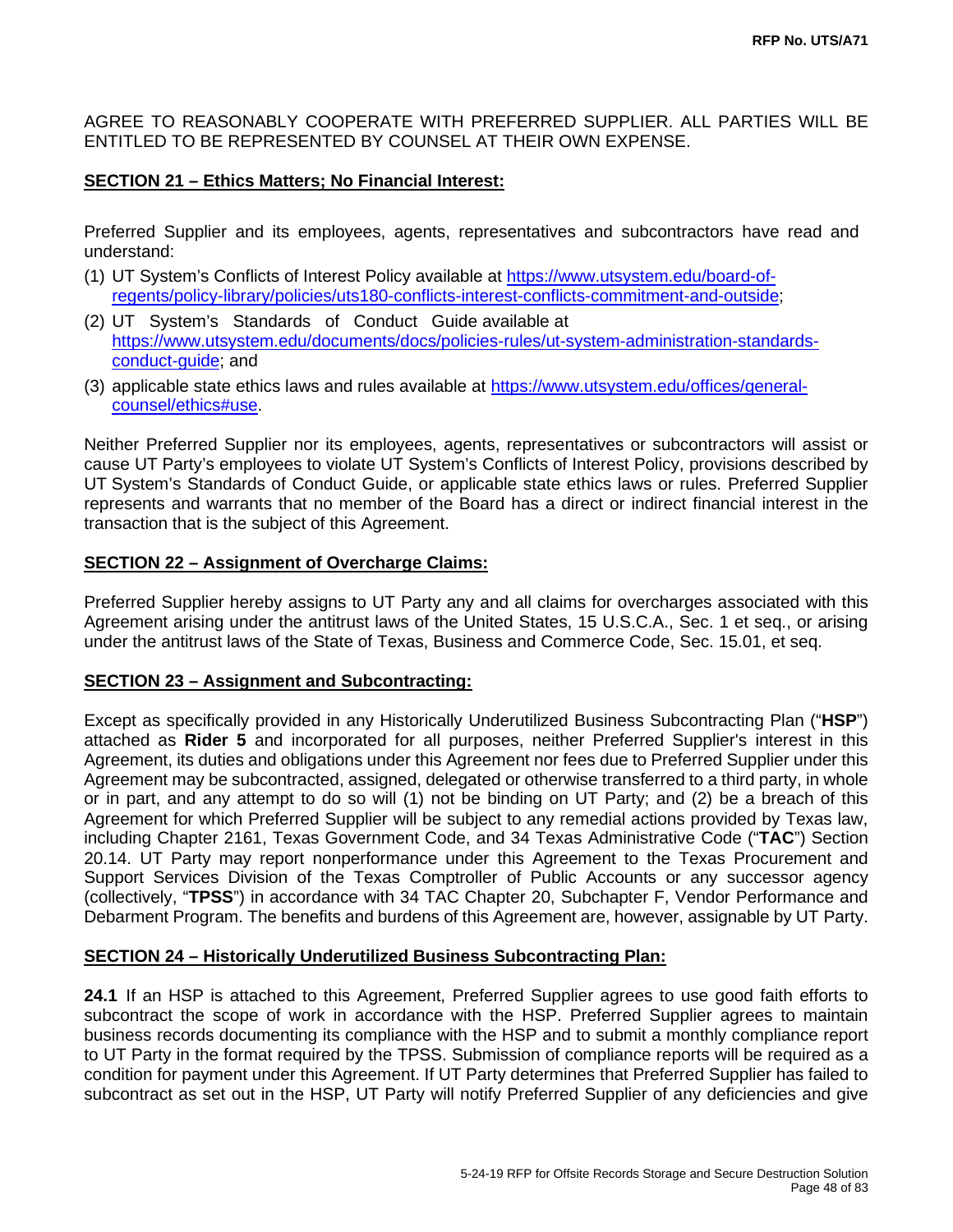AGREE TO REASONABLY COOPERATE WITH PREFERRED SUPPLIER. ALL PARTIES WILL BE ENTITLED TO BE REPRESENTED BY COUNSEL AT THEIR OWN EXPENSE.

**SECTION 21 – Ethics Matters; No Financial Interest:**

Preferred Supplier and its employees, agents, representatives and subcontractors have read and understand:

(1) UT System's Conflicts of Interest Policy available at https://www.utsystem.edu/board-of-regents/policy-library/policies/uts180-conflicts-interest-conflicts-commitment-and-outside;

(2) UT System's Standards of Conduct Guide available at https://www.utsystem.edu/documents/docs/policies-rules/ut-system-administration-standards-conduct-guide; and

(3) applicable state ethics laws and rules available at https://www.utsystem.edu/offices/general-counsel/ethics#use.

Neither Preferred Supplier nor its employees, agents, representatives or subcontractors will assist or cause UT Party's employees to violate UT System's Conflicts of Interest Policy, provisions described by UT System's Standards of Conduct Guide, or applicable state ethics laws or rules. Preferred Supplier represents and warrants that no member of the Board has a direct or indirect financial interest in the transaction that is the subject of this Agreement.

**SECTION 22 – Assignment of Overcharge Claims:**

Preferred Supplier hereby assigns to UT Party any and all claims for overcharges associated with this Agreement arising under the antitrust laws of the United States, 15 U.S.C.A., Sec. 1 et seq., or arising under the antitrust laws of the State of Texas, Business and Commerce Code, Sec. 15.01, et seq.

**SECTION 23 – Assignment and Subcontracting:**

Except as specifically provided in any Historically Underutilized Business Subcontracting Plan ("**HSP**") attached as **Rider 5** and incorporated for all purposes, neither Preferred Supplier's interest in this Agreement, its duties and obligations under this Agreement nor fees due to Preferred Supplier under this Agreement may be subcontracted, assigned, delegated or otherwise transferred to a third party, in whole or in part, and any attempt to do so will (1) not be binding on UT Party; and (2) be a breach of this Agreement for which Preferred Supplier will be subject to any remedial actions provided by Texas law, including Chapter 2161, Texas Government Code, and 34 Texas Administrative Code ("**TAC**") Section 20.14. UT Party may report nonperformance under this Agreement to the Texas Procurement and Support Services Division of the Texas Comptroller of Public Accounts or any successor agency (collectively, "**TPSS**") in accordance with 34 TAC Chapter 20, Subchapter F, Vendor Performance and Debarment Program. The benefits and burdens of this Agreement are, however, assignable by UT Party.

**SECTION 24 – Historically Underutilized Business Subcontracting Plan:**

**24.1** If an HSP is attached to this Agreement, Preferred Supplier agrees to use good faith efforts to subcontract the scope of work in accordance with the HSP. Preferred Supplier agrees to maintain business records documenting its compliance with the HSP and to submit a monthly compliance report to UT Party in the format required by the TPSS. Submission of compliance reports will be required as a condition for payment under this Agreement. If UT Party determines that Preferred Supplier has failed to subcontract as set out in the HSP, UT Party will notify Preferred Supplier of any deficiencies and give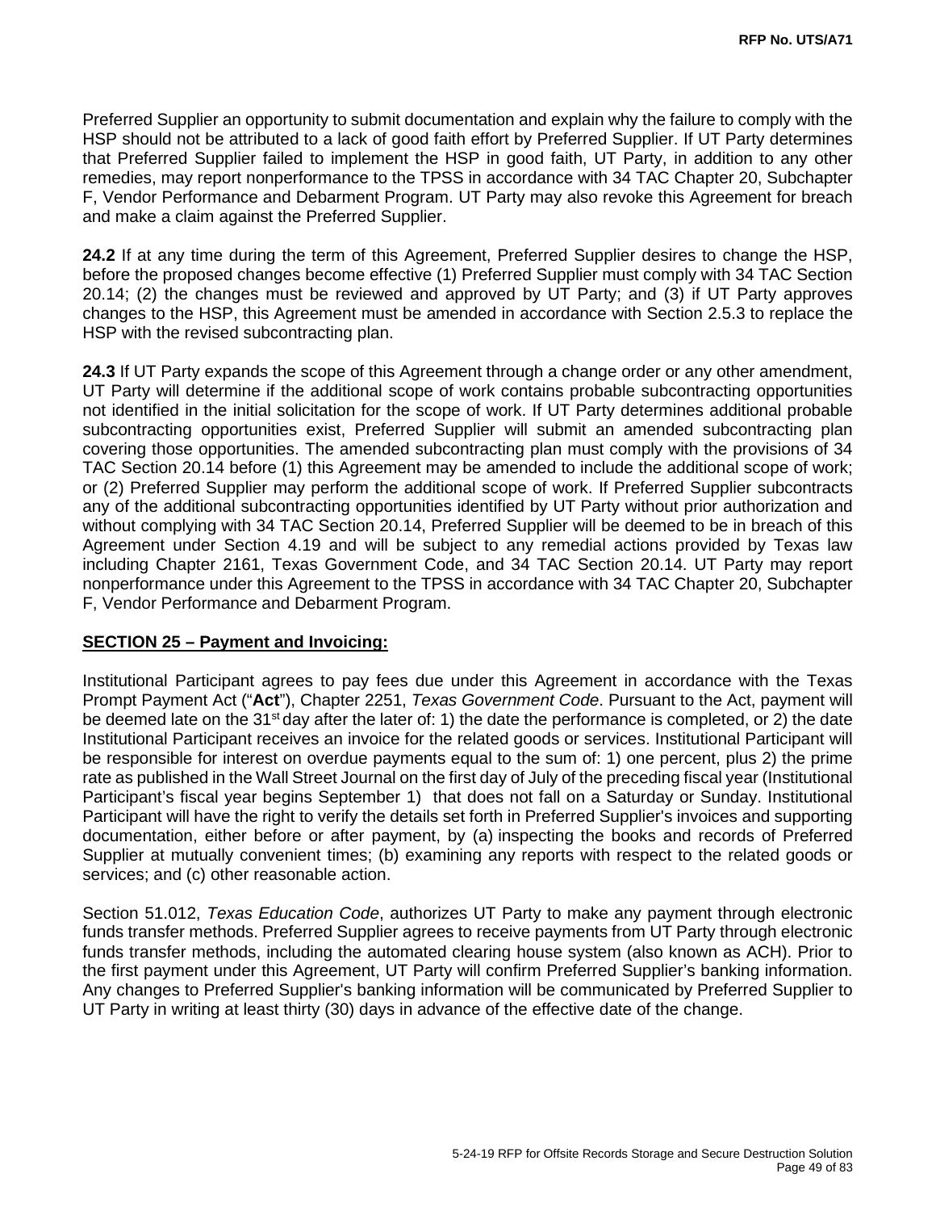Preferred Supplier an opportunity to submit documentation and explain why the failure to comply with the HSP should not be attributed to a lack of good faith effort by Preferred Supplier. If UT Party determines that Preferred Supplier failed to implement the HSP in good faith, UT Party, in addition to any other remedies, may report nonperformance to the TPSS in accordance with 34 TAC Chapter 20, Subchapter F, Vendor Performance and Debarment Program. UT Party may also revoke this Agreement for breach and make a claim against the Preferred Supplier.

**24.2** If at any time during the term of this Agreement, Preferred Supplier desires to change the HSP, before the proposed changes become effective (1) Preferred Supplier must comply with 34 TAC Section 20.14; (2) the changes must be reviewed and approved by UT Party; and (3) if UT Party approves changes to the HSP, this Agreement must be amended in accordance with Section 2.5.3 to replace the HSP with the revised subcontracting plan.

**24.3** If UT Party expands the scope of this Agreement through a change order or any other amendment, UT Party will determine if the additional scope of work contains probable subcontracting opportunities not identified in the initial solicitation for the scope of work. If UT Party determines additional probable subcontracting opportunities exist, Preferred Supplier will submit an amended subcontracting plan covering those opportunities. The amended subcontracting plan must comply with the provisions of 34 TAC Section 20.14 before (1) this Agreement may be amended to include the additional scope of work; or (2) Preferred Supplier may perform the additional scope of work. If Preferred Supplier subcontracts any of the additional subcontracting opportunities identified by UT Party without prior authorization and without complying with 34 TAC Section 20.14, Preferred Supplier will be deemed to be in breach of this Agreement under Section 4.19 and will be subject to any remedial actions provided by Texas law including Chapter 2161, Texas Government Code, and 34 TAC Section 20.14. UT Party may report nonperformance under this Agreement to the TPSS in accordance with 34 TAC Chapter 20, Subchapter F, Vendor Performance and Debarment Program.

## SECTION 25 – Payment and Invoicing:

Institutional Participant agrees to pay fees due under this Agreement in accordance with the Texas Prompt Payment Act ("**Act**"), Chapter 2251, *Texas Government Code*. Pursuant to the Act, payment will be deemed late on the 31st day after the later of: 1) the date the performance is completed, or 2) the date Institutional Participant receives an invoice for the related goods or services. Institutional Participant will be responsible for interest on overdue payments equal to the sum of: 1) one percent, plus 2) the prime rate as published in the Wall Street Journal on the first day of July of the preceding fiscal year (Institutional Participant's fiscal year begins September 1) that does not fall on a Saturday or Sunday. Institutional Participant will have the right to verify the details set forth in Preferred Supplier's invoices and supporting documentation, either before or after payment, by (a) inspecting the books and records of Preferred Supplier at mutually convenient times; (b) examining any reports with respect to the related goods or services; and (c) other reasonable action.

Section 51.012, *Texas Education Code*, authorizes UT Party to make any payment through electronic funds transfer methods. Preferred Supplier agrees to receive payments from UT Party through electronic funds transfer methods, including the automated clearing house system (also known as ACH). Prior to the first payment under this Agreement, UT Party will confirm Preferred Supplier's banking information. Any changes to Preferred Supplier's banking information will be communicated by Preferred Supplier to UT Party in writing at least thirty (30) days in advance of the effective date of the change.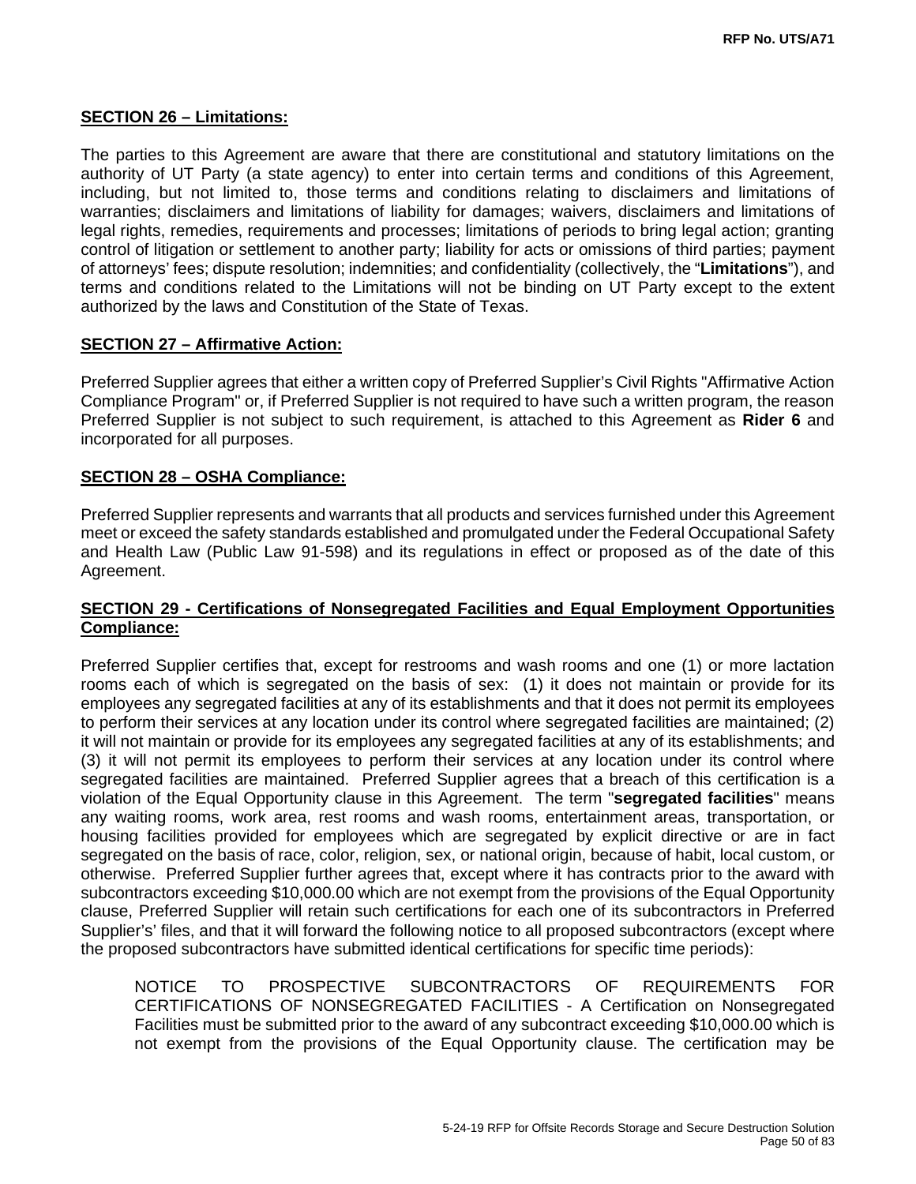**SECTION 26 – Limitations:**

The parties to this Agreement are aware that there are constitutional and statutory limitations on the authority of UT Party (a state agency) to enter into certain terms and conditions of this Agreement, including, but not limited to, those terms and conditions relating to disclaimers and limitations of warranties; disclaimers and limitations of liability for damages; waivers, disclaimers and limitations of legal rights, remedies, requirements and processes; limitations of periods to bring legal action; granting control of litigation or settlement to another party; liability for acts or omissions of third parties; payment of attorneys' fees; dispute resolution; indemnities; and confidentiality (collectively, the "**Limitations**"), and terms and conditions related to the Limitations will not be binding on UT Party except to the extent authorized by the laws and Constitution of the State of Texas.

**SECTION 27 – Affirmative Action:**

Preferred Supplier agrees that either a written copy of Preferred Supplier's Civil Rights "Affirmative Action Compliance Program" or, if Preferred Supplier is not required to have such a written program, the reason Preferred Supplier is not subject to such requirement, is attached to this Agreement as **Rider 6** and incorporated for all purposes.

**SECTION 28 – OSHA Compliance:**

Preferred Supplier represents and warrants that all products and services furnished under this Agreement meet or exceed the safety standards established and promulgated under the Federal Occupational Safety and Health Law (Public Law 91-598) and its regulations in effect or proposed as of the date of this Agreement.

**SECTION 29 - Certifications of Nonsegregated Facilities and Equal Employment Opportunities Compliance:**

Preferred Supplier certifies that, except for restrooms and wash rooms and one (1) or more lactation rooms each of which is segregated on the basis of sex: (1) it does not maintain or provide for its employees any segregated facilities at any of its establishments and that it does not permit its employees to perform their services at any location under its control where segregated facilities are maintained; (2) it will not maintain or provide for its employees any segregated facilities at any of its establishments; and (3) it will not permit its employees to perform their services at any location under its control where segregated facilities are maintained. Preferred Supplier agrees that a breach of this certification is a violation of the Equal Opportunity clause in this Agreement. The term "**segregated facilities**" means any waiting rooms, work area, rest rooms and wash rooms, entertainment areas, transportation, or housing facilities provided for employees which are segregated by explicit directive or are in fact segregated on the basis of race, color, religion, sex, or national origin, because of habit, local custom, or otherwise. Preferred Supplier further agrees that, except where it has contracts prior to the award with subcontractors exceeding $10,000.00 which are not exempt from the provisions of the Equal Opportunity clause, Preferred Supplier will retain such certifications for each one of its subcontractors in Preferred Supplier's' files, and that it will forward the following notice to all proposed subcontractors (except where the proposed subcontractors have submitted identical certifications for specific time periods):

> NOTICE TO PROSPECTIVE SUBCONTRACTORS OF REQUIREMENTS FOR CERTIFICATIONS OF NONSEGREGATED FACILITIES - A Certification on Nonsegregated Facilities must be submitted prior to the award of any subcontract exceeding $10,000.00 which is not exempt from the provisions of the Equal Opportunity clause. The certification may be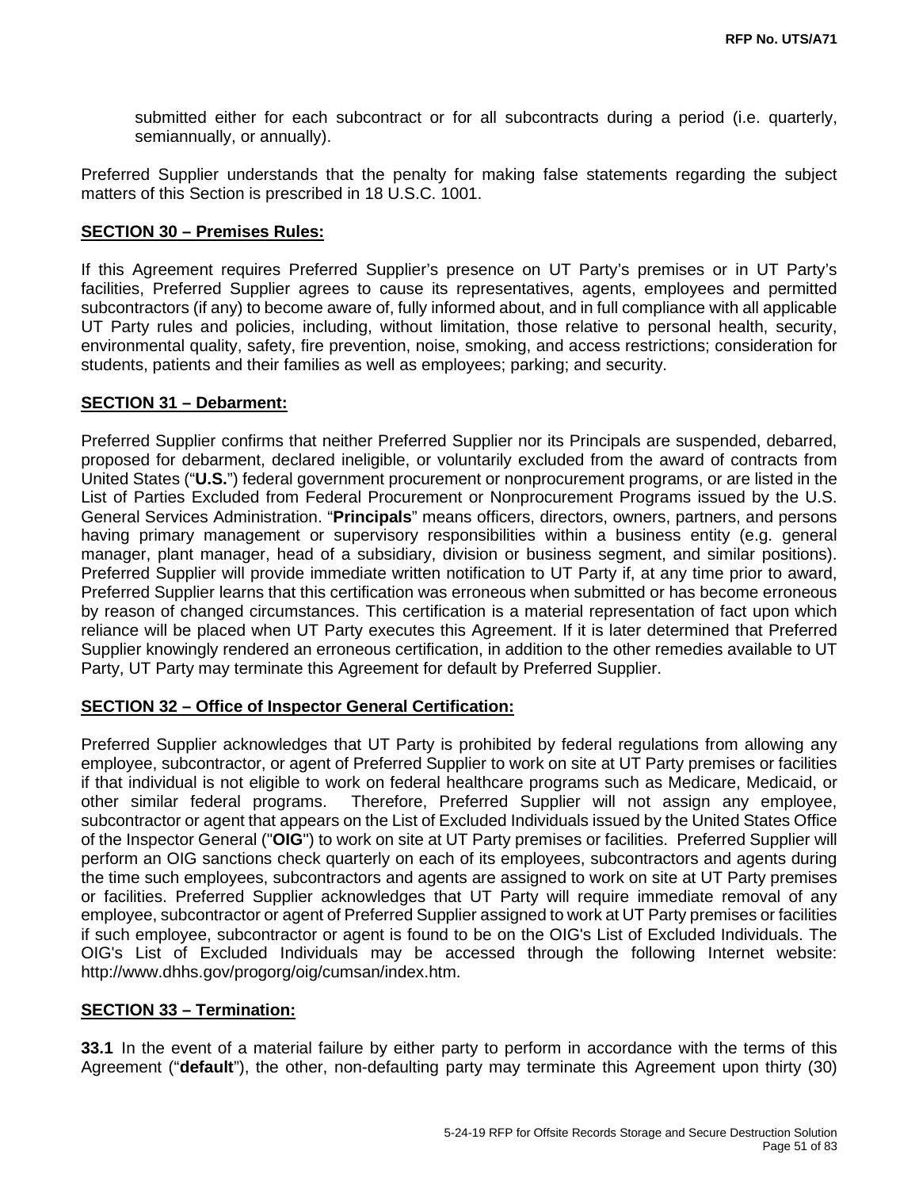submitted either for each subcontract or for all subcontracts during a period (i.e. quarterly, semiannually, or annually).

Preferred Supplier understands that the penalty for making false statements regarding the subject matters of this Section is prescribed in 18 U.S.C. 1001.

**SECTION 30 – Premises Rules:**

If this Agreement requires Preferred Supplier's presence on UT Party's premises or in UT Party's facilities, Preferred Supplier agrees to cause its representatives, agents, employees and permitted subcontractors (if any) to become aware of, fully informed about, and in full compliance with all applicable UT Party rules and policies, including, without limitation, those relative to personal health, security, environmental quality, safety, fire prevention, noise, smoking, and access restrictions; consideration for students, patients and their families as well as employees; parking; and security.

**SECTION 31 – Debarment:**

Preferred Supplier confirms that neither Preferred Supplier nor its Principals are suspended, debarred, proposed for debarment, declared ineligible, or voluntarily excluded from the award of contracts from United States ("**U.S.**") federal government procurement or nonprocurement programs, or are listed in the List of Parties Excluded from Federal Procurement or Nonprocurement Programs issued by the U.S. General Services Administration. "**Principals**" means officers, directors, owners, partners, and persons having primary management or supervisory responsibilities within a business entity (e.g. general manager, plant manager, head of a subsidiary, division or business segment, and similar positions). Preferred Supplier will provide immediate written notification to UT Party if, at any time prior to award, Preferred Supplier learns that this certification was erroneous when submitted or has become erroneous by reason of changed circumstances. This certification is a material representation of fact upon which reliance will be placed when UT Party executes this Agreement. If it is later determined that Preferred Supplier knowingly rendered an erroneous certification, in addition to the other remedies available to UT Party, UT Party may terminate this Agreement for default by Preferred Supplier.

**SECTION 32 – Office of Inspector General Certification:**

Preferred Supplier acknowledges that UT Party is prohibited by federal regulations from allowing any employee, subcontractor, or agent of Preferred Supplier to work on site at UT Party premises or facilities if that individual is not eligible to work on federal healthcare programs such as Medicare, Medicaid, or other similar federal programs. Therefore, Preferred Supplier will not assign any employee, subcontractor or agent that appears on the List of Excluded Individuals issued by the United States Office of the Inspector General ("**OIG**") to work on site at UT Party premises or facilities. Preferred Supplier will perform an OIG sanctions check quarterly on each of its employees, subcontractors and agents during the time such employees, subcontractors and agents are assigned to work on site at UT Party premises or facilities. Preferred Supplier acknowledges that UT Party will require immediate removal of any employee, subcontractor or agent of Preferred Supplier assigned to work at UT Party premises or facilities if such employee, subcontractor or agent is found to be on the OIG's List of Excluded Individuals. The OIG's List of Excluded Individuals may be accessed through the following Internet website: http://www.dhhs.gov/progorg/oig/cumsan/index.htm.

**SECTION 33 – Termination:**

**33.1** In the event of a material failure by either party to perform in accordance with the terms of this Agreement ("**default**"), the other, non-defaulting party may terminate this Agreement upon thirty (30)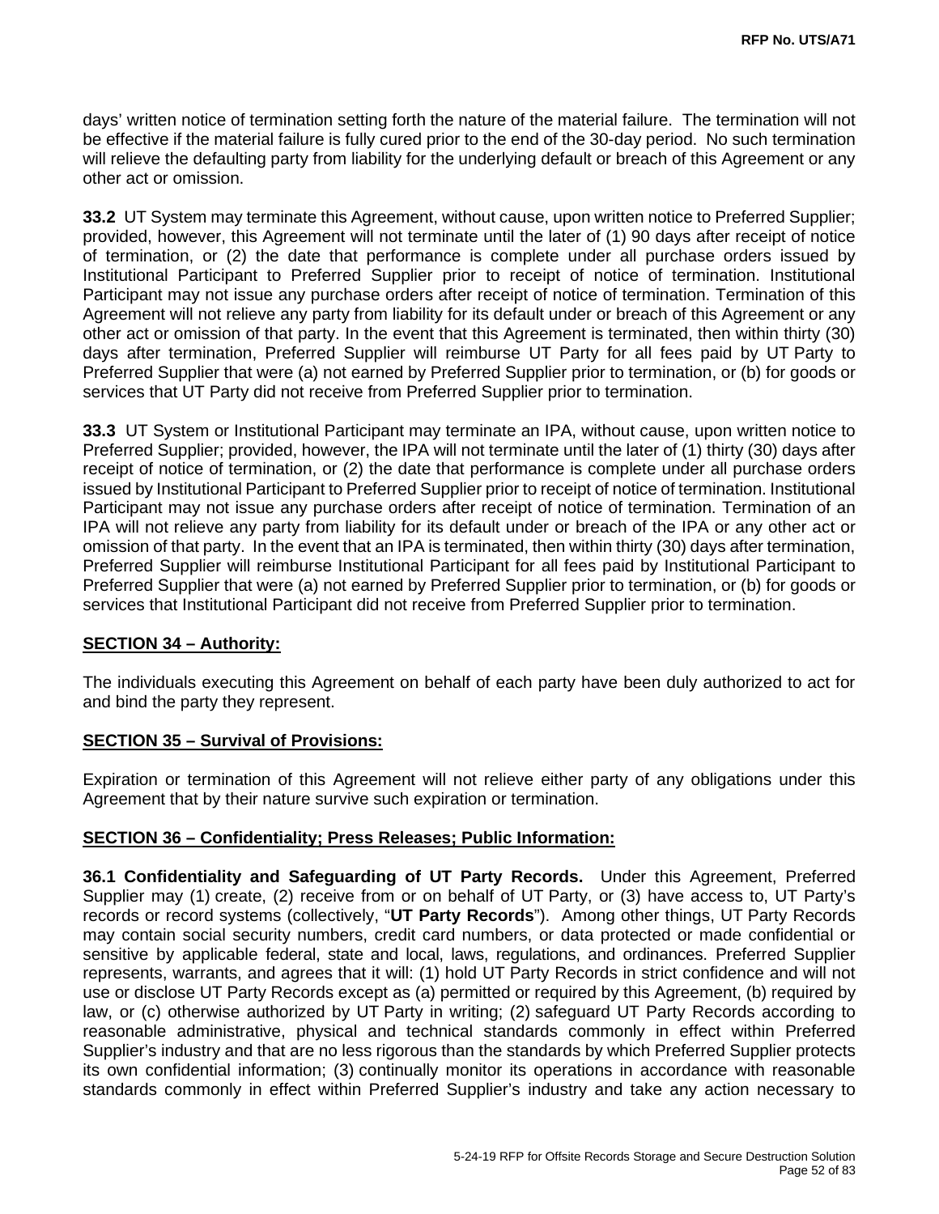days' written notice of termination setting forth the nature of the material failure. The termination will not be effective if the material failure is fully cured prior to the end of the 30-day period. No such termination will relieve the defaulting party from liability for the underlying default or breach of this Agreement or any other act or omission.

**33.2** UT System may terminate this Agreement, without cause, upon written notice to Preferred Supplier; provided, however, this Agreement will not terminate until the later of (1) 90 days after receipt of notice of termination, or (2) the date that performance is complete under all purchase orders issued by Institutional Participant to Preferred Supplier prior to receipt of notice of termination. Institutional Participant may not issue any purchase orders after receipt of notice of termination. Termination of this Agreement will not relieve any party from liability for its default under or breach of this Agreement or any other act or omission of that party. In the event that this Agreement is terminated, then within thirty (30) days after termination, Preferred Supplier will reimburse UT Party for all fees paid by UT Party to Preferred Supplier that were (a) not earned by Preferred Supplier prior to termination, or (b) for goods or services that UT Party did not receive from Preferred Supplier prior to termination.

**33.3** UT System or Institutional Participant may terminate an IPA, without cause, upon written notice to Preferred Supplier; provided, however, the IPA will not terminate until the later of (1) thirty (30) days after receipt of notice of termination, or (2) the date that performance is complete under all purchase orders issued by Institutional Participant to Preferred Supplier prior to receipt of notice of termination. Institutional Participant may not issue any purchase orders after receipt of notice of termination. Termination of an IPA will not relieve any party from liability for its default under or breach of the IPA or any other act or omission of that party. In the event that an IPA is terminated, then within thirty (30) days after termination, Preferred Supplier will reimburse Institutional Participant for all fees paid by Institutional Participant to Preferred Supplier that were (a) not earned by Preferred Supplier prior to termination, or (b) for goods or services that Institutional Participant did not receive from Preferred Supplier prior to termination.

## SECTION 34 – Authority:

The individuals executing this Agreement on behalf of each party have been duly authorized to act for and bind the party they represent.

## SECTION 35 – Survival of Provisions:

Expiration or termination of this Agreement will not relieve either party of any obligations under this Agreement that by their nature survive such expiration or termination.

## SECTION 36 – Confidentiality; Press Releases; Public Information:

**36.1 Confidentiality and Safeguarding of UT Party Records.** Under this Agreement, Preferred Supplier may (1) create, (2) receive from or on behalf of UT Party, or (3) have access to, UT Party's records or record systems (collectively, "**UT Party Records**"). Among other things, UT Party Records may contain social security numbers, credit card numbers, or data protected or made confidential or sensitive by applicable federal, state and local, laws, regulations, and ordinances. Preferred Supplier represents, warrants, and agrees that it will: (1) hold UT Party Records in strict confidence and will not use or disclose UT Party Records except as (a) permitted or required by this Agreement, (b) required by law, or (c) otherwise authorized by UT Party in writing; (2) safeguard UT Party Records according to reasonable administrative, physical and technical standards commonly in effect within Preferred Supplier's industry and that are no less rigorous than the standards by which Preferred Supplier protects its own confidential information; (3) continually monitor its operations in accordance with reasonable standards commonly in effect within Preferred Supplier's industry and take any action necessary to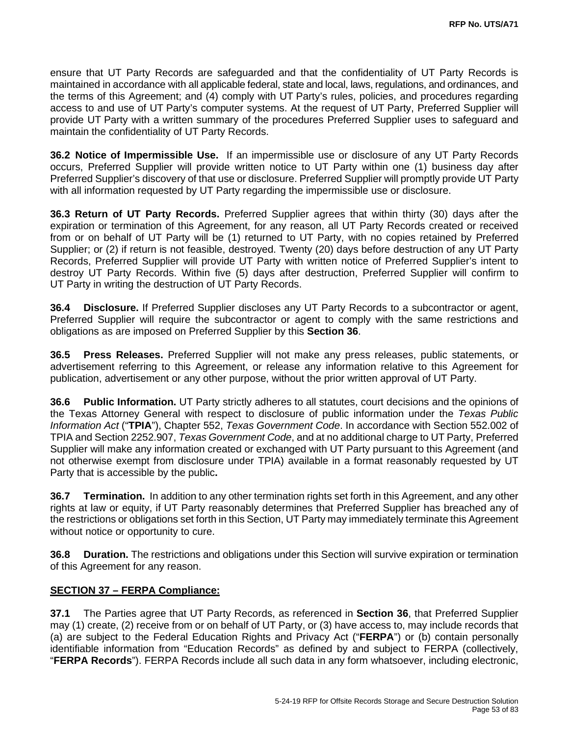ensure that UT Party Records are safeguarded and that the confidentiality of UT Party Records is maintained in accordance with all applicable federal, state and local, laws, regulations, and ordinances, and the terms of this Agreement; and (4) comply with UT Party's rules, policies, and procedures regarding access to and use of UT Party's computer systems. At the request of UT Party, Preferred Supplier will provide UT Party with a written summary of the procedures Preferred Supplier uses to safeguard and maintain the confidentiality of UT Party Records.

**36.2 Notice of Impermissible Use.** If an impermissible use or disclosure of any UT Party Records occurs, Preferred Supplier will provide written notice to UT Party within one (1) business day after Preferred Supplier's discovery of that use or disclosure. Preferred Supplier will promptly provide UT Party with all information requested by UT Party regarding the impermissible use or disclosure.

**36.3 Return of UT Party Records.** Preferred Supplier agrees that within thirty (30) days after the expiration or termination of this Agreement, for any reason, all UT Party Records created or received from or on behalf of UT Party will be (1) returned to UT Party, with no copies retained by Preferred Supplier; or (2) if return is not feasible, destroyed. Twenty (20) days before destruction of any UT Party Records, Preferred Supplier will provide UT Party with written notice of Preferred Supplier's intent to destroy UT Party Records. Within five (5) days after destruction, Preferred Supplier will confirm to UT Party in writing the destruction of UT Party Records.

**36.4 Disclosure.** If Preferred Supplier discloses any UT Party Records to a subcontractor or agent, Preferred Supplier will require the subcontractor or agent to comply with the same restrictions and obligations as are imposed on Preferred Supplier by this **Section 36**.

**36.5 Press Releases.** Preferred Supplier will not make any press releases, public statements, or advertisement referring to this Agreement, or release any information relative to this Agreement for publication, advertisement or any other purpose, without the prior written approval of UT Party.

**36.6 Public Information.** UT Party strictly adheres to all statutes, court decisions and the opinions of the Texas Attorney General with respect to disclosure of public information under the *Texas Public Information Act* ("**TPIA**"), Chapter 552, *Texas Government Code*. In accordance with Section 552.002 of TPIA and Section 2252.907, *Texas Government Code*, and at no additional charge to UT Party, Preferred Supplier will make any information created or exchanged with UT Party pursuant to this Agreement (and not otherwise exempt from disclosure under TPIA) available in a format reasonably requested by UT Party that is accessible by the public**.**

**36.7 Termination.** In addition to any other termination rights set forth in this Agreement, and any other rights at law or equity, if UT Party reasonably determines that Preferred Supplier has breached any of the restrictions or obligations set forth in this Section, UT Party may immediately terminate this Agreement without notice or opportunity to cure.

**36.8 Duration.** The restrictions and obligations under this Section will survive expiration or termination of this Agreement for any reason.

## SECTION 37 – FERPA Compliance:

**37.1** The Parties agree that UT Party Records, as referenced in **Section 36**, that Preferred Supplier may (1) create, (2) receive from or on behalf of UT Party, or (3) have access to, may include records that (a) are subject to the Federal Education Rights and Privacy Act ("**FERPA**") or (b) contain personally identifiable information from "Education Records" as defined by and subject to FERPA (collectively, "**FERPA Records**"). FERPA Records include all such data in any form whatsoever, including electronic,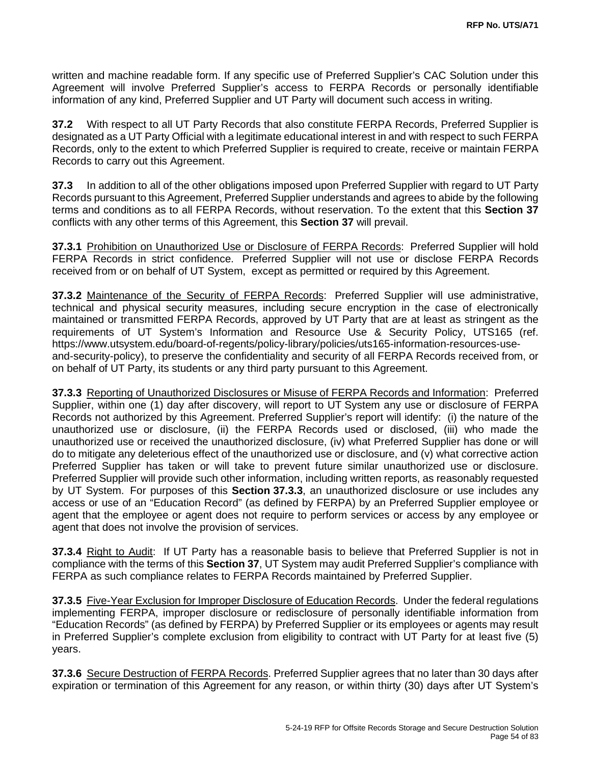written and machine readable form. If any specific use of Preferred Supplier's CAC Solution under this Agreement will involve Preferred Supplier's access to FERPA Records or personally identifiable information of any kind, Preferred Supplier and UT Party will document such access in writing.

**37.2** With respect to all UT Party Records that also constitute FERPA Records, Preferred Supplier is designated as a UT Party Official with a legitimate educational interest in and with respect to such FERPA Records, only to the extent to which Preferred Supplier is required to create, receive or maintain FERPA Records to carry out this Agreement.

**37.3** In addition to all of the other obligations imposed upon Preferred Supplier with regard to UT Party Records pursuant to this Agreement, Preferred Supplier understands and agrees to abide by the following terms and conditions as to all FERPA Records, without reservation. To the extent that this **Section 37** conflicts with any other terms of this Agreement, this **Section 37** will prevail.

**37.3.1** <u>Prohibition on Unauthorized Use or Disclosure of FERPA Records</u>: Preferred Supplier will hold FERPA Records in strict confidence. Preferred Supplier will not use or disclose FERPA Records received from or on behalf of UT System, except as permitted or required by this Agreement.

**37.3.2** <u>Maintenance of the Security of FERPA Records</u>: Preferred Supplier will use administrative, technical and physical security measures, including secure encryption in the case of electronically maintained or transmitted FERPA Records, approved by UT Party that are at least as stringent as the requirements of UT System's Information and Resource Use & Security Policy, UTS165 (ref. https://www.utsystem.edu/board-of-regents/policy-library/policies/uts165-information-resources-use-and-security-policy), to preserve the confidentiality and security of all FERPA Records received from, or on behalf of UT Party, its students or any third party pursuant to this Agreement.

**37.3.3** <u>Reporting of Unauthorized Disclosures or Misuse of FERPA Records and Information</u>: Preferred Supplier, within one (1) day after discovery, will report to UT System any use or disclosure of FERPA Records not authorized by this Agreement. Preferred Supplier's report will identify: (i) the nature of the unauthorized use or disclosure, (ii) the FERPA Records used or disclosed, (iii) who made the unauthorized use or received the unauthorized disclosure, (iv) what Preferred Supplier has done or will do to mitigate any deleterious effect of the unauthorized use or disclosure, and (v) what corrective action Preferred Supplier has taken or will take to prevent future similar unauthorized use or disclosure. Preferred Supplier will provide such other information, including written reports, as reasonably requested by UT System. For purposes of this **Section 37.3.3**, an unauthorized disclosure or use includes any access or use of an "Education Record" (as defined by FERPA) by an Preferred Supplier employee or agent that the employee or agent does not require to perform services or access by any employee or agent that does not involve the provision of services.

**37.3.4** <u>Right to Audit</u>: If UT Party has a reasonable basis to believe that Preferred Supplier is not in compliance with the terms of this **Section 37**, UT System may audit Preferred Supplier's compliance with FERPA as such compliance relates to FERPA Records maintained by Preferred Supplier.

**37.3.5** <u>Five-Year Exclusion for Improper Disclosure of Education Records</u>. Under the federal regulations implementing FERPA, improper disclosure or redisclosure of personally identifiable information from "Education Records" (as defined by FERPA) by Preferred Supplier or its employees or agents may result in Preferred Supplier's complete exclusion from eligibility to contract with UT Party for at least five (5) years.

**37.3.6** <u>Secure Destruction of FERPA Records</u>. Preferred Supplier agrees that no later than 30 days after expiration or termination of this Agreement for any reason, or within thirty (30) days after UT System's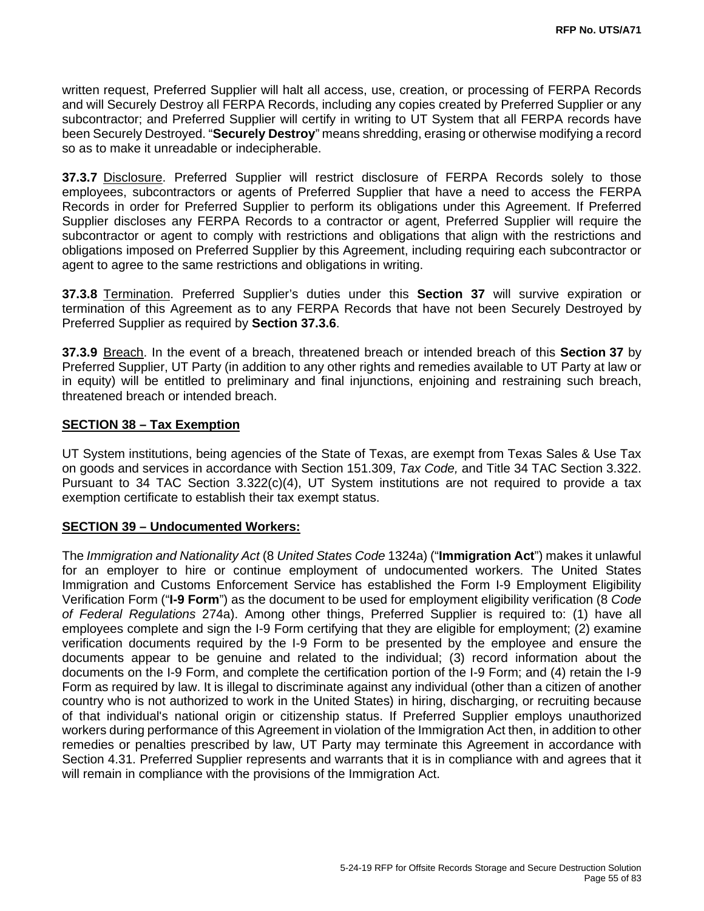written request, Preferred Supplier will halt all access, use, creation, or processing of FERPA Records and will Securely Destroy all FERPA Records, including any copies created by Preferred Supplier or any subcontractor; and Preferred Supplier will certify in writing to UT System that all FERPA records have been Securely Destroyed. "**Securely Destroy**" means shredding, erasing or otherwise modifying a record so as to make it unreadable or indecipherable.

**37.3.7** Disclosure. Preferred Supplier will restrict disclosure of FERPA Records solely to those employees, subcontractors or agents of Preferred Supplier that have a need to access the FERPA Records in order for Preferred Supplier to perform its obligations under this Agreement. If Preferred Supplier discloses any FERPA Records to a contractor or agent, Preferred Supplier will require the subcontractor or agent to comply with restrictions and obligations that align with the restrictions and obligations imposed on Preferred Supplier by this Agreement, including requiring each subcontractor or agent to agree to the same restrictions and obligations in writing.

**37.3.8** Termination. Preferred Supplier's duties under this **Section 37** will survive expiration or termination of this Agreement as to any FERPA Records that have not been Securely Destroyed by Preferred Supplier as required by **Section 37.3.6**.

**37.3.9** Breach. In the event of a breach, threatened breach or intended breach of this **Section 37** by Preferred Supplier, UT Party (in addition to any other rights and remedies available to UT Party at law or in equity) will be entitled to preliminary and final injunctions, enjoining and restraining such breach, threatened breach or intended breach.

## SECTION 38 – Tax Exemption

UT System institutions, being agencies of the State of Texas, are exempt from Texas Sales & Use Tax on goods and services in accordance with Section 151.309, *Tax Code,* and Title 34 TAC Section 3.322. Pursuant to 34 TAC Section 3.322(c)(4), UT System institutions are not required to provide a tax exemption certificate to establish their tax exempt status.

## SECTION 39 – Undocumented Workers:

The *Immigration and Nationality Act* (8 *United States Code* 1324a) ("**Immigration Act**") makes it unlawful for an employer to hire or continue employment of undocumented workers. The United States Immigration and Customs Enforcement Service has established the Form I-9 Employment Eligibility Verification Form ("**I-9 Form**") as the document to be used for employment eligibility verification (8 *Code of Federal Regulations* 274a). Among other things, Preferred Supplier is required to: (1) have all employees complete and sign the I-9 Form certifying that they are eligible for employment; (2) examine verification documents required by the I-9 Form to be presented by the employee and ensure the documents appear to be genuine and related to the individual; (3) record information about the documents on the I-9 Form, and complete the certification portion of the I-9 Form; and (4) retain the I-9 Form as required by law. It is illegal to discriminate against any individual (other than a citizen of another country who is not authorized to work in the United States) in hiring, discharging, or recruiting because of that individual's national origin or citizenship status. If Preferred Supplier employs unauthorized workers during performance of this Agreement in violation of the Immigration Act then, in addition to other remedies or penalties prescribed by law, UT Party may terminate this Agreement in accordance with Section 4.31. Preferred Supplier represents and warrants that it is in compliance with and agrees that it will remain in compliance with the provisions of the Immigration Act.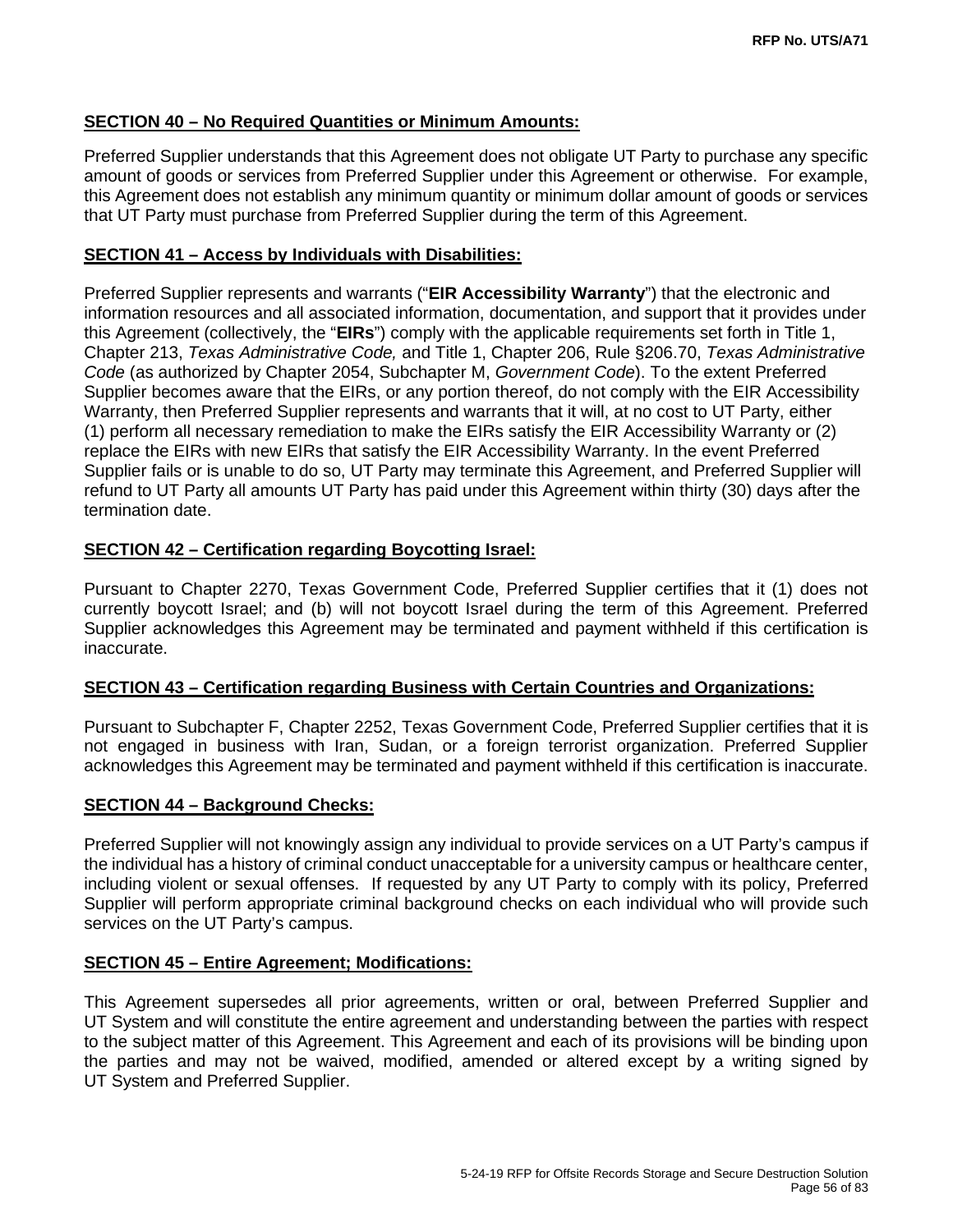**SECTION 40 – No Required Quantities or Minimum Amounts:**

Preferred Supplier understands that this Agreement does not obligate UT Party to purchase any specific amount of goods or services from Preferred Supplier under this Agreement or otherwise. For example, this Agreement does not establish any minimum quantity or minimum dollar amount of goods or services that UT Party must purchase from Preferred Supplier during the term of this Agreement.

**SECTION 41 – Access by Individuals with Disabilities:**

Preferred Supplier represents and warrants ("**EIR Accessibility Warranty**") that the electronic and information resources and all associated information, documentation, and support that it provides under this Agreement (collectively, the "**EIRs**") comply with the applicable requirements set forth in Title 1, Chapter 213, *Texas Administrative Code,* and Title 1, Chapter 206, Rule §206.70, *Texas Administrative Code* (as authorized by Chapter 2054, Subchapter M, *Government Code*). To the extent Preferred Supplier becomes aware that the EIRs, or any portion thereof, do not comply with the EIR Accessibility Warranty, then Preferred Supplier represents and warrants that it will, at no cost to UT Party, either (1) perform all necessary remediation to make the EIRs satisfy the EIR Accessibility Warranty or (2) replace the EIRs with new EIRs that satisfy the EIR Accessibility Warranty. In the event Preferred Supplier fails or is unable to do so, UT Party may terminate this Agreement, and Preferred Supplier will refund to UT Party all amounts UT Party has paid under this Agreement within thirty (30) days after the termination date.

**SECTION 42 – Certification regarding Boycotting Israel:**

Pursuant to Chapter 2270, Texas Government Code, Preferred Supplier certifies that it (1) does not currently boycott Israel; and (b) will not boycott Israel during the term of this Agreement. Preferred Supplier acknowledges this Agreement may be terminated and payment withheld if this certification is inaccurate.

**SECTION 43 – Certification regarding Business with Certain Countries and Organizations:**

Pursuant to Subchapter F, Chapter 2252, Texas Government Code, Preferred Supplier certifies that it is not engaged in business with Iran, Sudan, or a foreign terrorist organization. Preferred Supplier acknowledges this Agreement may be terminated and payment withheld if this certification is inaccurate.

**SECTION 44 – Background Checks:**

Preferred Supplier will not knowingly assign any individual to provide services on a UT Party's campus if the individual has a history of criminal conduct unacceptable for a university campus or healthcare center, including violent or sexual offenses. If requested by any UT Party to comply with its policy, Preferred Supplier will perform appropriate criminal background checks on each individual who will provide such services on the UT Party's campus.

**SECTION 45 – Entire Agreement; Modifications:**

This Agreement supersedes all prior agreements, written or oral, between Preferred Supplier and UT System and will constitute the entire agreement and understanding between the parties with respect to the subject matter of this Agreement. This Agreement and each of its provisions will be binding upon the parties and may not be waived, modified, amended or altered except by a writing signed by UT System and Preferred Supplier.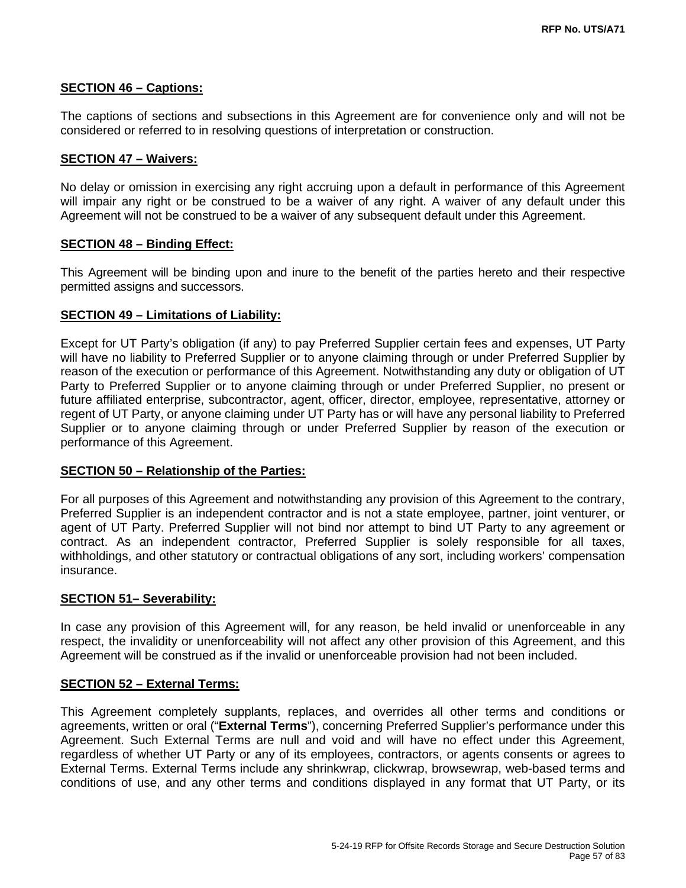**SECTION 46 – Captions:**

The captions of sections and subsections in this Agreement are for convenience only and will not be considered or referred to in resolving questions of interpretation or construction.

**SECTION 47 – Waivers:**

No delay or omission in exercising any right accruing upon a default in performance of this Agreement will impair any right or be construed to be a waiver of any right. A waiver of any default under this Agreement will not be construed to be a waiver of any subsequent default under this Agreement.

**SECTION 48 – Binding Effect:**

This Agreement will be binding upon and inure to the benefit of the parties hereto and their respective permitted assigns and successors.

**SECTION 49 – Limitations of Liability:**

Except for UT Party's obligation (if any) to pay Preferred Supplier certain fees and expenses, UT Party will have no liability to Preferred Supplier or to anyone claiming through or under Preferred Supplier by reason of the execution or performance of this Agreement. Notwithstanding any duty or obligation of UT Party to Preferred Supplier or to anyone claiming through or under Preferred Supplier, no present or future affiliated enterprise, subcontractor, agent, officer, director, employee, representative, attorney or regent of UT Party, or anyone claiming under UT Party has or will have any personal liability to Preferred Supplier or to anyone claiming through or under Preferred Supplier by reason of the execution or performance of this Agreement.

**SECTION 50 – Relationship of the Parties:**

For all purposes of this Agreement and notwithstanding any provision of this Agreement to the contrary, Preferred Supplier is an independent contractor and is not a state employee, partner, joint venturer, or agent of UT Party. Preferred Supplier will not bind nor attempt to bind UT Party to any agreement or contract. As an independent contractor, Preferred Supplier is solely responsible for all taxes, withholdings, and other statutory or contractual obligations of any sort, including workers' compensation insurance.

**SECTION 51– Severability:**

In case any provision of this Agreement will, for any reason, be held invalid or unenforceable in any respect, the invalidity or unenforceability will not affect any other provision of this Agreement, and this Agreement will be construed as if the invalid or unenforceable provision had not been included.

**SECTION 52 – External Terms:**

This Agreement completely supplants, replaces, and overrides all other terms and conditions or agreements, written or oral ("**External Terms**"), concerning Preferred Supplier's performance under this Agreement. Such External Terms are null and void and will have no effect under this Agreement, regardless of whether UT Party or any of its employees, contractors, or agents consents or agrees to External Terms. External Terms include any shrinkwrap, clickwrap, browsewrap, web-based terms and conditions of use, and any other terms and conditions displayed in any format that UT Party, or its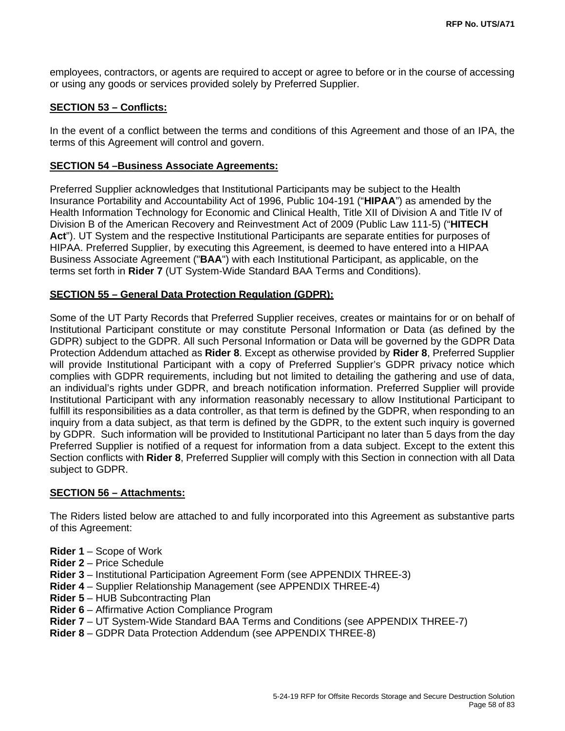employees, contractors, or agents are required to accept or agree to before or in the course of accessing or using any goods or services provided solely by Preferred Supplier.

**SECTION 53 – Conflicts:**

In the event of a conflict between the terms and conditions of this Agreement and those of an IPA, the terms of this Agreement will control and govern.

**SECTION 54 –Business Associate Agreements:**

Preferred Supplier acknowledges that Institutional Participants may be subject to the Health Insurance Portability and Accountability Act of 1996, Public 104-191 ("**HIPAA**") as amended by the Health Information Technology for Economic and Clinical Health, Title XII of Division A and Title IV of Division B of the American Recovery and Reinvestment Act of 2009 (Public Law 111-5) ("**HITECH Act**"). UT System and the respective Institutional Participants are separate entities for purposes of HIPAA. Preferred Supplier, by executing this Agreement, is deemed to have entered into a HIPAA Business Associate Agreement ("**BAA**") with each Institutional Participant, as applicable, on the terms set forth in **Rider 7** (UT System-Wide Standard BAA Terms and Conditions).

**SECTION 55 – General Data Protection Regulation (GDPR):**

Some of the UT Party Records that Preferred Supplier receives, creates or maintains for or on behalf of Institutional Participant constitute or may constitute Personal Information or Data (as defined by the GDPR) subject to the GDPR. All such Personal Information or Data will be governed by the GDPR Data Protection Addendum attached as **Rider 8**. Except as otherwise provided by **Rider 8**, Preferred Supplier will provide Institutional Participant with a copy of Preferred Supplier's GDPR privacy notice which complies with GDPR requirements, including but not limited to detailing the gathering and use of data, an individual's rights under GDPR, and breach notification information. Preferred Supplier will provide Institutional Participant with any information reasonably necessary to allow Institutional Participant to fulfill its responsibilities as a data controller, as that term is defined by the GDPR, when responding to an inquiry from a data subject, as that term is defined by the GDPR, to the extent such inquiry is governed by GDPR. Such information will be provided to Institutional Participant no later than 5 days from the day Preferred Supplier is notified of a request for information from a data subject. Except to the extent this Section conflicts with **Rider 8**, Preferred Supplier will comply with this Section in connection with all Data subject to GDPR.

**SECTION 56 – Attachments:**

The Riders listed below are attached to and fully incorporated into this Agreement as substantive parts of this Agreement:

**Rider 1** – Scope of Work
**Rider 2** – Price Schedule
**Rider 3** – Institutional Participation Agreement Form (see APPENDIX THREE-3)
**Rider 4** – Supplier Relationship Management (see APPENDIX THREE-4)
**Rider 5** – HUB Subcontracting Plan
**Rider 6** – Affirmative Action Compliance Program
**Rider 7** – UT System-Wide Standard BAA Terms and Conditions (see APPENDIX THREE-7)
**Rider 8** – GDPR Data Protection Addendum (see APPENDIX THREE-8)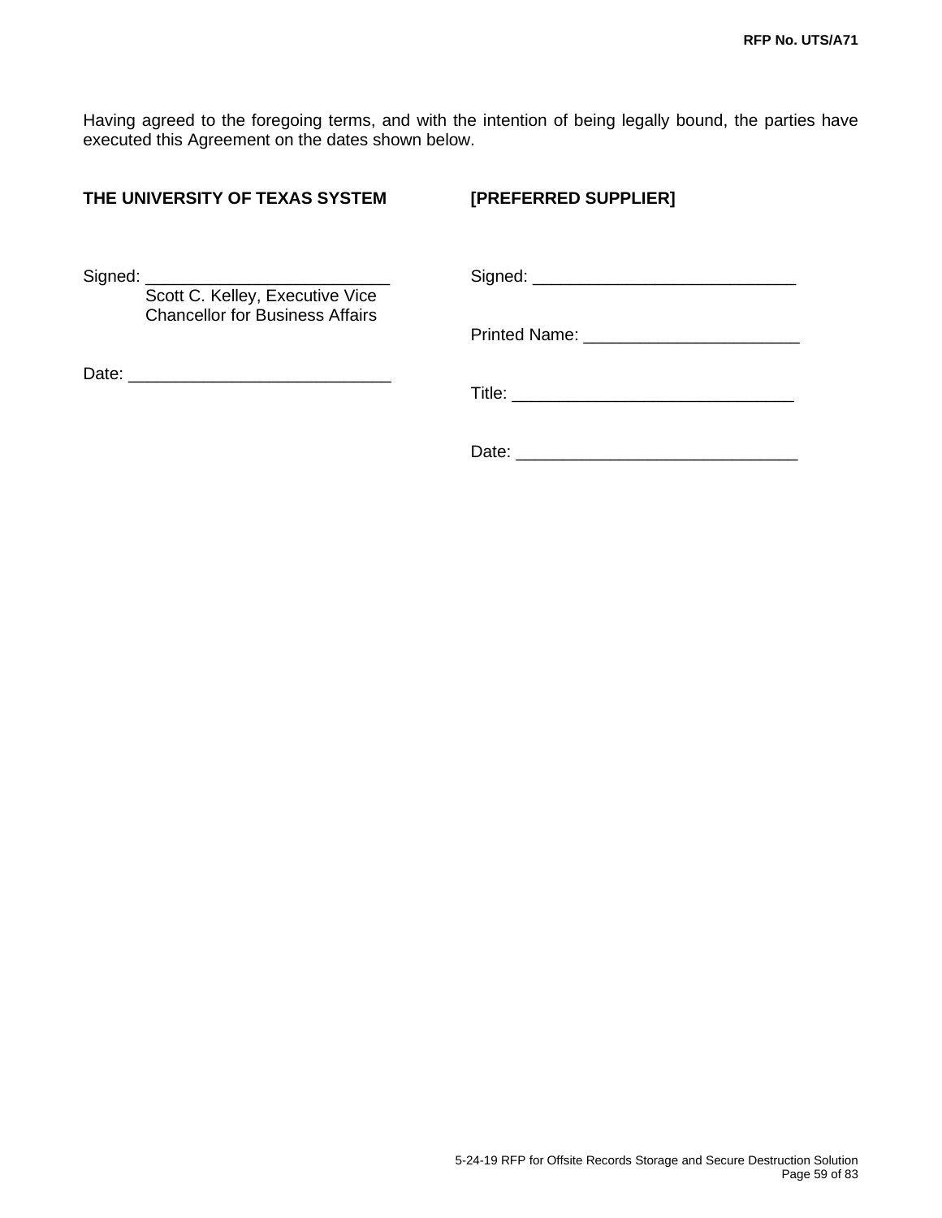Having agreed to the foregoing terms, and with the intention of being legally bound, the parties have executed this Agreement on the dates shown below.

| **THE UNIVERSITY OF TEXAS SYSTEM** | **[PREFERRED SUPPLIER]** |
| --- | --- |
| Signed: ___________________________<br>Scott C. Kelley, Executive Vice Chancellor for Business Affairs | Signed: ____________________________ |
| | Printed Name: _______________________ |
| Date: ____________________________ | Title: ______________________________ |
| | Date: ______________________________ |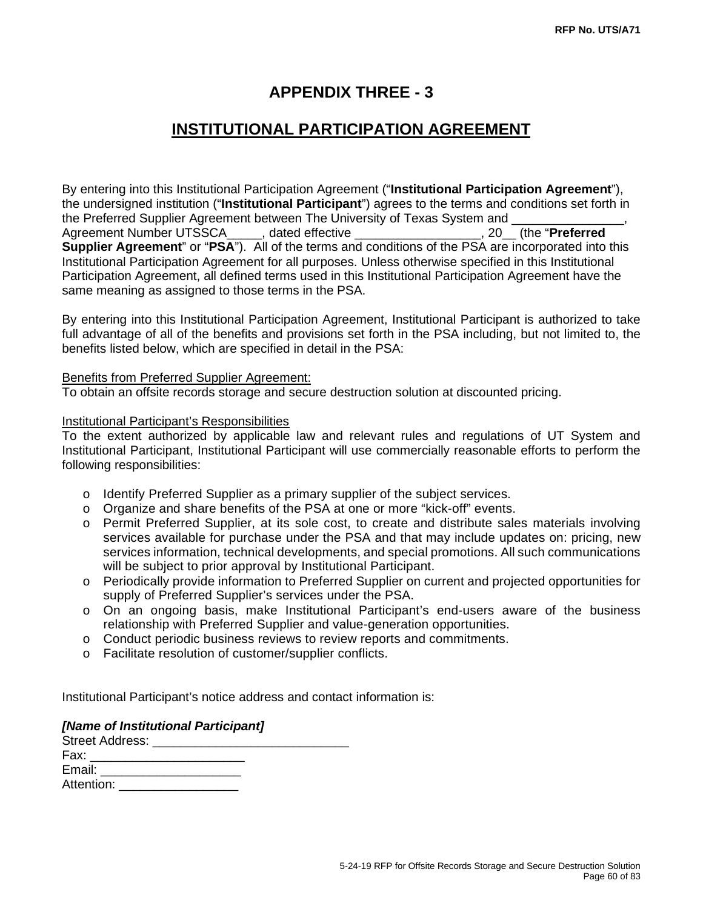# APPENDIX THREE - 3

## INSTITUTIONAL PARTICIPATION AGREEMENT

By entering into this Institutional Participation Agreement ("**Institutional Participation Agreement**"), the undersigned institution ("**Institutional Participant**") agrees to the terms and conditions set forth in the Preferred Supplier Agreement between The University of Texas System and ________________, Agreement Number UTSSCA_____, dated effective __________________, 20__ (the "**Preferred Supplier Agreement**" or "**PSA**"). All of the terms and conditions of the PSA are incorporated into this Institutional Participation Agreement for all purposes. Unless otherwise specified in this Institutional Participation Agreement, all defined terms used in this Institutional Participation Agreement have the same meaning as assigned to those terms in the PSA.

By entering into this Institutional Participation Agreement, Institutional Participant is authorized to take full advantage of all of the benefits and provisions set forth in the PSA including, but not limited to, the benefits listed below, which are specified in detail in the PSA:

<u>Benefits from Preferred Supplier Agreement:</u>
To obtain an offsite records storage and secure destruction solution at discounted pricing.

<u>Institutional Participant's Responsibilities</u>
To the extent authorized by applicable law and relevant rules and regulations of UT System and Institutional Participant, Institutional Participant will use commercially reasonable efforts to perform the following responsibilities:

- Identify Preferred Supplier as a primary supplier of the subject services.
- Organize and share benefits of the PSA at one or more "kick-off" events.
- Permit Preferred Supplier, at its sole cost, to create and distribute sales materials involving services available for purchase under the PSA and that may include updates on: pricing, new services information, technical developments, and special promotions. All such communications will be subject to prior approval by Institutional Participant.
- Periodically provide information to Preferred Supplier on current and projected opportunities for supply of Preferred Supplier's services under the PSA.
- On an ongoing basis, make Institutional Participant's end-users aware of the business relationship with Preferred Supplier and value-generation opportunities.
- Conduct periodic business reviews to review reports and commitments.
- Facilitate resolution of customer/supplier conflicts.

Institutional Participant's notice address and contact information is:

***[Name of Institutional Participant]***
Street Address: ____________________________
Fax: ______________________
Email: ____________________
Attention: _________________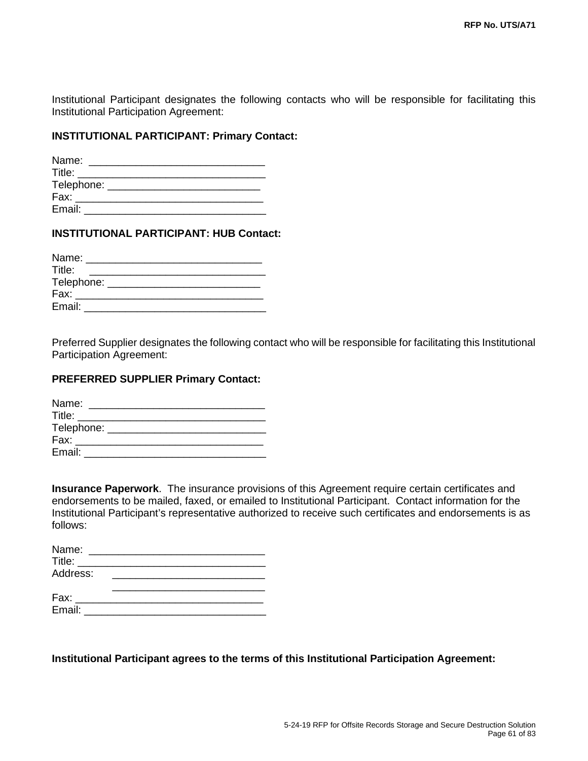Institutional Participant designates the following contacts who will be responsible for facilitating this Institutional Participation Agreement:

**INSTITUTIONAL PARTICIPANT: Primary Contact:**

Name: ______________________________
Title: ________________________________
Telephone: __________________________
Fax: ________________________________
Email: _______________________________

**INSTITUTIONAL PARTICIPANT: HUB Contact:**

Name: ______________________________
Title: ______________________________
Telephone: __________________________
Fax: ________________________________
Email: _______________________________

Preferred Supplier designates the following contact who will be responsible for facilitating this Institutional Participation Agreement:

**PREFERRED SUPPLIER Primary Contact:**

Name: ______________________________
Title: ________________________________
Telephone: ___________________________
Fax: ________________________________
Email: _______________________________

**Insurance Paperwork**. The insurance provisions of this Agreement require certain certificates and endorsements to be mailed, faxed, or emailed to Institutional Participant. Contact information for the Institutional Participant's representative authorized to receive such certificates and endorsements is as follows:

Name: ______________________________
Title: ________________________________
Address: __________________________
__________________________
Fax: ________________________________
Email: _______________________________

**Institutional Participant agrees to the terms of this Institutional Participation Agreement:**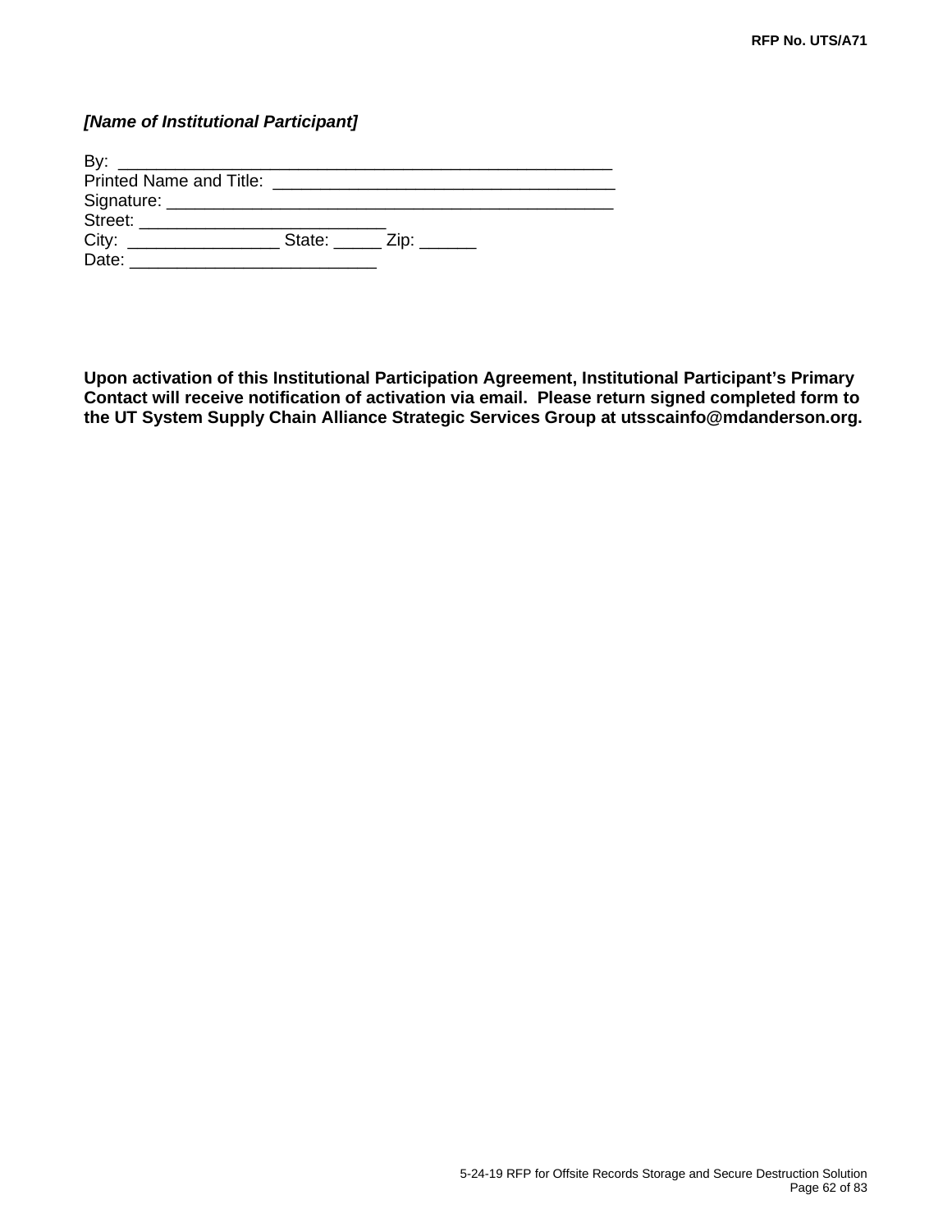***[Name of Institutional Participant]***

By: _______________________________________________________
Printed Name and Title: ______________________________________
Signature: _________________________________________________
Street: ___________________________
City: ________________ State: _____ Zip: ______
Date: ___________________________

**Upon activation of this Institutional Participation Agreement, Institutional Participant's Primary Contact will receive notification of activation via email. Please return signed completed form to the UT System Supply Chain Alliance Strategic Services Group at utsscainfo@mdanderson.org.**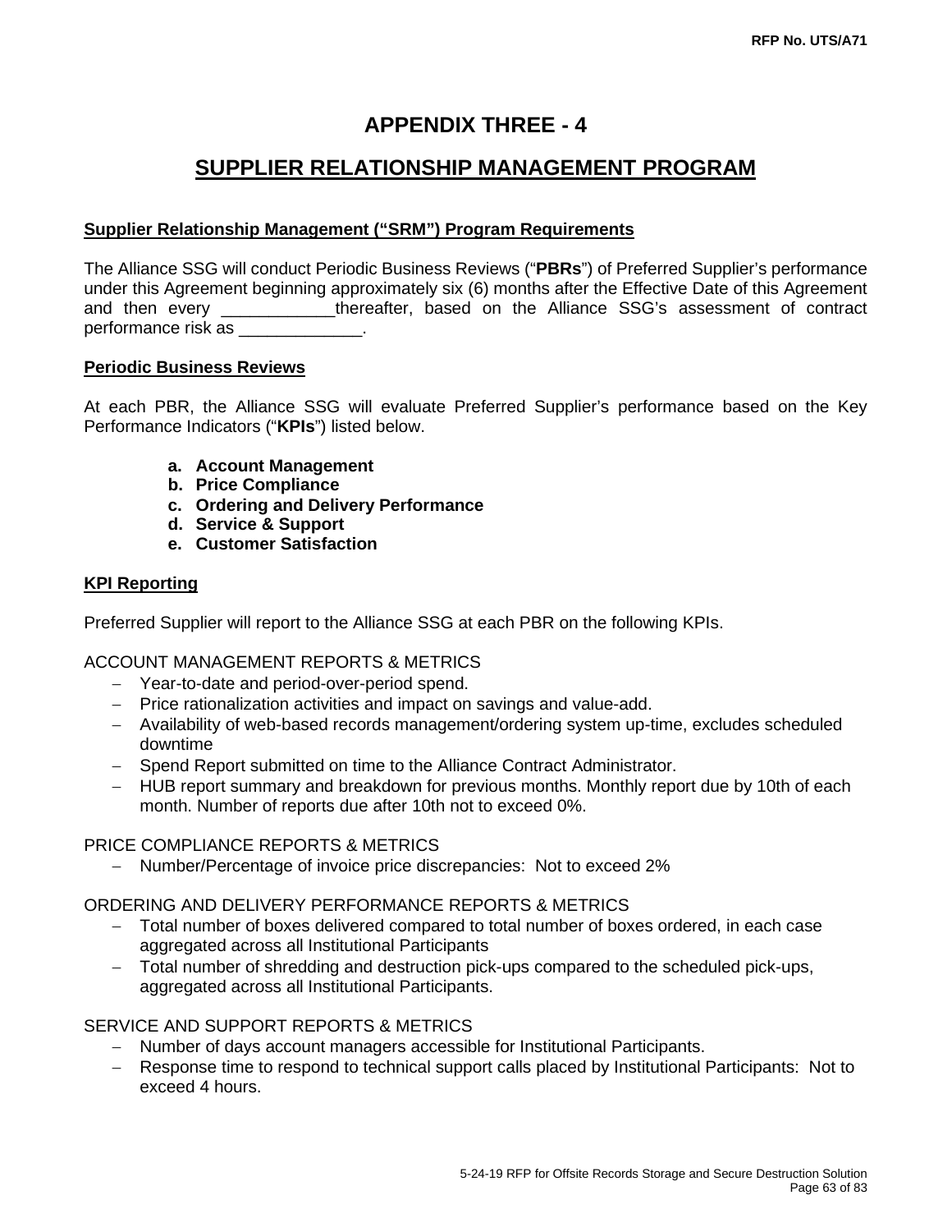# APPENDIX THREE - 4

## SUPPLIER RELATIONSHIP MANAGEMENT PROGRAM

**Supplier Relationship Management ("SRM") Program Requirements**

The Alliance SSG will conduct Periodic Business Reviews ("**PBRs**") of Preferred Supplier's performance under this Agreement beginning approximately six (6) months after the Effective Date of this Agreement and then every ____________thereafter, based on the Alliance SSG's assessment of contract performance risk as _____________.

**Periodic Business Reviews**

At each PBR, the Alliance SSG will evaluate Preferred Supplier's performance based on the Key Performance Indicators ("**KPIs**") listed below.

- **a. Account Management**
- **b. Price Compliance**
- **c. Ordering and Delivery Performance**
- **d. Service & Support**
- **e. Customer Satisfaction**

**KPI Reporting**

Preferred Supplier will report to the Alliance SSG at each PBR on the following KPIs.

ACCOUNT MANAGEMENT REPORTS & METRICS

- Year-to-date and period-over-period spend.
- Price rationalization activities and impact on savings and value-add.
- Availability of web-based records management/ordering system up-time, excludes scheduled downtime
- Spend Report submitted on time to the Alliance Contract Administrator.
- HUB report summary and breakdown for previous months. Monthly report due by 10th of each month. Number of reports due after 10th not to exceed 0%.

PRICE COMPLIANCE REPORTS & METRICS

- Number/Percentage of invoice price discrepancies: Not to exceed 2%

ORDERING AND DELIVERY PERFORMANCE REPORTS & METRICS

- Total number of boxes delivered compared to total number of boxes ordered, in each case aggregated across all Institutional Participants
- Total number of shredding and destruction pick-ups compared to the scheduled pick-ups, aggregated across all Institutional Participants.

SERVICE AND SUPPORT REPORTS & METRICS

- Number of days account managers accessible for Institutional Participants.
- Response time to respond to technical support calls placed by Institutional Participants: Not to exceed 4 hours.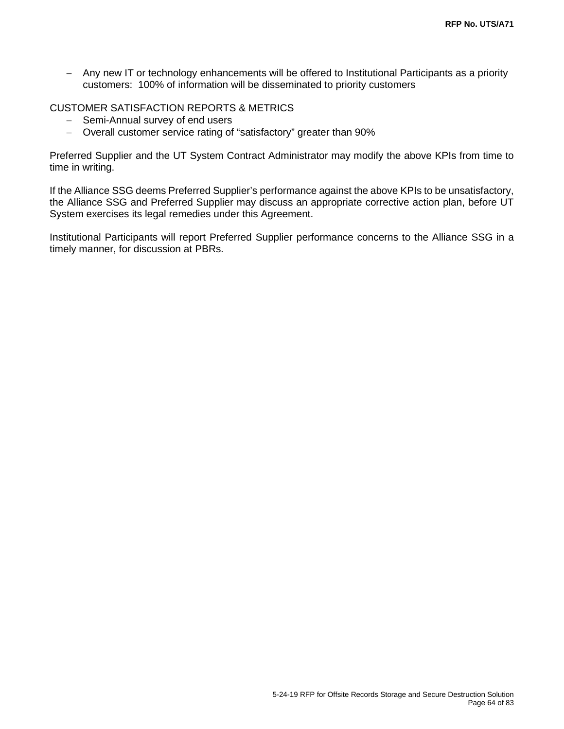- Any new IT or technology enhancements will be offered to Institutional Participants as a priority customers: 100% of information will be disseminated to priority customers

CUSTOMER SATISFACTION REPORTS & METRICS

- Semi-Annual survey of end users
- Overall customer service rating of “satisfactory” greater than 90%

Preferred Supplier and the UT System Contract Administrator may modify the above KPIs from time to time in writing.

If the Alliance SSG deems Preferred Supplier’s performance against the above KPIs to be unsatisfactory, the Alliance SSG and Preferred Supplier may discuss an appropriate corrective action plan, before UT System exercises its legal remedies under this Agreement.

Institutional Participants will report Preferred Supplier performance concerns to the Alliance SSG in a timely manner, for discussion at PBRs.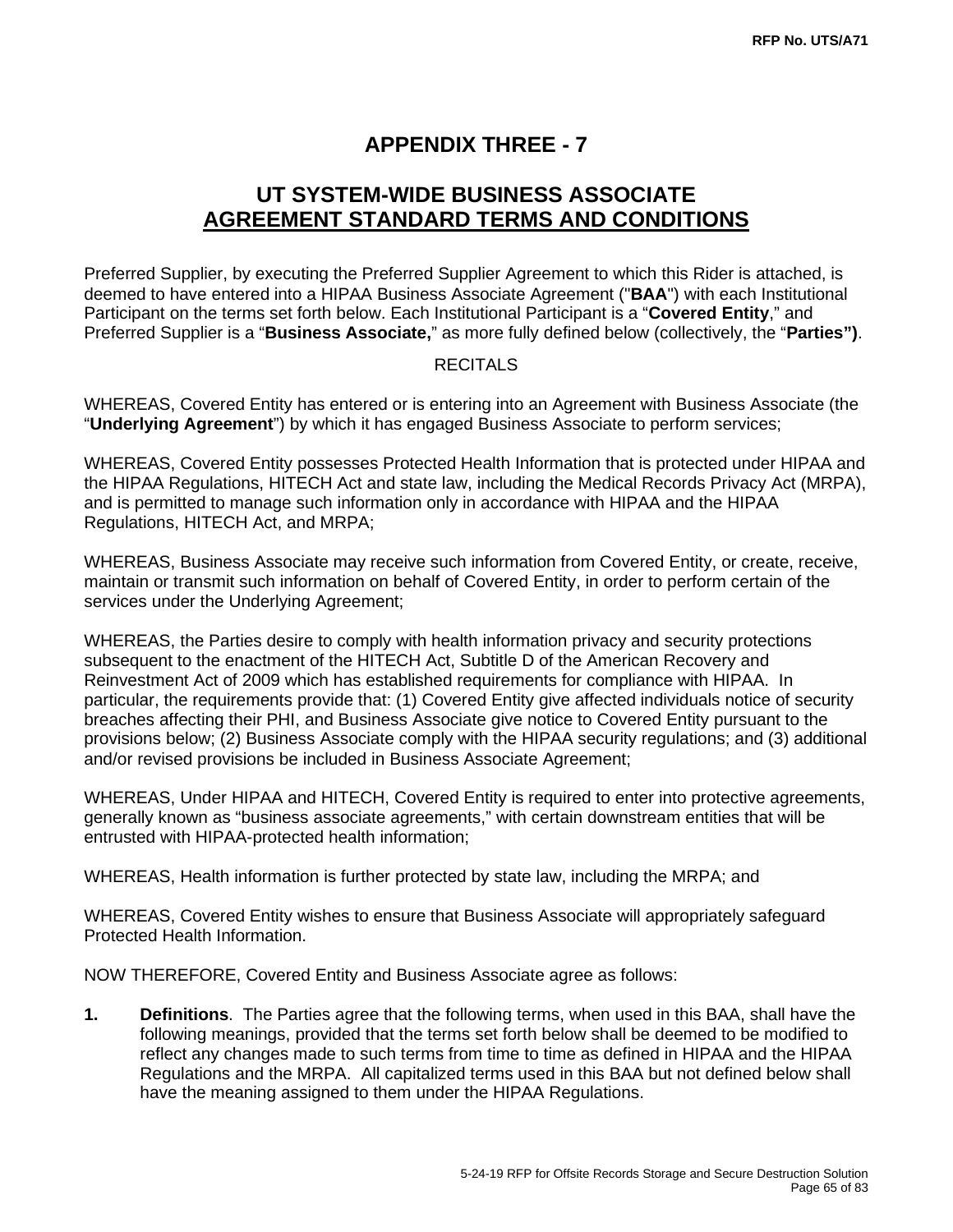# APPENDIX THREE - 7

## UT SYSTEM-WIDE BUSINESS ASSOCIATE AGREEMENT STANDARD TERMS AND CONDITIONS

Preferred Supplier, by executing the Preferred Supplier Agreement to which this Rider is attached, is deemed to have entered into a HIPAA Business Associate Agreement ("**BAA**") with each Institutional Participant on the terms set forth below. Each Institutional Participant is a "**Covered Entity**," and Preferred Supplier is a "**Business Associate,**" as more fully defined below (collectively, the "**Parties")**.

RECITALS

WHEREAS, Covered Entity has entered or is entering into an Agreement with Business Associate (the "**Underlying Agreement**") by which it has engaged Business Associate to perform services;

WHEREAS, Covered Entity possesses Protected Health Information that is protected under HIPAA and the HIPAA Regulations, HITECH Act and state law, including the Medical Records Privacy Act (MRPA), and is permitted to manage such information only in accordance with HIPAA and the HIPAA Regulations, HITECH Act, and MRPA;

WHEREAS, Business Associate may receive such information from Covered Entity, or create, receive, maintain or transmit such information on behalf of Covered Entity, in order to perform certain of the services under the Underlying Agreement;

WHEREAS, the Parties desire to comply with health information privacy and security protections subsequent to the enactment of the HITECH Act, Subtitle D of the American Recovery and Reinvestment Act of 2009 which has established requirements for compliance with HIPAA. In particular, the requirements provide that: (1) Covered Entity give affected individuals notice of security breaches affecting their PHI, and Business Associate give notice to Covered Entity pursuant to the provisions below; (2) Business Associate comply with the HIPAA security regulations; and (3) additional and/or revised provisions be included in Business Associate Agreement;

WHEREAS, Under HIPAA and HITECH, Covered Entity is required to enter into protective agreements, generally known as "business associate agreements," with certain downstream entities that will be entrusted with HIPAA-protected health information;

WHEREAS, Health information is further protected by state law, including the MRPA; and

WHEREAS, Covered Entity wishes to ensure that Business Associate will appropriately safeguard Protected Health Information.

NOW THEREFORE, Covered Entity and Business Associate agree as follows:

**1.** **Definitions**. The Parties agree that the following terms, when used in this BAA, shall have the following meanings, provided that the terms set forth below shall be deemed to be modified to reflect any changes made to such terms from time to time as defined in HIPAA and the HIPAA Regulations and the MRPA. All capitalized terms used in this BAA but not defined below shall have the meaning assigned to them under the HIPAA Regulations.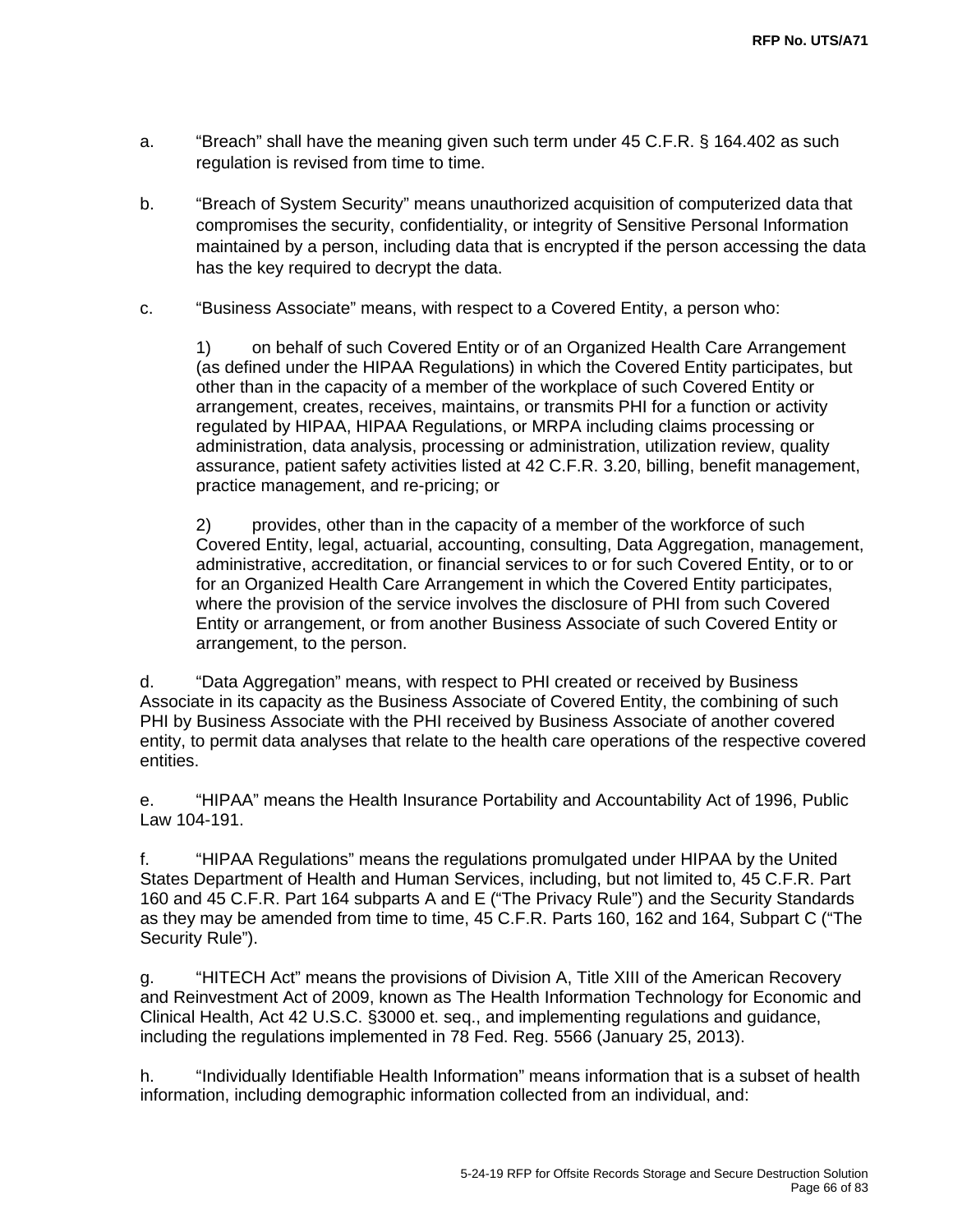a. “Breach” shall have the meaning given such term under 45 C.F.R. § 164.402 as such regulation is revised from time to time.

b. “Breach of System Security” means unauthorized acquisition of computerized data that compromises the security, confidentiality, or integrity of Sensitive Personal Information maintained by a person, including data that is encrypted if the person accessing the data has the key required to decrypt the data.

c. “Business Associate” means, with respect to a Covered Entity, a person who:

1) on behalf of such Covered Entity or of an Organized Health Care Arrangement (as defined under the HIPAA Regulations) in which the Covered Entity participates, but other than in the capacity of a member of the workplace of such Covered Entity or arrangement, creates, receives, maintains, or transmits PHI for a function or activity regulated by HIPAA, HIPAA Regulations, or MRPA including claims processing or administration, data analysis, processing or administration, utilization review, quality assurance, patient safety activities listed at 42 C.F.R. 3.20, billing, benefit management, practice management, and re-pricing; or

2) provides, other than in the capacity of a member of the workforce of such Covered Entity, legal, actuarial, accounting, consulting, Data Aggregation, management, administrative, accreditation, or financial services to or for such Covered Entity, or to or for an Organized Health Care Arrangement in which the Covered Entity participates, where the provision of the service involves the disclosure of PHI from such Covered Entity or arrangement, or from another Business Associate of such Covered Entity or arrangement, to the person.

d. “Data Aggregation” means, with respect to PHI created or received by Business Associate in its capacity as the Business Associate of Covered Entity, the combining of such PHI by Business Associate with the PHI received by Business Associate of another covered entity, to permit data analyses that relate to the health care operations of the respective covered entities.

e. “HIPAA” means the Health Insurance Portability and Accountability Act of 1996, Public Law 104-191.

f. “HIPAA Regulations” means the regulations promulgated under HIPAA by the United States Department of Health and Human Services, including, but not limited to, 45 C.F.R. Part 160 and 45 C.F.R. Part 164 subparts A and E (“The Privacy Rule”) and the Security Standards as they may be amended from time to time, 45 C.F.R. Parts 160, 162 and 164, Subpart C (“The Security Rule”).

g. “HITECH Act” means the provisions of Division A, Title XIII of the American Recovery and Reinvestment Act of 2009, known as The Health Information Technology for Economic and Clinical Health, Act 42 U.S.C. §3000 et. seq., and implementing regulations and guidance, including the regulations implemented in 78 Fed. Reg. 5566 (January 25, 2013).

h. “Individually Identifiable Health Information” means information that is a subset of health information, including demographic information collected from an individual, and: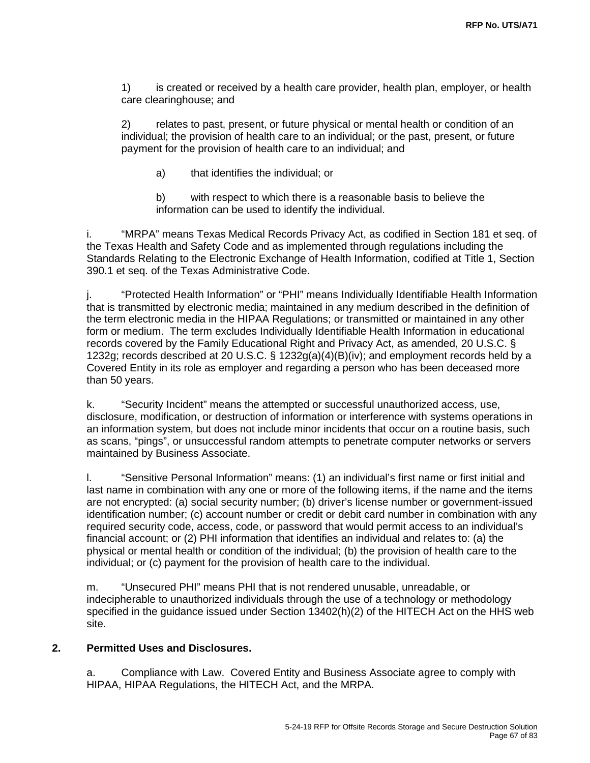1) is created or received by a health care provider, health plan, employer, or health care clearinghouse; and

2) relates to past, present, or future physical or mental health or condition of an individual; the provision of health care to an individual; or the past, present, or future payment for the provision of health care to an individual; and

a) that identifies the individual; or

b) with respect to which there is a reasonable basis to believe the information can be used to identify the individual.

i. "MRPA" means Texas Medical Records Privacy Act, as codified in Section 181 et seq. of the Texas Health and Safety Code and as implemented through regulations including the Standards Relating to the Electronic Exchange of Health Information, codified at Title 1, Section 390.1 et seq. of the Texas Administrative Code.

j. "Protected Health Information" or "PHI" means Individually Identifiable Health Information that is transmitted by electronic media; maintained in any medium described in the definition of the term electronic media in the HIPAA Regulations; or transmitted or maintained in any other form or medium. The term excludes Individually Identifiable Health Information in educational records covered by the Family Educational Right and Privacy Act, as amended, 20 U.S.C. § 1232g; records described at 20 U.S.C. § 1232g(a)(4)(B)(iv); and employment records held by a Covered Entity in its role as employer and regarding a person who has been deceased more than 50 years.

k. "Security Incident" means the attempted or successful unauthorized access, use, disclosure, modification, or destruction of information or interference with systems operations in an information system, but does not include minor incidents that occur on a routine basis, such as scans, "pings", or unsuccessful random attempts to penetrate computer networks or servers maintained by Business Associate.

l. "Sensitive Personal Information" means: (1) an individual's first name or first initial and last name in combination with any one or more of the following items, if the name and the items are not encrypted: (a) social security number; (b) driver's license number or government-issued identification number; (c) account number or credit or debit card number in combination with any required security code, access, code, or password that would permit access to an individual's financial account; or (2) PHI information that identifies an individual and relates to: (a) the physical or mental health or condition of the individual; (b) the provision of health care to the individual; or (c) payment for the provision of health care to the individual.

m. "Unsecured PHI" means PHI that is not rendered unusable, unreadable, or indecipherable to unauthorized individuals through the use of a technology or methodology specified in the guidance issued under Section 13402(h)(2) of the HITECH Act on the HHS web site.

## 2. Permitted Uses and Disclosures.

a. Compliance with Law. Covered Entity and Business Associate agree to comply with HIPAA, HIPAA Regulations, the HITECH Act, and the MRPA.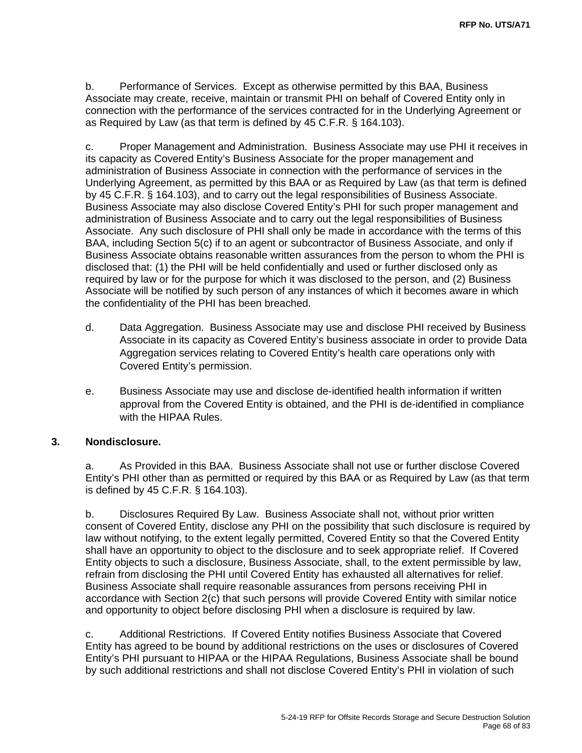b. Performance of Services. Except as otherwise permitted by this BAA, Business Associate may create, receive, maintain or transmit PHI on behalf of Covered Entity only in connection with the performance of the services contracted for in the Underlying Agreement or as Required by Law (as that term is defined by 45 C.F.R. § 164.103).

c. Proper Management and Administration. Business Associate may use PHI it receives in its capacity as Covered Entity's Business Associate for the proper management and administration of Business Associate in connection with the performance of services in the Underlying Agreement, as permitted by this BAA or as Required by Law (as that term is defined by 45 C.F.R. § 164.103), and to carry out the legal responsibilities of Business Associate. Business Associate may also disclose Covered Entity's PHI for such proper management and administration of Business Associate and to carry out the legal responsibilities of Business Associate. Any such disclosure of PHI shall only be made in accordance with the terms of this BAA, including Section 5(c) if to an agent or subcontractor of Business Associate, and only if Business Associate obtains reasonable written assurances from the person to whom the PHI is disclosed that: (1) the PHI will be held confidentially and used or further disclosed only as required by law or for the purpose for which it was disclosed to the person, and (2) Business Associate will be notified by such person of any instances of which it becomes aware in which the confidentiality of the PHI has been breached.

d. Data Aggregation. Business Associate may use and disclose PHI received by Business Associate in its capacity as Covered Entity's business associate in order to provide Data Aggregation services relating to Covered Entity's health care operations only with Covered Entity's permission.

e. Business Associate may use and disclose de-identified health information if written approval from the Covered Entity is obtained, and the PHI is de-identified in compliance with the HIPAA Rules.

**3. Nondisclosure.**

a. As Provided in this BAA. Business Associate shall not use or further disclose Covered Entity's PHI other than as permitted or required by this BAA or as Required by Law (as that term is defined by 45 C.F.R. § 164.103).

b. Disclosures Required By Law. Business Associate shall not, without prior written consent of Covered Entity, disclose any PHI on the possibility that such disclosure is required by law without notifying, to the extent legally permitted, Covered Entity so that the Covered Entity shall have an opportunity to object to the disclosure and to seek appropriate relief. If Covered Entity objects to such a disclosure, Business Associate, shall, to the extent permissible by law, refrain from disclosing the PHI until Covered Entity has exhausted all alternatives for relief. Business Associate shall require reasonable assurances from persons receiving PHI in accordance with Section 2(c) that such persons will provide Covered Entity with similar notice and opportunity to object before disclosing PHI when a disclosure is required by law.

c. Additional Restrictions. If Covered Entity notifies Business Associate that Covered Entity has agreed to be bound by additional restrictions on the uses or disclosures of Covered Entity's PHI pursuant to HIPAA or the HIPAA Regulations, Business Associate shall be bound by such additional restrictions and shall not disclose Covered Entity's PHI in violation of such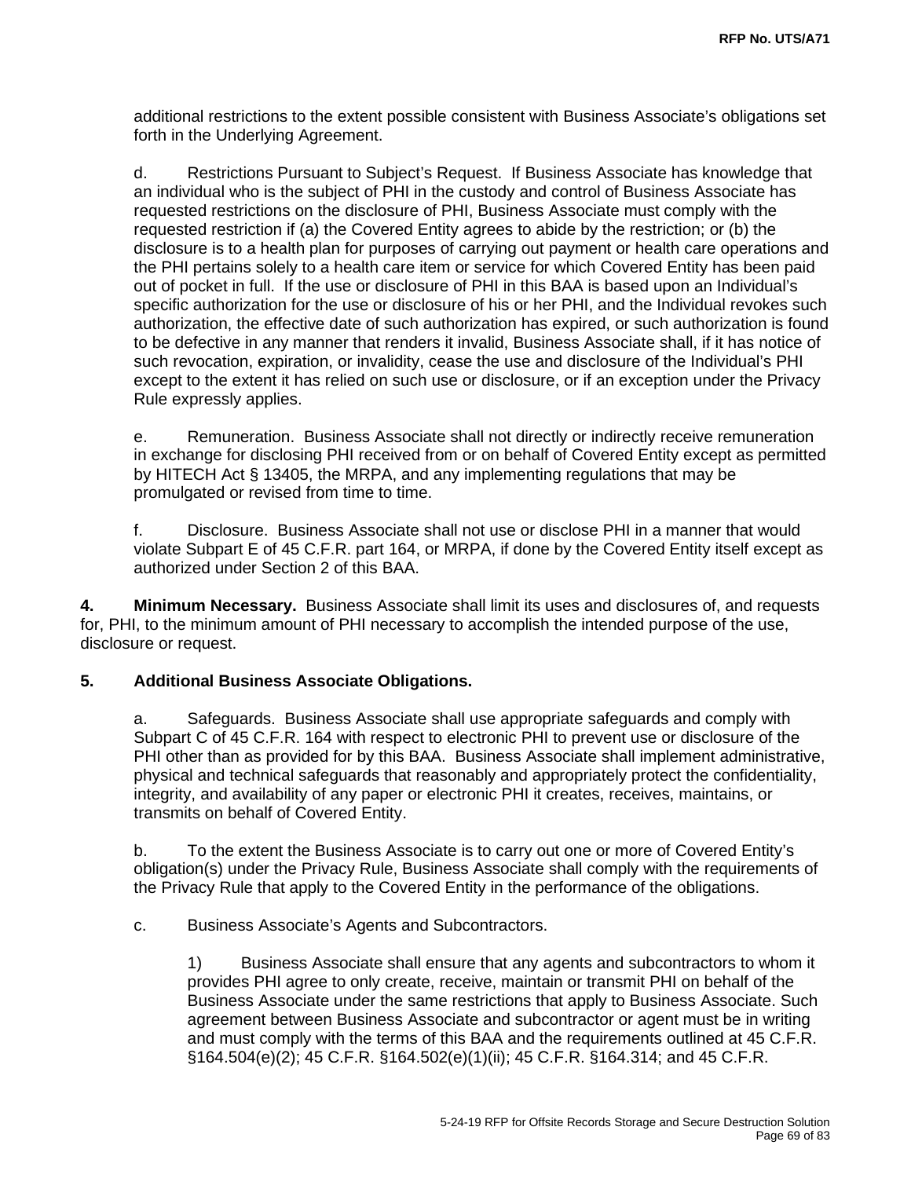additional restrictions to the extent possible consistent with Business Associate's obligations set forth in the Underlying Agreement.

d. Restrictions Pursuant to Subject's Request. If Business Associate has knowledge that an individual who is the subject of PHI in the custody and control of Business Associate has requested restrictions on the disclosure of PHI, Business Associate must comply with the requested restriction if (a) the Covered Entity agrees to abide by the restriction; or (b) the disclosure is to a health plan for purposes of carrying out payment or health care operations and the PHI pertains solely to a health care item or service for which Covered Entity has been paid out of pocket in full. If the use or disclosure of PHI in this BAA is based upon an Individual's specific authorization for the use or disclosure of his or her PHI, and the Individual revokes such authorization, the effective date of such authorization has expired, or such authorization is found to be defective in any manner that renders it invalid, Business Associate shall, if it has notice of such revocation, expiration, or invalidity, cease the use and disclosure of the Individual's PHI except to the extent it has relied on such use or disclosure, or if an exception under the Privacy Rule expressly applies.

e. Remuneration. Business Associate shall not directly or indirectly receive remuneration in exchange for disclosing PHI received from or on behalf of Covered Entity except as permitted by HITECH Act § 13405, the MRPA, and any implementing regulations that may be promulgated or revised from time to time.

f. Disclosure. Business Associate shall not use or disclose PHI in a manner that would violate Subpart E of 45 C.F.R. part 164, or MRPA, if done by the Covered Entity itself except as authorized under Section 2 of this BAA.

**4. Minimum Necessary.** Business Associate shall limit its uses and disclosures of, and requests for, PHI, to the minimum amount of PHI necessary to accomplish the intended purpose of the use, disclosure or request.

**5. Additional Business Associate Obligations.**

a. Safeguards. Business Associate shall use appropriate safeguards and comply with Subpart C of 45 C.F.R. 164 with respect to electronic PHI to prevent use or disclosure of the PHI other than as provided for by this BAA. Business Associate shall implement administrative, physical and technical safeguards that reasonably and appropriately protect the confidentiality, integrity, and availability of any paper or electronic PHI it creates, receives, maintains, or transmits on behalf of Covered Entity.

b. To the extent the Business Associate is to carry out one or more of Covered Entity's obligation(s) under the Privacy Rule, Business Associate shall comply with the requirements of the Privacy Rule that apply to the Covered Entity in the performance of the obligations.

c. Business Associate's Agents and Subcontractors.

1) Business Associate shall ensure that any agents and subcontractors to whom it provides PHI agree to only create, receive, maintain or transmit PHI on behalf of the Business Associate under the same restrictions that apply to Business Associate. Such agreement between Business Associate and subcontractor or agent must be in writing and must comply with the terms of this BAA and the requirements outlined at 45 C.F.R. §164.504(e)(2); 45 C.F.R. §164.502(e)(1)(ii); 45 C.F.R. §164.314; and 45 C.F.R.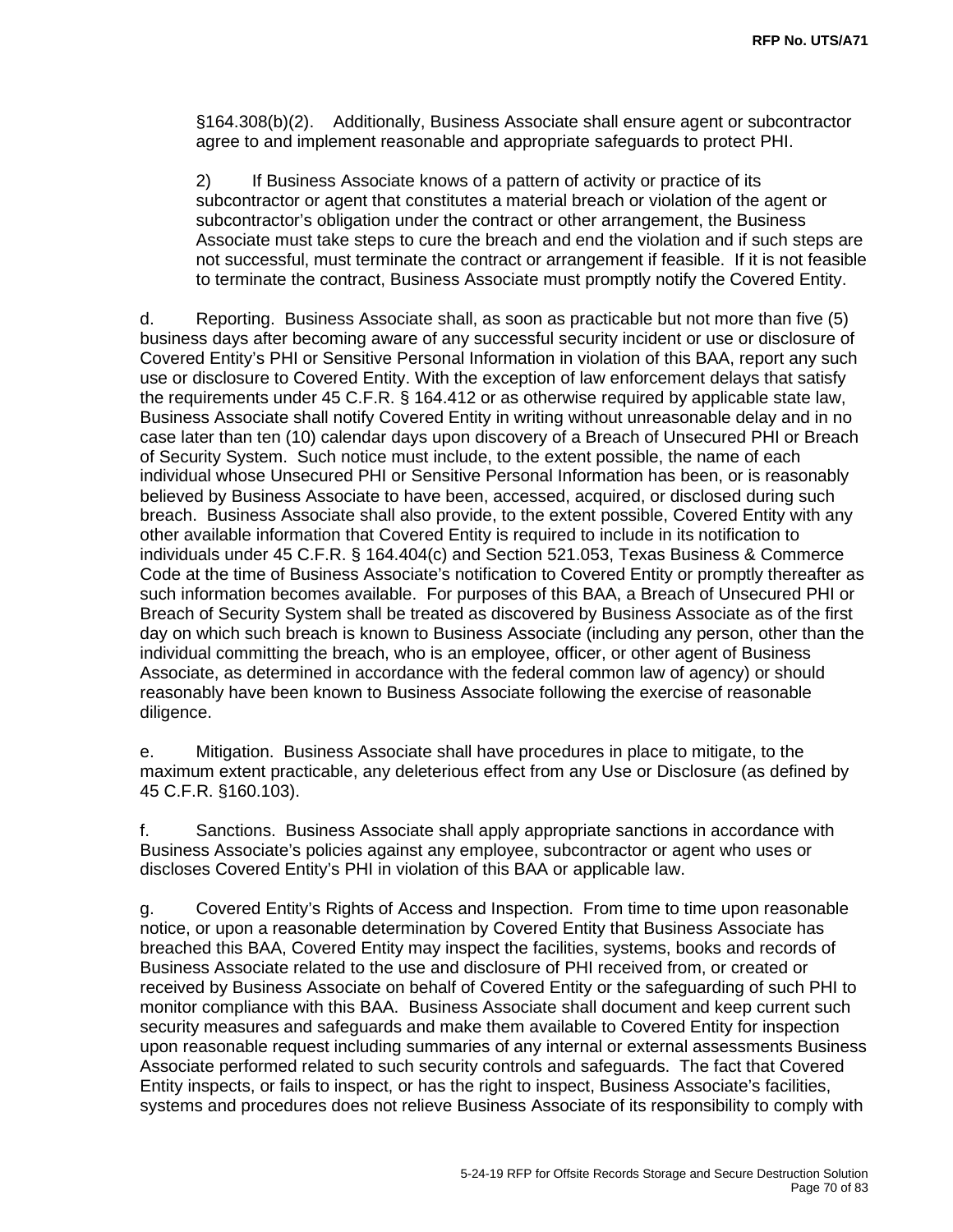§164.308(b)(2). Additionally, Business Associate shall ensure agent or subcontractor agree to and implement reasonable and appropriate safeguards to protect PHI.

2) If Business Associate knows of a pattern of activity or practice of its subcontractor or agent that constitutes a material breach or violation of the agent or subcontractor's obligation under the contract or other arrangement, the Business Associate must take steps to cure the breach and end the violation and if such steps are not successful, must terminate the contract or arrangement if feasible. If it is not feasible to terminate the contract, Business Associate must promptly notify the Covered Entity.

d. Reporting. Business Associate shall, as soon as practicable but not more than five (5) business days after becoming aware of any successful security incident or use or disclosure of Covered Entity's PHI or Sensitive Personal Information in violation of this BAA, report any such use or disclosure to Covered Entity. With the exception of law enforcement delays that satisfy the requirements under 45 C.F.R. § 164.412 or as otherwise required by applicable state law, Business Associate shall notify Covered Entity in writing without unreasonable delay and in no case later than ten (10) calendar days upon discovery of a Breach of Unsecured PHI or Breach of Security System. Such notice must include, to the extent possible, the name of each individual whose Unsecured PHI or Sensitive Personal Information has been, or is reasonably believed by Business Associate to have been, accessed, acquired, or disclosed during such breach. Business Associate shall also provide, to the extent possible, Covered Entity with any other available information that Covered Entity is required to include in its notification to individuals under 45 C.F.R. § 164.404(c) and Section 521.053, Texas Business & Commerce Code at the time of Business Associate's notification to Covered Entity or promptly thereafter as such information becomes available. For purposes of this BAA, a Breach of Unsecured PHI or Breach of Security System shall be treated as discovered by Business Associate as of the first day on which such breach is known to Business Associate (including any person, other than the individual committing the breach, who is an employee, officer, or other agent of Business Associate, as determined in accordance with the federal common law of agency) or should reasonably have been known to Business Associate following the exercise of reasonable diligence.

e. Mitigation. Business Associate shall have procedures in place to mitigate, to the maximum extent practicable, any deleterious effect from any Use or Disclosure (as defined by 45 C.F.R. §160.103).

f. Sanctions. Business Associate shall apply appropriate sanctions in accordance with Business Associate's policies against any employee, subcontractor or agent who uses or discloses Covered Entity's PHI in violation of this BAA or applicable law.

g. Covered Entity's Rights of Access and Inspection. From time to time upon reasonable notice, or upon a reasonable determination by Covered Entity that Business Associate has breached this BAA, Covered Entity may inspect the facilities, systems, books and records of Business Associate related to the use and disclosure of PHI received from, or created or received by Business Associate on behalf of Covered Entity or the safeguarding of such PHI to monitor compliance with this BAA. Business Associate shall document and keep current such security measures and safeguards and make them available to Covered Entity for inspection upon reasonable request including summaries of any internal or external assessments Business Associate performed related to such security controls and safeguards. The fact that Covered Entity inspects, or fails to inspect, or has the right to inspect, Business Associate's facilities, systems and procedures does not relieve Business Associate of its responsibility to comply with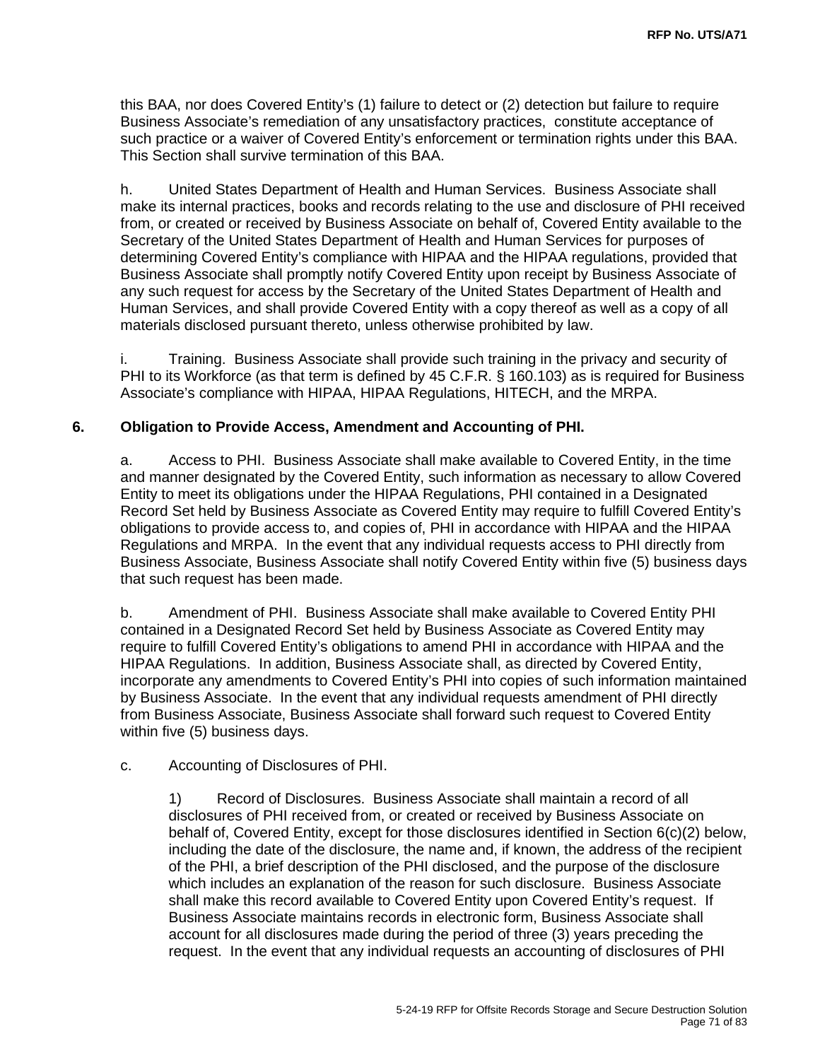this BAA, nor does Covered Entity's (1) failure to detect or (2) detection but failure to require Business Associate's remediation of any unsatisfactory practices, constitute acceptance of such practice or a waiver of Covered Entity's enforcement or termination rights under this BAA. This Section shall survive termination of this BAA.

h. United States Department of Health and Human Services. Business Associate shall make its internal practices, books and records relating to the use and disclosure of PHI received from, or created or received by Business Associate on behalf of, Covered Entity available to the Secretary of the United States Department of Health and Human Services for purposes of determining Covered Entity's compliance with HIPAA and the HIPAA regulations, provided that Business Associate shall promptly notify Covered Entity upon receipt by Business Associate of any such request for access by the Secretary of the United States Department of Health and Human Services, and shall provide Covered Entity with a copy thereof as well as a copy of all materials disclosed pursuant thereto, unless otherwise prohibited by law.

i. Training. Business Associate shall provide such training in the privacy and security of PHI to its Workforce (as that term is defined by 45 C.F.R. § 160.103) as is required for Business Associate's compliance with HIPAA, HIPAA Regulations, HITECH, and the MRPA.

**6. Obligation to Provide Access, Amendment and Accounting of PHI.**

a. Access to PHI. Business Associate shall make available to Covered Entity, in the time and manner designated by the Covered Entity, such information as necessary to allow Covered Entity to meet its obligations under the HIPAA Regulations, PHI contained in a Designated Record Set held by Business Associate as Covered Entity may require to fulfill Covered Entity's obligations to provide access to, and copies of, PHI in accordance with HIPAA and the HIPAA Regulations and MRPA. In the event that any individual requests access to PHI directly from Business Associate, Business Associate shall notify Covered Entity within five (5) business days that such request has been made.

b. Amendment of PHI. Business Associate shall make available to Covered Entity PHI contained in a Designated Record Set held by Business Associate as Covered Entity may require to fulfill Covered Entity's obligations to amend PHI in accordance with HIPAA and the HIPAA Regulations. In addition, Business Associate shall, as directed by Covered Entity, incorporate any amendments to Covered Entity's PHI into copies of such information maintained by Business Associate. In the event that any individual requests amendment of PHI directly from Business Associate, Business Associate shall forward such request to Covered Entity within five (5) business days.

c. Accounting of Disclosures of PHI.

1) Record of Disclosures. Business Associate shall maintain a record of all disclosures of PHI received from, or created or received by Business Associate on behalf of, Covered Entity, except for those disclosures identified in Section 6(c)(2) below, including the date of the disclosure, the name and, if known, the address of the recipient of the PHI, a brief description of the PHI disclosed, and the purpose of the disclosure which includes an explanation of the reason for such disclosure. Business Associate shall make this record available to Covered Entity upon Covered Entity's request. If Business Associate maintains records in electronic form, Business Associate shall account for all disclosures made during the period of three (3) years preceding the request. In the event that any individual requests an accounting of disclosures of PHI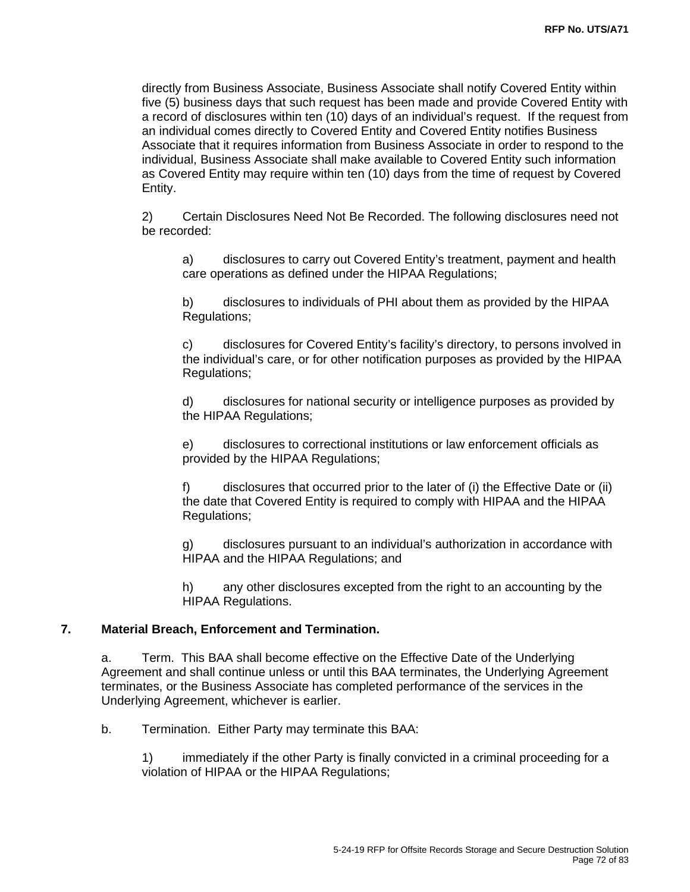directly from Business Associate, Business Associate shall notify Covered Entity within five (5) business days that such request has been made and provide Covered Entity with a record of disclosures within ten (10) days of an individual's request. If the request from an individual comes directly to Covered Entity and Covered Entity notifies Business Associate that it requires information from Business Associate in order to respond to the individual, Business Associate shall make available to Covered Entity such information as Covered Entity may require within ten (10) days from the time of request by Covered Entity.

2) Certain Disclosures Need Not Be Recorded. The following disclosures need not be recorded:

a) disclosures to carry out Covered Entity's treatment, payment and health care operations as defined under the HIPAA Regulations;

b) disclosures to individuals of PHI about them as provided by the HIPAA Regulations;

c) disclosures for Covered Entity's facility's directory, to persons involved in the individual's care, or for other notification purposes as provided by the HIPAA Regulations;

d) disclosures for national security or intelligence purposes as provided by the HIPAA Regulations;

e) disclosures to correctional institutions or law enforcement officials as provided by the HIPAA Regulations;

f) disclosures that occurred prior to the later of (i) the Effective Date or (ii) the date that Covered Entity is required to comply with HIPAA and the HIPAA Regulations;

g) disclosures pursuant to an individual's authorization in accordance with HIPAA and the HIPAA Regulations; and

h) any other disclosures excepted from the right to an accounting by the HIPAA Regulations.

**7. Material Breach, Enforcement and Termination.**

a. Term. This BAA shall become effective on the Effective Date of the Underlying Agreement and shall continue unless or until this BAA terminates, the Underlying Agreement terminates, or the Business Associate has completed performance of the services in the Underlying Agreement, whichever is earlier.

b. Termination. Either Party may terminate this BAA:

1) immediately if the other Party is finally convicted in a criminal proceeding for a violation of HIPAA or the HIPAA Regulations;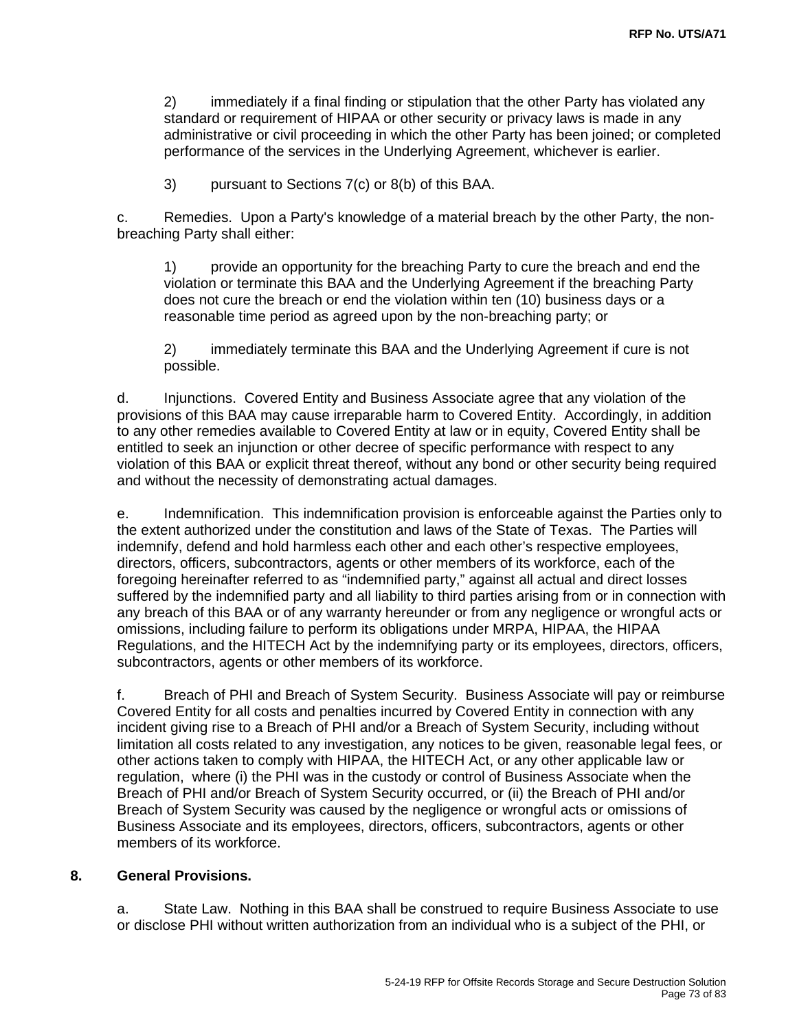2) immediately if a final finding or stipulation that the other Party has violated any standard or requirement of HIPAA or other security or privacy laws is made in any administrative or civil proceeding in which the other Party has been joined; or completed performance of the services in the Underlying Agreement, whichever is earlier.

3) pursuant to Sections 7(c) or 8(b) of this BAA.

c. Remedies. Upon a Party's knowledge of a material breach by the other Party, the non-breaching Party shall either:

1) provide an opportunity for the breaching Party to cure the breach and end the violation or terminate this BAA and the Underlying Agreement if the breaching Party does not cure the breach or end the violation within ten (10) business days or a reasonable time period as agreed upon by the non-breaching party; or

2) immediately terminate this BAA and the Underlying Agreement if cure is not possible.

d. Injunctions. Covered Entity and Business Associate agree that any violation of the provisions of this BAA may cause irreparable harm to Covered Entity. Accordingly, in addition to any other remedies available to Covered Entity at law or in equity, Covered Entity shall be entitled to seek an injunction or other decree of specific performance with respect to any violation of this BAA or explicit threat thereof, without any bond or other security being required and without the necessity of demonstrating actual damages.

e. Indemnification. This indemnification provision is enforceable against the Parties only to the extent authorized under the constitution and laws of the State of Texas. The Parties will indemnify, defend and hold harmless each other and each other's respective employees, directors, officers, subcontractors, agents or other members of its workforce, each of the foregoing hereinafter referred to as "indemnified party," against all actual and direct losses suffered by the indemnified party and all liability to third parties arising from or in connection with any breach of this BAA or of any warranty hereunder or from any negligence or wrongful acts or omissions, including failure to perform its obligations under MRPA, HIPAA, the HIPAA Regulations, and the HITECH Act by the indemnifying party or its employees, directors, officers, subcontractors, agents or other members of its workforce.

f. Breach of PHI and Breach of System Security. Business Associate will pay or reimburse Covered Entity for all costs and penalties incurred by Covered Entity in connection with any incident giving rise to a Breach of PHI and/or a Breach of System Security, including without limitation all costs related to any investigation, any notices to be given, reasonable legal fees, or other actions taken to comply with HIPAA, the HITECH Act, or any other applicable law or regulation, where (i) the PHI was in the custody or control of Business Associate when the Breach of PHI and/or Breach of System Security occurred, or (ii) the Breach of PHI and/or Breach of System Security was caused by the negligence or wrongful acts or omissions of Business Associate and its employees, directors, officers, subcontractors, agents or other members of its workforce.

## 8. General Provisions.

a. State Law. Nothing in this BAA shall be construed to require Business Associate to use or disclose PHI without written authorization from an individual who is a subject of the PHI, or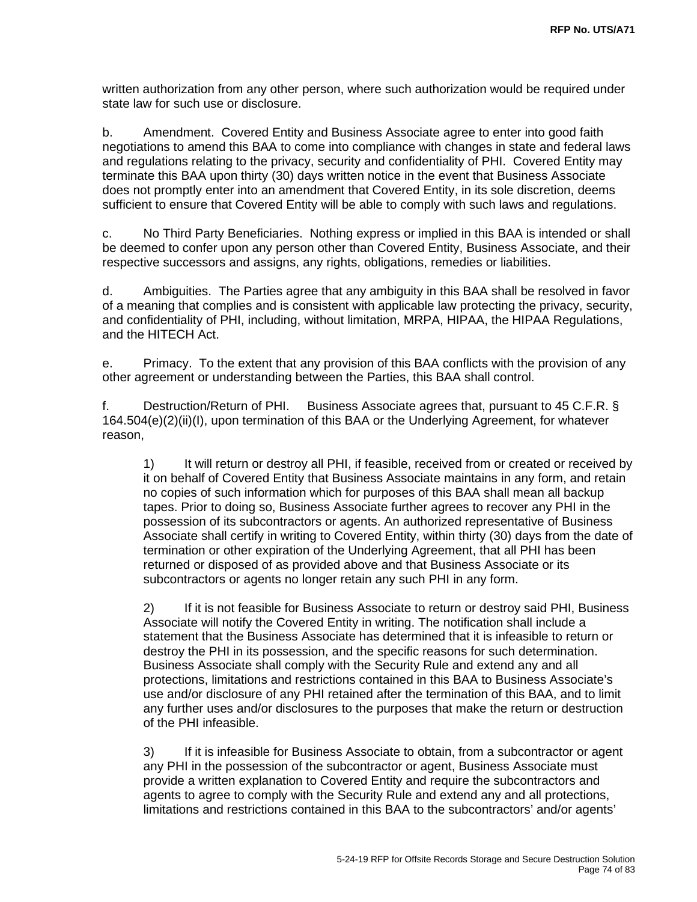written authorization from any other person, where such authorization would be required under state law for such use or disclosure.

b. Amendment. Covered Entity and Business Associate agree to enter into good faith negotiations to amend this BAA to come into compliance with changes in state and federal laws and regulations relating to the privacy, security and confidentiality of PHI. Covered Entity may terminate this BAA upon thirty (30) days written notice in the event that Business Associate does not promptly enter into an amendment that Covered Entity, in its sole discretion, deems sufficient to ensure that Covered Entity will be able to comply with such laws and regulations.

c. No Third Party Beneficiaries. Nothing express or implied in this BAA is intended or shall be deemed to confer upon any person other than Covered Entity, Business Associate, and their respective successors and assigns, any rights, obligations, remedies or liabilities.

d. Ambiguities. The Parties agree that any ambiguity in this BAA shall be resolved in favor of a meaning that complies and is consistent with applicable law protecting the privacy, security, and confidentiality of PHI, including, without limitation, MRPA, HIPAA, the HIPAA Regulations, and the HITECH Act.

e. Primacy. To the extent that any provision of this BAA conflicts with the provision of any other agreement or understanding between the Parties, this BAA shall control.

f. Destruction/Return of PHI. Business Associate agrees that, pursuant to 45 C.F.R. § 164.504(e)(2)(ii)(I), upon termination of this BAA or the Underlying Agreement, for whatever reason,

> 1) It will return or destroy all PHI, if feasible, received from or created or received by it on behalf of Covered Entity that Business Associate maintains in any form, and retain no copies of such information which for purposes of this BAA shall mean all backup tapes. Prior to doing so, Business Associate further agrees to recover any PHI in the possession of its subcontractors or agents. An authorized representative of Business Associate shall certify in writing to Covered Entity, within thirty (30) days from the date of termination or other expiration of the Underlying Agreement, that all PHI has been returned or disposed of as provided above and that Business Associate or its subcontractors or agents no longer retain any such PHI in any form.
>
> 2) If it is not feasible for Business Associate to return or destroy said PHI, Business Associate will notify the Covered Entity in writing. The notification shall include a statement that the Business Associate has determined that it is infeasible to return or destroy the PHI in its possession, and the specific reasons for such determination. Business Associate shall comply with the Security Rule and extend any and all protections, limitations and restrictions contained in this BAA to Business Associate's use and/or disclosure of any PHI retained after the termination of this BAA, and to limit any further uses and/or disclosures to the purposes that make the return or destruction of the PHI infeasible.
>
> 3) If it is infeasible for Business Associate to obtain, from a subcontractor or agent any PHI in the possession of the subcontractor or agent, Business Associate must provide a written explanation to Covered Entity and require the subcontractors and agents to agree to comply with the Security Rule and extend any and all protections, limitations and restrictions contained in this BAA to the subcontractors' and/or agents'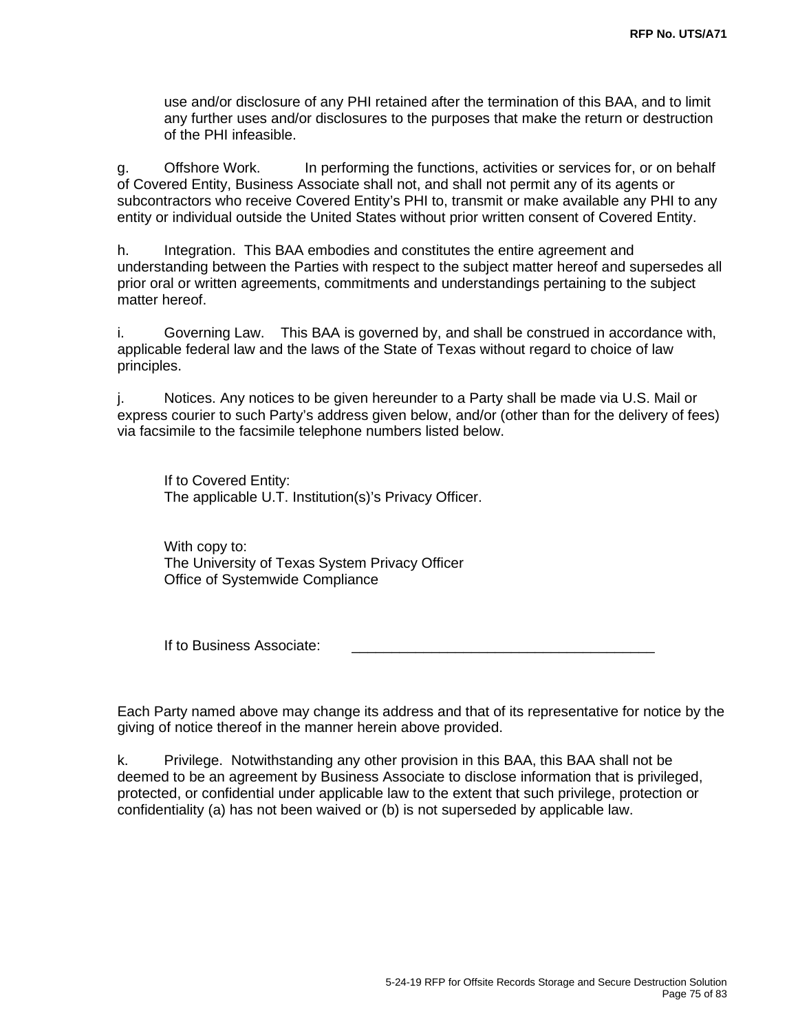use and/or disclosure of any PHI retained after the termination of this BAA, and to limit any further uses and/or disclosures to the purposes that make the return or destruction of the PHI infeasible.

g. Offshore Work. In performing the functions, activities or services for, or on behalf of Covered Entity, Business Associate shall not, and shall not permit any of its agents or subcontractors who receive Covered Entity's PHI to, transmit or make available any PHI to any entity or individual outside the United States without prior written consent of Covered Entity.

h. Integration. This BAA embodies and constitutes the entire agreement and understanding between the Parties with respect to the subject matter hereof and supersedes all prior oral or written agreements, commitments and understandings pertaining to the subject matter hereof.

i. Governing Law. This BAA is governed by, and shall be construed in accordance with, applicable federal law and the laws of the State of Texas without regard to choice of law principles.

j. Notices. Any notices to be given hereunder to a Party shall be made via U.S. Mail or express courier to such Party's address given below, and/or (other than for the delivery of fees) via facsimile to the facsimile telephone numbers listed below.

If to Covered Entity:
The applicable U.T. Institution(s)'s Privacy Officer.

With copy to:
The University of Texas System Privacy Officer
Office of Systemwide Compliance

If to Business Associate: ______________________________________

Each Party named above may change its address and that of its representative for notice by the giving of notice thereof in the manner herein above provided.

k. Privilege. Notwithstanding any other provision in this BAA, this BAA shall not be deemed to be an agreement by Business Associate to disclose information that is privileged, protected, or confidential under applicable law to the extent that such privilege, protection or confidentiality (a) has not been waived or (b) is not superseded by applicable law.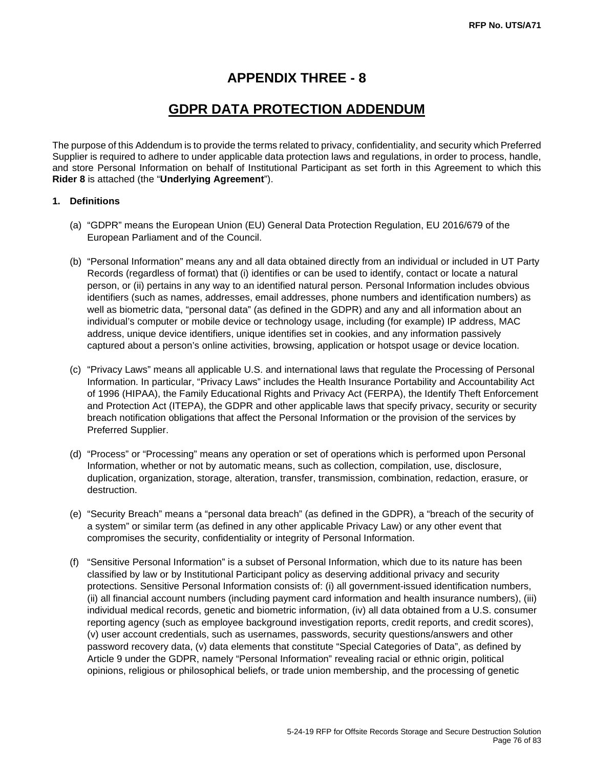# APPENDIX THREE - 8

## GDPR DATA PROTECTION ADDENDUM

The purpose of this Addendum is to provide the terms related to privacy, confidentiality, and security which Preferred Supplier is required to adhere to under applicable data protection laws and regulations, in order to process, handle, and store Personal Information on behalf of Institutional Participant as set forth in this Agreement to which this **Rider 8** is attached (the "**Underlying Agreement**").

**1. Definitions**

(a) "GDPR" means the European Union (EU) General Data Protection Regulation, EU 2016/679 of the European Parliament and of the Council.

(b) "Personal Information" means any and all data obtained directly from an individual or included in UT Party Records (regardless of format) that (i) identifies or can be used to identify, contact or locate a natural person, or (ii) pertains in any way to an identified natural person. Personal Information includes obvious identifiers (such as names, addresses, email addresses, phone numbers and identification numbers) as well as biometric data, "personal data" (as defined in the GDPR) and any and all information about an individual's computer or mobile device or technology usage, including (for example) IP address, MAC address, unique device identifiers, unique identifies set in cookies, and any information passively captured about a person's online activities, browsing, application or hotspot usage or device location.

(c) "Privacy Laws" means all applicable U.S. and international laws that regulate the Processing of Personal Information. In particular, "Privacy Laws" includes the Health Insurance Portability and Accountability Act of 1996 (HIPAA), the Family Educational Rights and Privacy Act (FERPA), the Identify Theft Enforcement and Protection Act (ITEPA), the GDPR and other applicable laws that specify privacy, security or security breach notification obligations that affect the Personal Information or the provision of the services by Preferred Supplier.

(d) "Process" or "Processing" means any operation or set of operations which is performed upon Personal Information, whether or not by automatic means, such as collection, compilation, use, disclosure, duplication, organization, storage, alteration, transfer, transmission, combination, redaction, erasure, or destruction.

(e) "Security Breach" means a "personal data breach" (as defined in the GDPR), a "breach of the security of a system" or similar term (as defined in any other applicable Privacy Law) or any other event that compromises the security, confidentiality or integrity of Personal Information.

(f) "Sensitive Personal Information" is a subset of Personal Information, which due to its nature has been classified by law or by Institutional Participant policy as deserving additional privacy and security protections. Sensitive Personal Information consists of: (i) all government-issued identification numbers, (ii) all financial account numbers (including payment card information and health insurance numbers), (iii) individual medical records, genetic and biometric information, (iv) all data obtained from a U.S. consumer reporting agency (such as employee background investigation reports, credit reports, and credit scores), (v) user account credentials, such as usernames, passwords, security questions/answers and other password recovery data, (v) data elements that constitute "Special Categories of Data", as defined by Article 9 under the GDPR, namely "Personal Information" revealing racial or ethnic origin, political opinions, religious or philosophical beliefs, or trade union membership, and the processing of genetic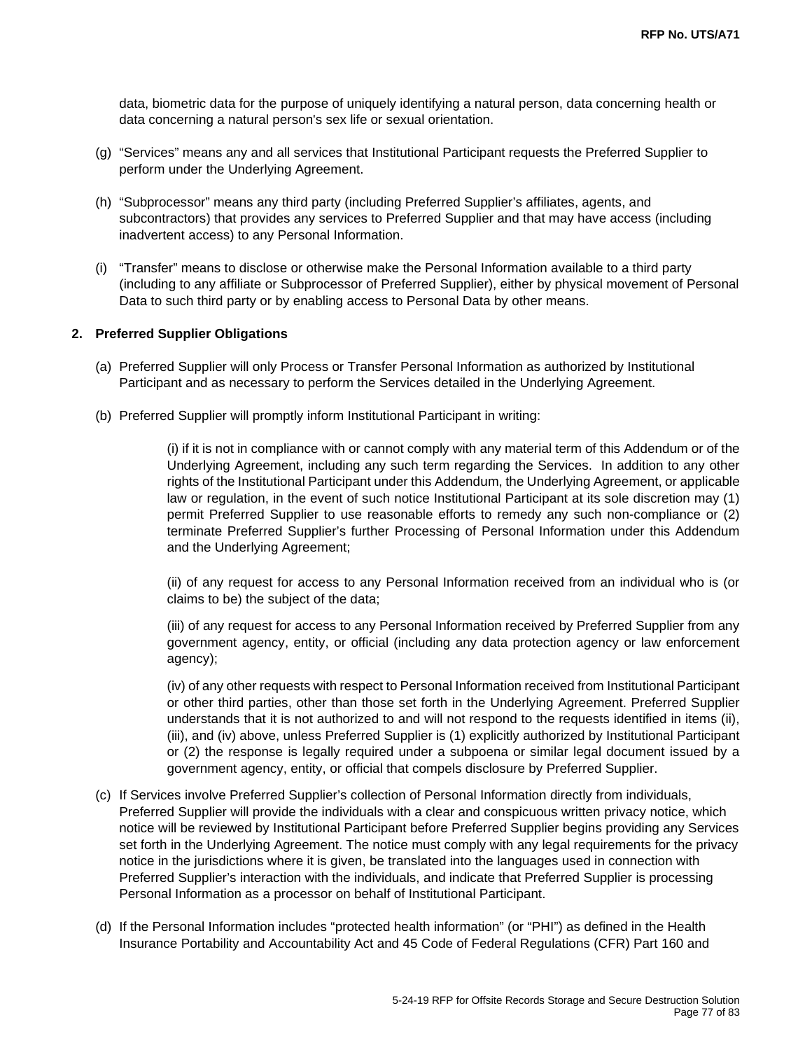data, biometric data for the purpose of uniquely identifying a natural person, data concerning health or data concerning a natural person's sex life or sexual orientation.

(g) "Services" means any and all services that Institutional Participant requests the Preferred Supplier to perform under the Underlying Agreement.

(h) "Subprocessor" means any third party (including Preferred Supplier's affiliates, agents, and subcontractors) that provides any services to Preferred Supplier and that may have access (including inadvertent access) to any Personal Information.

(i) "Transfer" means to disclose or otherwise make the Personal Information available to a third party (including to any affiliate or Subprocessor of Preferred Supplier), either by physical movement of Personal Data to such third party or by enabling access to Personal Data by other means.

**2. Preferred Supplier Obligations**

(a) Preferred Supplier will only Process or Transfer Personal Information as authorized by Institutional Participant and as necessary to perform the Services detailed in the Underlying Agreement.

(b) Preferred Supplier will promptly inform Institutional Participant in writing:

(i) if it is not in compliance with or cannot comply with any material term of this Addendum or of the Underlying Agreement, including any such term regarding the Services. In addition to any other rights of the Institutional Participant under this Addendum, the Underlying Agreement, or applicable law or regulation, in the event of such notice Institutional Participant at its sole discretion may (1) permit Preferred Supplier to use reasonable efforts to remedy any such non-compliance or (2) terminate Preferred Supplier's further Processing of Personal Information under this Addendum and the Underlying Agreement;

(ii) of any request for access to any Personal Information received from an individual who is (or claims to be) the subject of the data;

(iii) of any request for access to any Personal Information received by Preferred Supplier from any government agency, entity, or official (including any data protection agency or law enforcement agency);

(iv) of any other requests with respect to Personal Information received from Institutional Participant or other third parties, other than those set forth in the Underlying Agreement. Preferred Supplier understands that it is not authorized to and will not respond to the requests identified in items (ii), (iii), and (iv) above, unless Preferred Supplier is (1) explicitly authorized by Institutional Participant or (2) the response is legally required under a subpoena or similar legal document issued by a government agency, entity, or official that compels disclosure by Preferred Supplier.

(c) If Services involve Preferred Supplier's collection of Personal Information directly from individuals, Preferred Supplier will provide the individuals with a clear and conspicuous written privacy notice, which notice will be reviewed by Institutional Participant before Preferred Supplier begins providing any Services set forth in the Underlying Agreement. The notice must comply with any legal requirements for the privacy notice in the jurisdictions where it is given, be translated into the languages used in connection with Preferred Supplier's interaction with the individuals, and indicate that Preferred Supplier is processing Personal Information as a processor on behalf of Institutional Participant.

(d) If the Personal Information includes "protected health information" (or "PHI") as defined in the Health Insurance Portability and Accountability Act and 45 Code of Federal Regulations (CFR) Part 160 and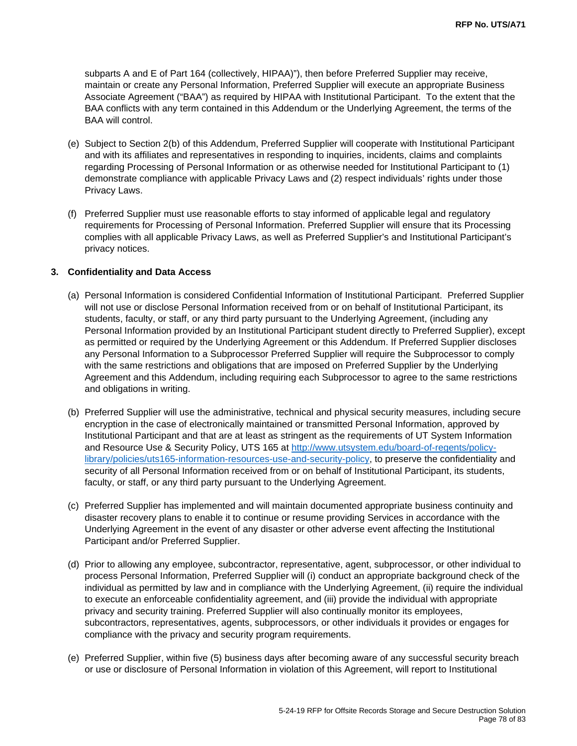subparts A and E of Part 164 (collectively, HIPAA)"), then before Preferred Supplier may receive, maintain or create any Personal Information, Preferred Supplier will execute an appropriate Business Associate Agreement ("BAA") as required by HIPAA with Institutional Participant. To the extent that the BAA conflicts with any term contained in this Addendum or the Underlying Agreement, the terms of the BAA will control.

(e) Subject to Section 2(b) of this Addendum, Preferred Supplier will cooperate with Institutional Participant and with its affiliates and representatives in responding to inquiries, incidents, claims and complaints regarding Processing of Personal Information or as otherwise needed for Institutional Participant to (1) demonstrate compliance with applicable Privacy Laws and (2) respect individuals' rights under those Privacy Laws.

(f) Preferred Supplier must use reasonable efforts to stay informed of applicable legal and regulatory requirements for Processing of Personal Information. Preferred Supplier will ensure that its Processing complies with all applicable Privacy Laws, as well as Preferred Supplier's and Institutional Participant's privacy notices.

**3. Confidentiality and Data Access**

(a) Personal Information is considered Confidential Information of Institutional Participant. Preferred Supplier will not use or disclose Personal Information received from or on behalf of Institutional Participant, its students, faculty, or staff, or any third party pursuant to the Underlying Agreement, (including any Personal Information provided by an Institutional Participant student directly to Preferred Supplier), except as permitted or required by the Underlying Agreement or this Addendum. If Preferred Supplier discloses any Personal Information to a Subprocessor Preferred Supplier will require the Subprocessor to comply with the same restrictions and obligations that are imposed on Preferred Supplier by the Underlying Agreement and this Addendum, including requiring each Subprocessor to agree to the same restrictions and obligations in writing.

(b) Preferred Supplier will use the administrative, technical and physical security measures, including secure encryption in the case of electronically maintained or transmitted Personal Information, approved by Institutional Participant and that are at least as stringent as the requirements of UT System Information and Resource Use & Security Policy, UTS 165 at [http://www.utsystem.edu/board-of-regents/policy-library/policies/uts165-information-resources-use-and-security-policy](http://www.utsystem.edu/board-of-regents/policy-library/policies/uts165-information-resources-use-and-security-policy), to preserve the confidentiality and security of all Personal Information received from or on behalf of Institutional Participant, its students, faculty, or staff, or any third party pursuant to the Underlying Agreement.

(c) Preferred Supplier has implemented and will maintain documented appropriate business continuity and disaster recovery plans to enable it to continue or resume providing Services in accordance with the Underlying Agreement in the event of any disaster or other adverse event affecting the Institutional Participant and/or Preferred Supplier.

(d) Prior to allowing any employee, subcontractor, representative, agent, subprocessor, or other individual to process Personal Information, Preferred Supplier will (i) conduct an appropriate background check of the individual as permitted by law and in compliance with the Underlying Agreement, (ii) require the individual to execute an enforceable confidentiality agreement, and (iii) provide the individual with appropriate privacy and security training. Preferred Supplier will also continually monitor its employees, subcontractors, representatives, agents, subprocessors, or other individuals it provides or engages for compliance with the privacy and security program requirements.

(e) Preferred Supplier, within five (5) business days after becoming aware of any successful security breach or use or disclosure of Personal Information in violation of this Agreement, will report to Institutional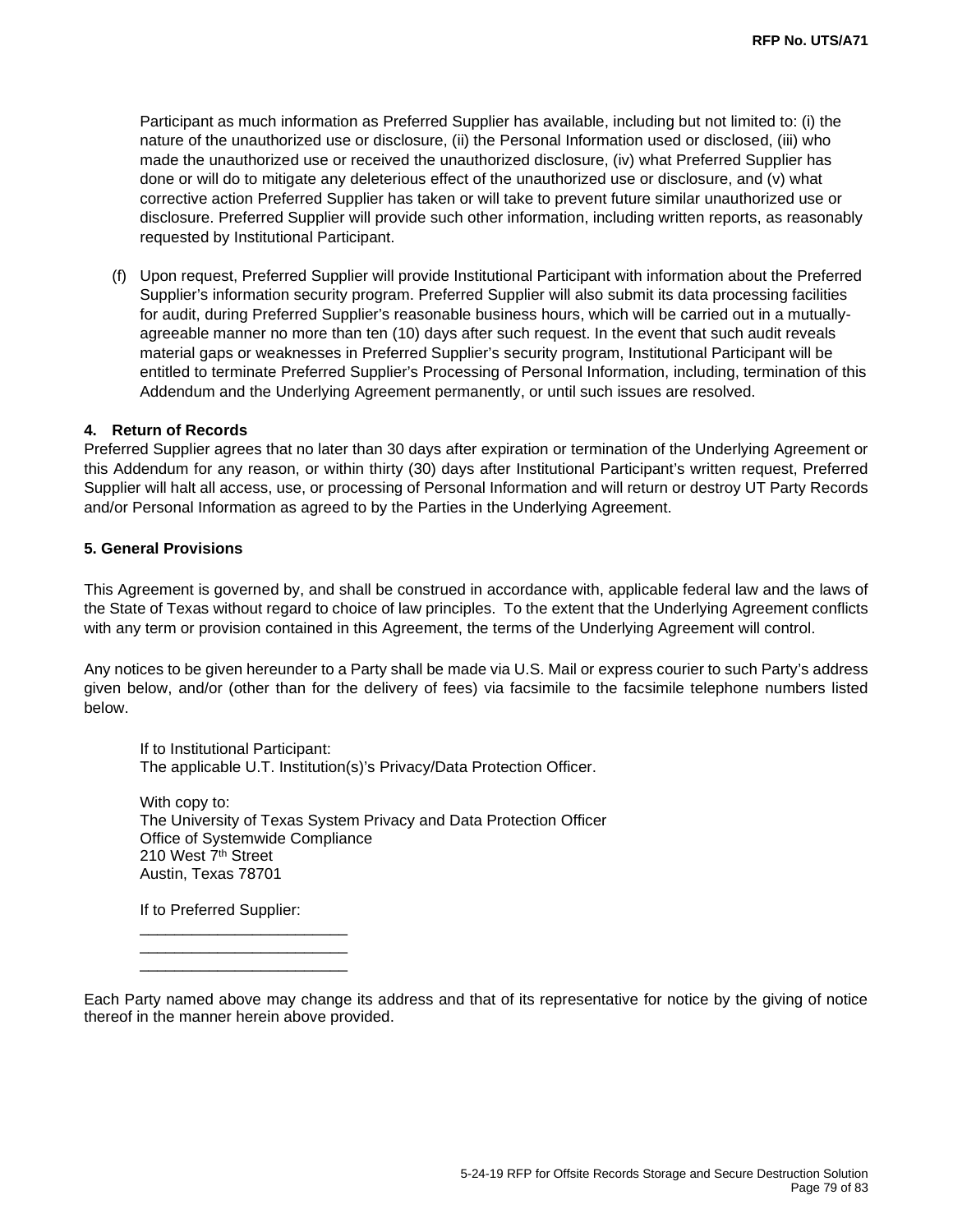Participant as much information as Preferred Supplier has available, including but not limited to: (i) the nature of the unauthorized use or disclosure, (ii) the Personal Information used or disclosed, (iii) who made the unauthorized use or received the unauthorized disclosure, (iv) what Preferred Supplier has done or will do to mitigate any deleterious effect of the unauthorized use or disclosure, and (v) what corrective action Preferred Supplier has taken or will take to prevent future similar unauthorized use or disclosure. Preferred Supplier will provide such other information, including written reports, as reasonably requested by Institutional Participant.

(f) Upon request, Preferred Supplier will provide Institutional Participant with information about the Preferred Supplier's information security program. Preferred Supplier will also submit its data processing facilities for audit, during Preferred Supplier's reasonable business hours, which will be carried out in a mutually-agreeable manner no more than ten (10) days after such request. In the event that such audit reveals material gaps or weaknesses in Preferred Supplier's security program, Institutional Participant will be entitled to terminate Preferred Supplier's Processing of Personal Information, including, termination of this Addendum and the Underlying Agreement permanently, or until such issues are resolved.

**4. Return of Records**

Preferred Supplier agrees that no later than 30 days after expiration or termination of the Underlying Agreement or this Addendum for any reason, or within thirty (30) days after Institutional Participant's written request, Preferred Supplier will halt all access, use, or processing of Personal Information and will return or destroy UT Party Records and/or Personal Information as agreed to by the Parties in the Underlying Agreement.

**5. General Provisions**

This Agreement is governed by, and shall be construed in accordance with, applicable federal law and the laws of the State of Texas without regard to choice of law principles. To the extent that the Underlying Agreement conflicts with any term or provision contained in this Agreement, the terms of the Underlying Agreement will control.

Any notices to be given hereunder to a Party shall be made via U.S. Mail or express courier to such Party's address given below, and/or (other than for the delivery of fees) via facsimile to the facsimile telephone numbers listed below.

If to Institutional Participant:
The applicable U.T. Institution(s)'s Privacy/Data Protection Officer.

With copy to:
The University of Texas System Privacy and Data Protection Officer
Office of Systemwide Compliance
210 West 7th Street
Austin, Texas 78701

If to Preferred Supplier:
________________________
________________________
________________________

Each Party named above may change its address and that of its representative for notice by the giving of notice thereof in the manner herein above provided.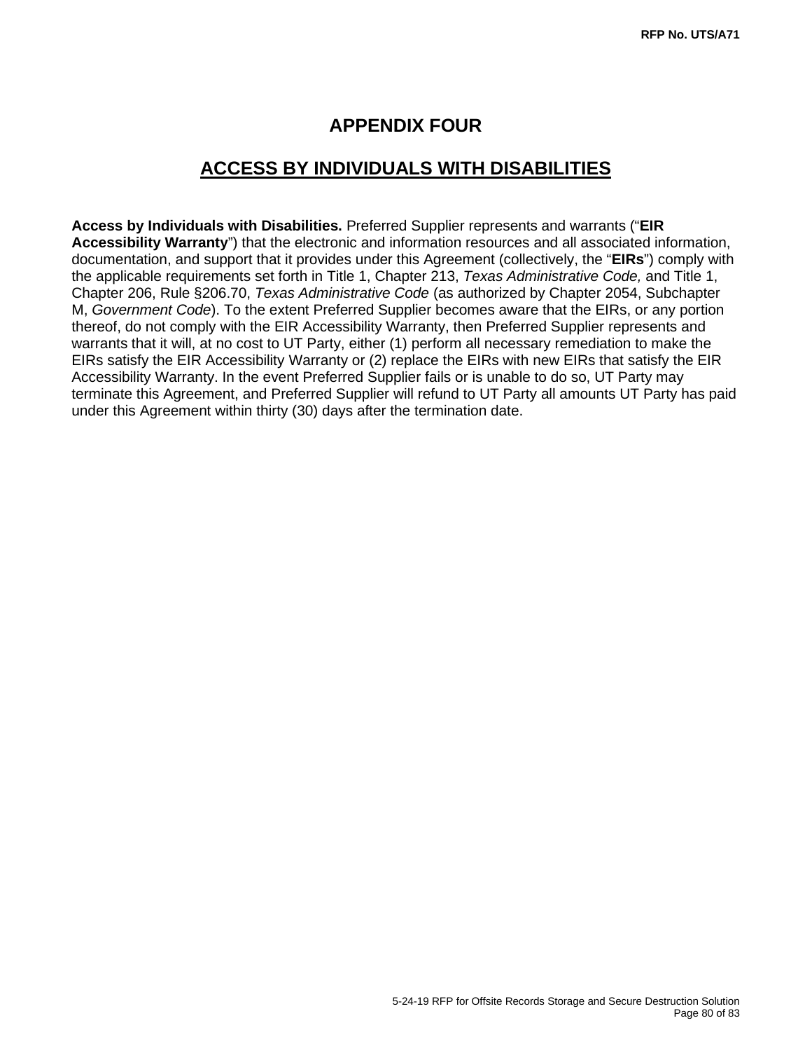# APPENDIX FOUR

## ACCESS BY INDIVIDUALS WITH DISABILITIES

**Access by Individuals with Disabilities.** Preferred Supplier represents and warrants ("**EIR Accessibility Warranty**") that the electronic and information resources and all associated information, documentation, and support that it provides under this Agreement (collectively, the "**EIRs**") comply with the applicable requirements set forth in Title 1, Chapter 213, *Texas Administrative Code,* and Title 1, Chapter 206, Rule §206.70, *Texas Administrative Code* (as authorized by Chapter 2054, Subchapter M, *Government Code*). To the extent Preferred Supplier becomes aware that the EIRs, or any portion thereof, do not comply with the EIR Accessibility Warranty, then Preferred Supplier represents and warrants that it will, at no cost to UT Party, either (1) perform all necessary remediation to make the EIRs satisfy the EIR Accessibility Warranty or (2) replace the EIRs with new EIRs that satisfy the EIR Accessibility Warranty. In the event Preferred Supplier fails or is unable to do so, UT Party may terminate this Agreement, and Preferred Supplier will refund to UT Party all amounts UT Party has paid under this Agreement within thirty (30) days after the termination date.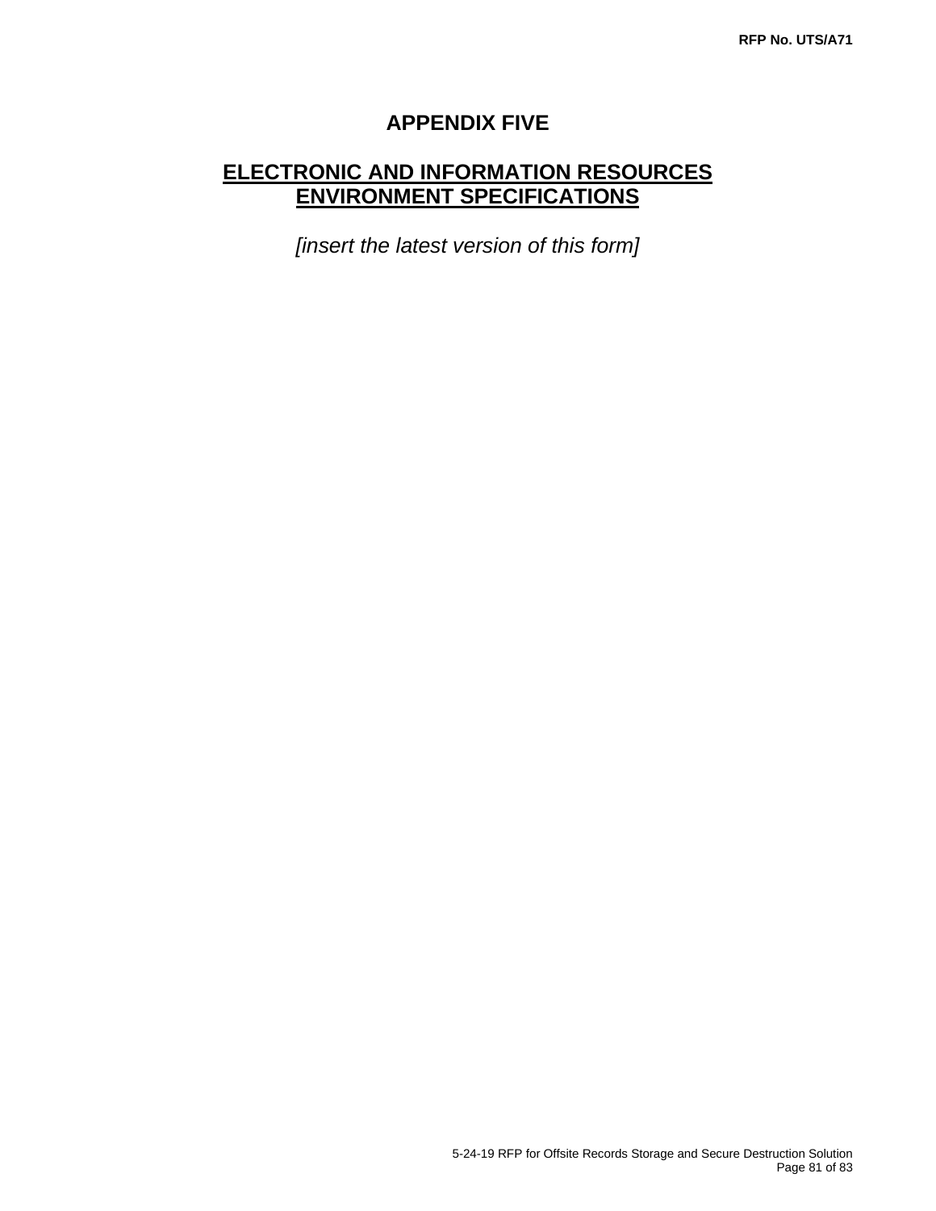# APPENDIX FIVE

## ELECTRONIC AND INFORMATION RESOURCES ENVIRONMENT SPECIFICATIONS

*[insert the latest version of this form]*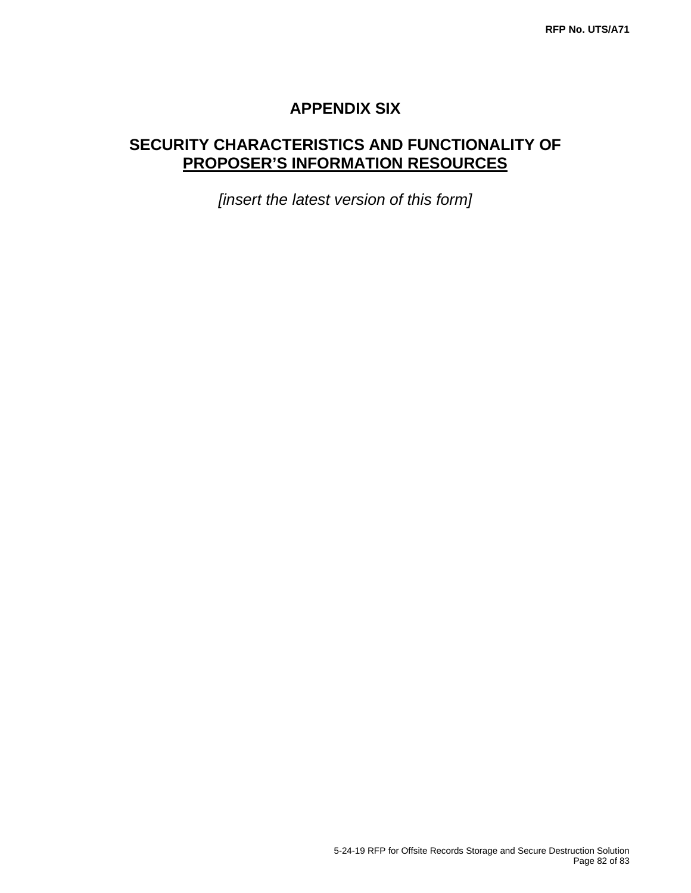# APPENDIX SIX

## SECURITY CHARACTERISTICS AND FUNCTIONALITY OF PROPOSER'S INFORMATION RESOURCES

*[insert the latest version of this form]*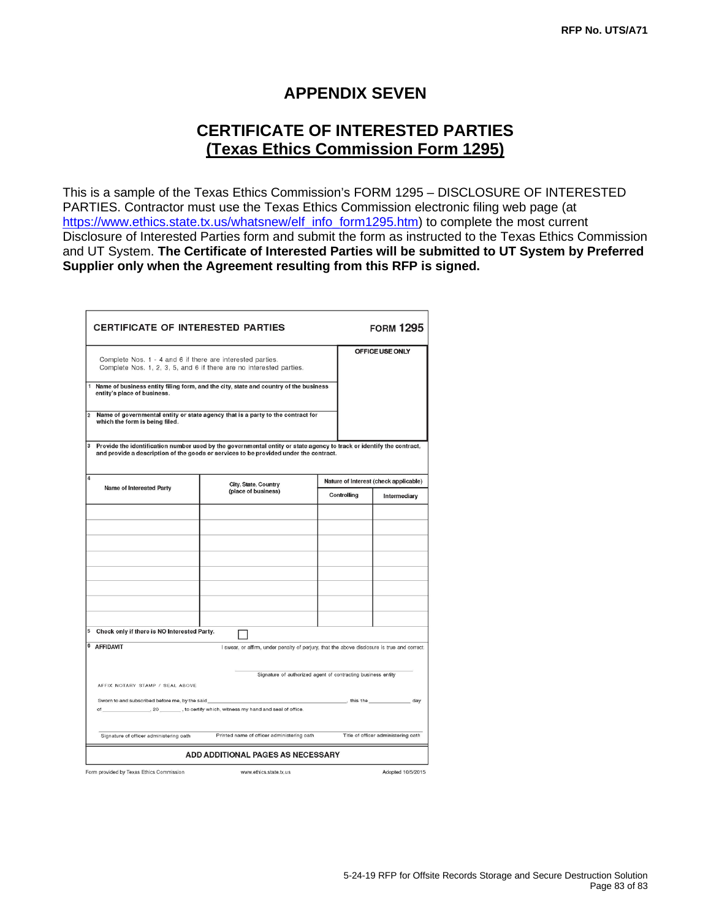# APPENDIX SEVEN

## CERTIFICATE OF INTERESTED PARTIES
## (Texas Ethics Commission Form 1295)

This is a sample of the Texas Ethics Commission's FORM 1295 – DISCLOSURE OF INTERESTED PARTIES. Contractor must use the Texas Ethics Commission electronic filing web page (at https://www.ethics.state.tx.us/whatsnew/elf_info_form1295.htm) to complete the most current Disclosure of Interested Parties form and submit the form as instructed to the Texas Ethics Commission and UT System. **The Certificate of Interested Parties will be submitted to UT System by Preferred Supplier only when the Agreement resulting from this RFP is signed.**

**CERTIFICATE OF INTERESTED PARTIES** — **FORM 1295**

Complete Nos. 1 - 4 and 6 if there are interested parties.
Complete Nos. 1, 2, 3, 5, and 6 if there are no interested parties.

**OFFICE USE ONLY**

1 **Name of business entity filing form, and the city, state and country of the business entity's place of business.**

2 **Name of governmental entity or state agency that is a party to the contract for which the form is being filed.**

3 **Provide the identification number used by the governmental entity or state agency to track or identify the contract, and provide a description of the goods or services to be provided under the contract.**

4

| Name of Interested Party | City, State, Country (place of business) | Nature of Interest (check applicable) | |
|---|---|---|---|
| | | Controlling | Intermediary |
| | | | |
| | | | |
| | | | |
| | | | |
| | | | |
| | | | |
| | | | |
| | | | |

5 **Check only if there is NO Interested Party.** ☐

6 **AFFIDAVIT**

I swear, or affirm, under penalty of perjury, that the above disclosure is true and correct.

______________________________
Signature of authorized agent of contracting business entity

AFFIX NOTARY STAMP / SEAL ABOVE

Sworn to and subscribed before me, by the said ______________________, this the ____________ day of ______________, 20 ______, to certify which, witness my hand and seal of office.

Signature of officer administering oath | Printed name of officer administering oath | Title of officer administering oath

**ADD ADDITIONAL PAGES AS NECESSARY**

Form provided by Texas Ethics Commission — www.ethics.state.tx.us — Adopted 10/5/2015